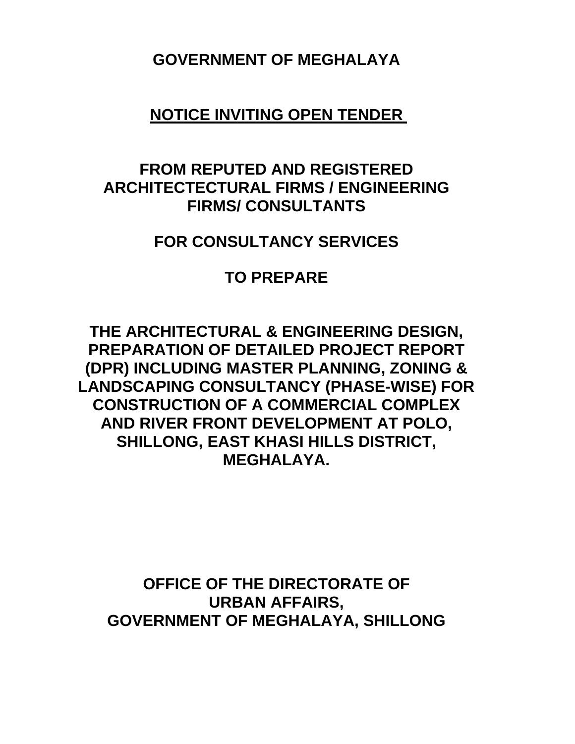# GOVERNMENT OF MEGHALAYA

## NOTICE INVITING OPEN TENDER

## FROM REPUTED AND REGISTERED ARCHITECTECTURAL FIRMS / ENGINEERING FIRMS/ CONSULTANTS

## FOR CONSULTANCY SERVICES

## TO PREPARE

## THE ARCHITECTURAL & ENGINEERING DESIGN, PREPARATION OF DETAILED PROJECT REPORT (DPR) INCLUDING MASTER PLANNING, ZONING & LANDSCAPING CONSULTANCY (PHASE-WISE) FOR CONSTRUCTION OF A COMMERCIAL COMPLEX AND RIVER FRONT DEVELOPMENT AT POLO, SHILLONG, EAST KHASI HILLS DISTRICT, MEGHALAYA.

**OFFICE OF THE DIRECTORATE OF URBAN AFFAIRS, GOVERNMENT OF MEGHALAYA, SHILLONG**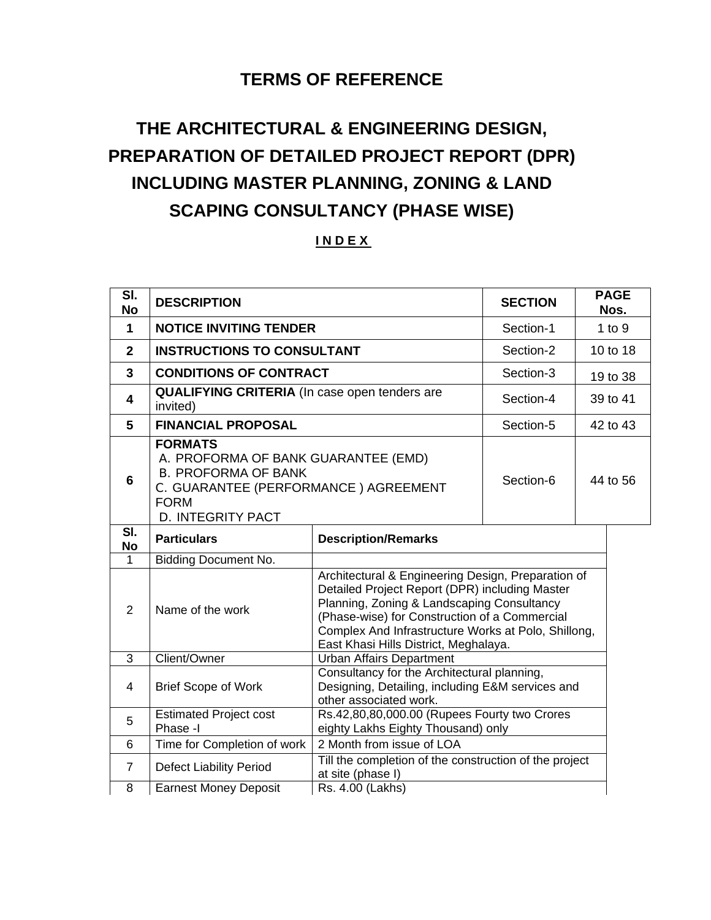## TERMS OF REFERENCE

# THE ARCHITECTURAL & ENGINEERING DESIGN, PREPARATION OF DETAILED PROJECT REPORT (DPR) INCLUDING MASTER PLANNING, ZONING & LAND SCAPING CONSULTANCY (PHASE WISE)

**I N D E X**

| Sl. No | DESCRIPTION | SECTION | PAGE Nos. |
|---|---|---|---|
| 1 | **NOTICE INVITING TENDER** | Section-1 | 1 to 9 |
| 2 | **INSTRUCTIONS TO CONSULTANT** | Section-2 | 10 to 18 |
| 3 | **CONDITIONS OF CONTRACT** | Section-3 | 19 to 38 |
| 4 | **QUALIFYING CRITERIA** (In case open tenders are invited) | Section-4 | 39 to 41 |
| 5 | **FINANCIAL PROPOSAL** | Section-5 | 42 to 43 |
| 6 | **FORMATS**<br>A. PROFORMA OF BANK GUARANTEE (EMD)<br>B. PROFORMA OF BANK<br>C. GUARANTEE (PERFORMANCE ) AGREEMENT FORM<br>D. INTEGRITY PACT | Section-6 | 44 to 56 |

| Sl. No | Particulars | Description/Remarks |
|---|---|---|
| 1 | Bidding Document No. | |
| 2 | Name of the work | Architectural & Engineering Design, Preparation of Detailed Project Report (DPR) including Master Planning, Zoning & Landscaping Consultancy (Phase-wise) for Construction of a Commercial Complex And Infrastructure Works at Polo, Shillong, East Khasi Hills District, Meghalaya. |
| 3 | Client/Owner | Urban Affairs Department |
| 4 | Brief Scope of Work | Consultancy for the Architectural planning, Designing, Detailing, including E&M services and other associated work. |
| 5 | Estimated Project cost Phase -I | Rs.42,80,80,000.00 (Rupees Fourty two Crores eighty Lakhs Eighty Thousand) only |
| 6 | Time for Completion of work | 2 Month from issue of LOA |
| 7 | Defect Liability Period | Till the completion of the construction of the project at site (phase I) |
| 8 | Earnest Money Deposit | Rs. 4.00 (Lakhs) |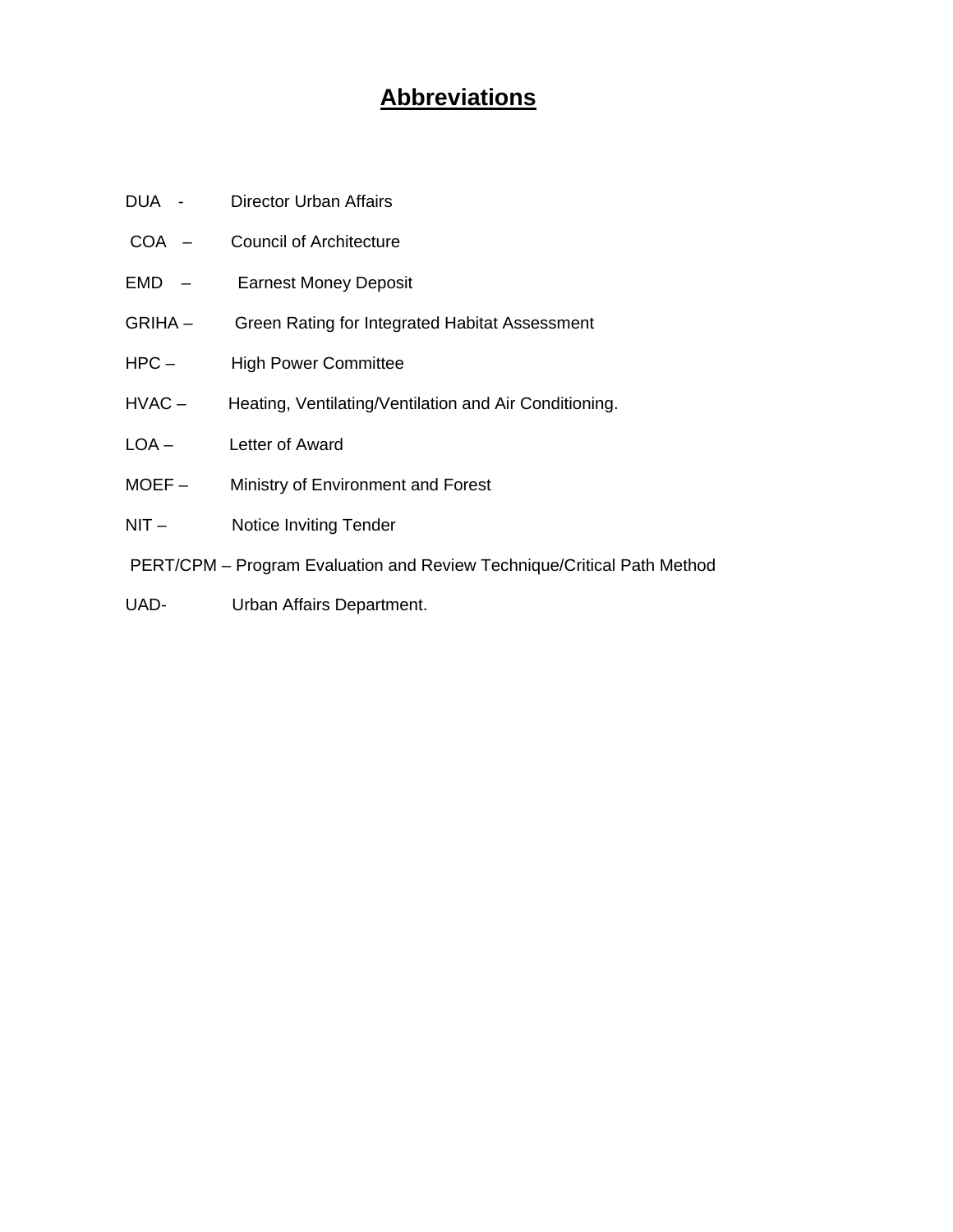# Abbreviations

DUA - Director Urban Affairs

COA – Council of Architecture

EMD – Earnest Money Deposit

GRIHA – Green Rating for Integrated Habitat Assessment

HPC – High Power Committee

HVAC – Heating, Ventilating/Ventilation and Air Conditioning.

LOA – Letter of Award

MOEF – Ministry of Environment and Forest

NIT – Notice Inviting Tender

PERT/CPM – Program Evaluation and Review Technique/Critical Path Method

UAD- Urban Affairs Department.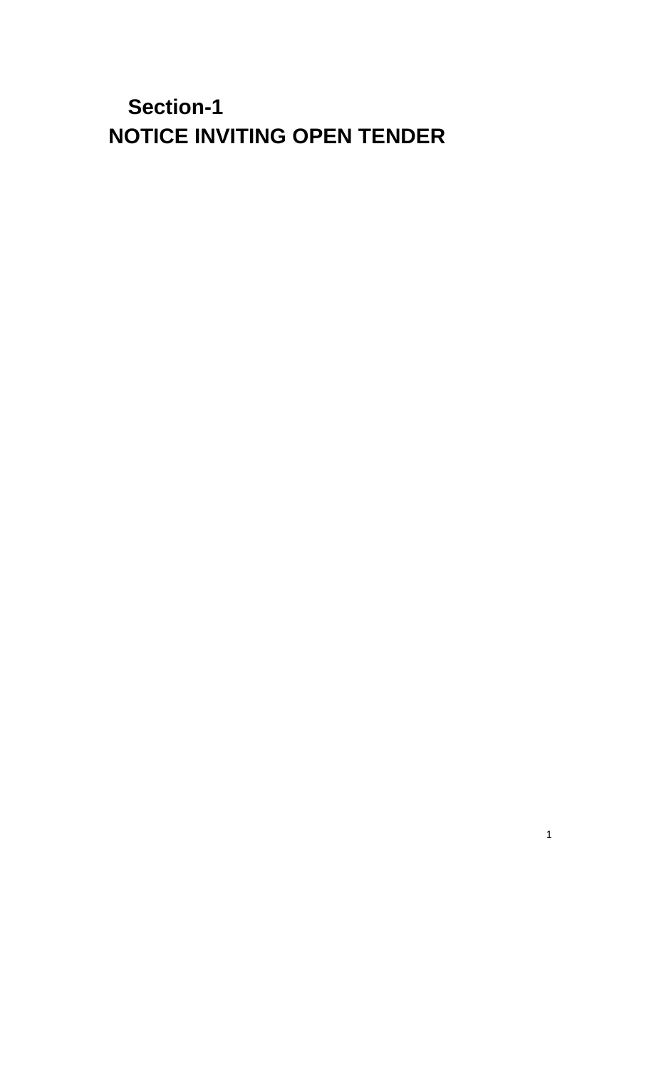# Section-1

# NOTICE INVITING OPEN TENDER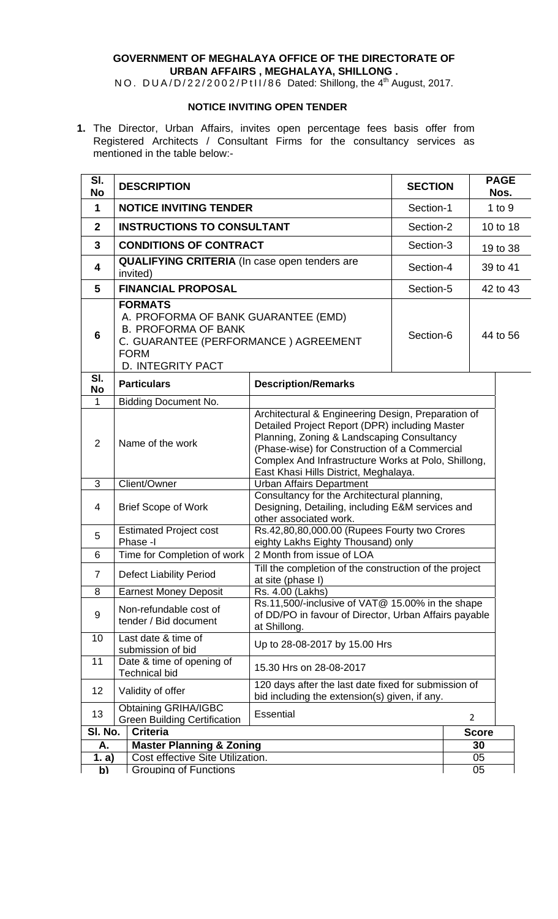**GOVERNMENT OF MEGHALAYA OFFICE OF THE DIRECTORATE OF URBAN AFFAIRS , MEGHALAYA, SHILLONG .**

NO. DUA/D/22/2002/PtII/86 Dated: Shillong, the 4th August, 2017.

**NOTICE INVITING OPEN TENDER**

**1.** The Director, Urban Affairs, invites open percentage fees basis offer from Registered Architects / Consultant Firms for the consultancy services as mentioned in the table below:-

| Sl. No | DESCRIPTION | SECTION | PAGE Nos. |
|---|---|---|---|
| 1 | **NOTICE INVITING TENDER** | Section-1 | 1 to 9 |
| 2 | **INSTRUCTIONS TO CONSULTANT** | Section-2 | 10 to 18 |
| 3 | **CONDITIONS OF CONTRACT** | Section-3 | 19 to 38 |
| 4 | **QUALIFYING CRITERIA** (In case open tenders are invited) | Section-4 | 39 to 41 |
| 5 | **FINANCIAL PROPOSAL** | Section-5 | 42 to 43 |
| 6 | **FORMATS**<br>A. PROFORMA OF BANK GUARANTEE (EMD)<br>B. PROFORMA OF BANK<br>C. GUARANTEE (PERFORMANCE ) AGREEMENT FORM<br>D. INTEGRITY PACT | Section-6 | 44 to 56 |

| Sl. No | Particulars | Description/Remarks |
|---|---|---|
| 1 | Bidding Document No. | |
| 2 | Name of the work | Architectural & Engineering Design, Preparation of Detailed Project Report (DPR) including Master Planning, Zoning & Landscaping Consultancy (Phase-wise) for Construction of a Commercial Complex And Infrastructure Works at Polo, Shillong, East Khasi Hills District, Meghalaya. |
| 3 | Client/Owner | Urban Affairs Department |
| 4 | Brief Scope of Work | Consultancy for the Architectural planning, Designing, Detailing, including E&M services and other associated work. |
| 5 | Estimated Project cost Phase -I | Rs.42,80,80,000.00 (Rupees Fourty two Crores eighty Lakhs Eighty Thousand) only |
| 6 | Time for Completion of work | 2 Month from issue of LOA |
| 7 | Defect Liability Period | Till the completion of the construction of the project at site (phase I) |
| 8 | Earnest Money Deposit | Rs. 4.00 (Lakhs) |
| 9 | Non-refundable cost of tender / Bid document | Rs.11,500/-inclusive of VAT@ 15.00% in the shape of DD/PO in favour of Director, Urban Affairs payable at Shillong. |
| 10 | Last date & time of submission of bid | Up to 28-08-2017 by 15.00 Hrs |
| 11 | Date & time of opening of Technical bid | 15.30 Hrs on 28-08-2017 |
| 12 | Validity of offer | 120 days after the last date fixed for submission of bid including the extension(s) given, if any. |
| 13 | Obtaining GRIHA/IGBC Green Building Certification | Essential 2 |

| Sl. No. | Criteria | Score |
|---|---|---|
| **A.** | **Master Planning & Zoning** | **30** |
| **1. a)** | Cost effective Site Utilization. | 05 |
| **b)** | Grouping of Functions | 05 |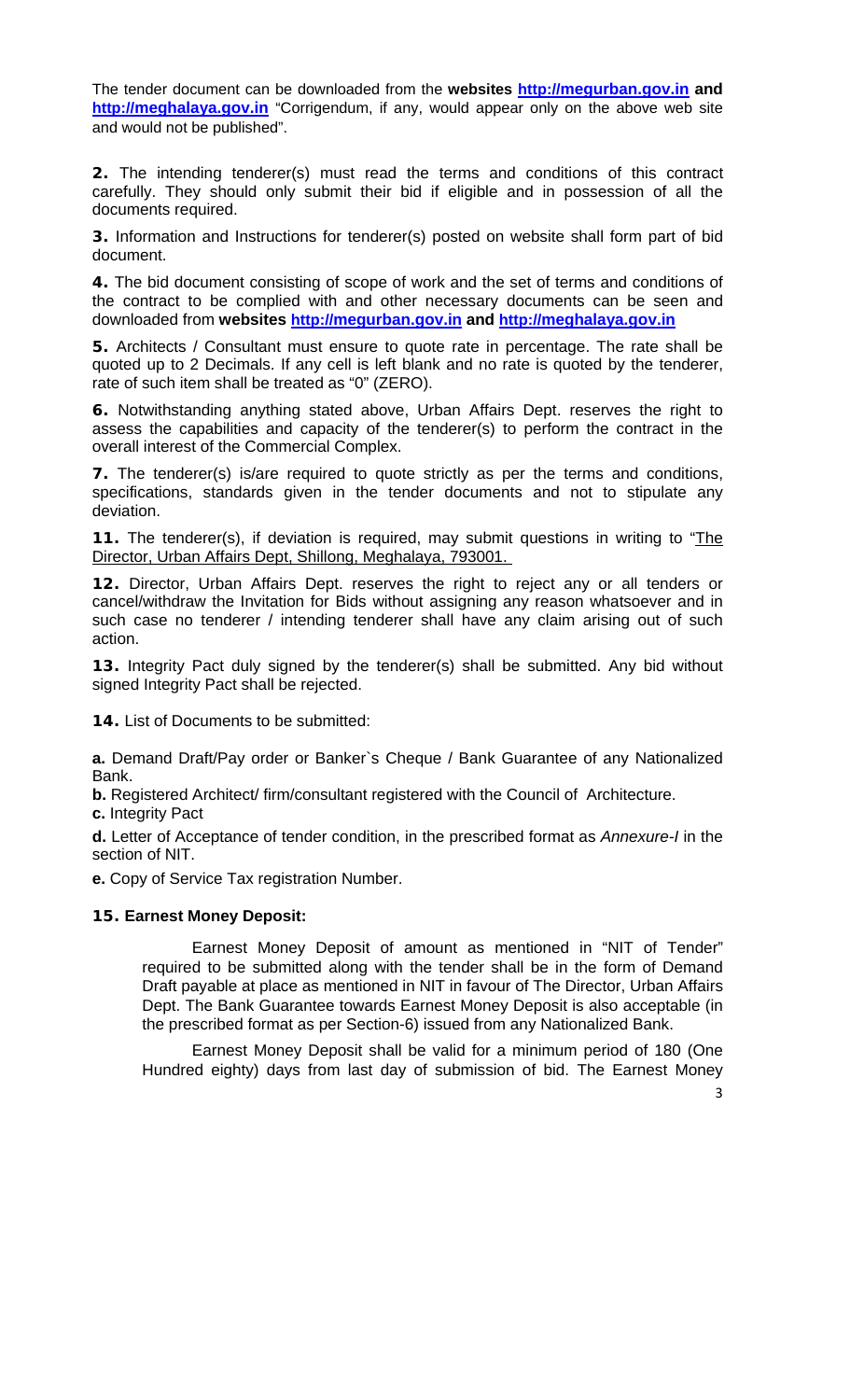The tender document can be downloaded from the **websites http://megurban.gov.in and http://meghalaya.gov.in** "Corrigendum, if any, would appear only on the above web site and would not be published".

**2.** The intending tenderer(s) must read the terms and conditions of this contract carefully. They should only submit their bid if eligible and in possession of all the documents required.

**3.** Information and Instructions for tenderer(s) posted on website shall form part of bid document.

**4.** The bid document consisting of scope of work and the set of terms and conditions of the contract to be complied with and other necessary documents can be seen and downloaded from **websites http://megurban.gov.in and http://meghalaya.gov.in**

**5.** Architects / Consultant must ensure to quote rate in percentage. The rate shall be quoted up to 2 Decimals. If any cell is left blank and no rate is quoted by the tenderer, rate of such item shall be treated as "0" (ZERO).

**6.** Notwithstanding anything stated above, Urban Affairs Dept. reserves the right to assess the capabilities and capacity of the tenderer(s) to perform the contract in the overall interest of the Commercial Complex.

**7.** The tenderer(s) is/are required to quote strictly as per the terms and conditions, specifications, standards given in the tender documents and not to stipulate any deviation.

**11.** The tenderer(s), if deviation is required, may submit questions in writing to "The Director, Urban Affairs Dept, Shillong, Meghalaya, 793001.

**12.** Director, Urban Affairs Dept. reserves the right to reject any or all tenders or cancel/withdraw the Invitation for Bids without assigning any reason whatsoever and in such case no tenderer / intending tenderer shall have any claim arising out of such action.

**13.** Integrity Pact duly signed by the tenderer(s) shall be submitted. Any bid without signed Integrity Pact shall be rejected.

**14.** List of Documents to be submitted:

**a.** Demand Draft/Pay order or Banker`s Cheque / Bank Guarantee of any Nationalized Bank.

**b.** Registered Architect/ firm/consultant registered with the Council of Architecture.

**c.** Integrity Pact

**d.** Letter of Acceptance of tender condition, in the prescribed format as *Annexure-I* in the section of NIT.

**e.** Copy of Service Tax registration Number.

**15. Earnest Money Deposit:**

Earnest Money Deposit of amount as mentioned in "NIT of Tender" required to be submitted along with the tender shall be in the form of Demand Draft payable at place as mentioned in NIT in favour of The Director, Urban Affairs Dept. The Bank Guarantee towards Earnest Money Deposit is also acceptable (in the prescribed format as per Section-6) issued from any Nationalized Bank.

Earnest Money Deposit shall be valid for a minimum period of 180 (One Hundred eighty) days from last day of submission of bid. The Earnest Money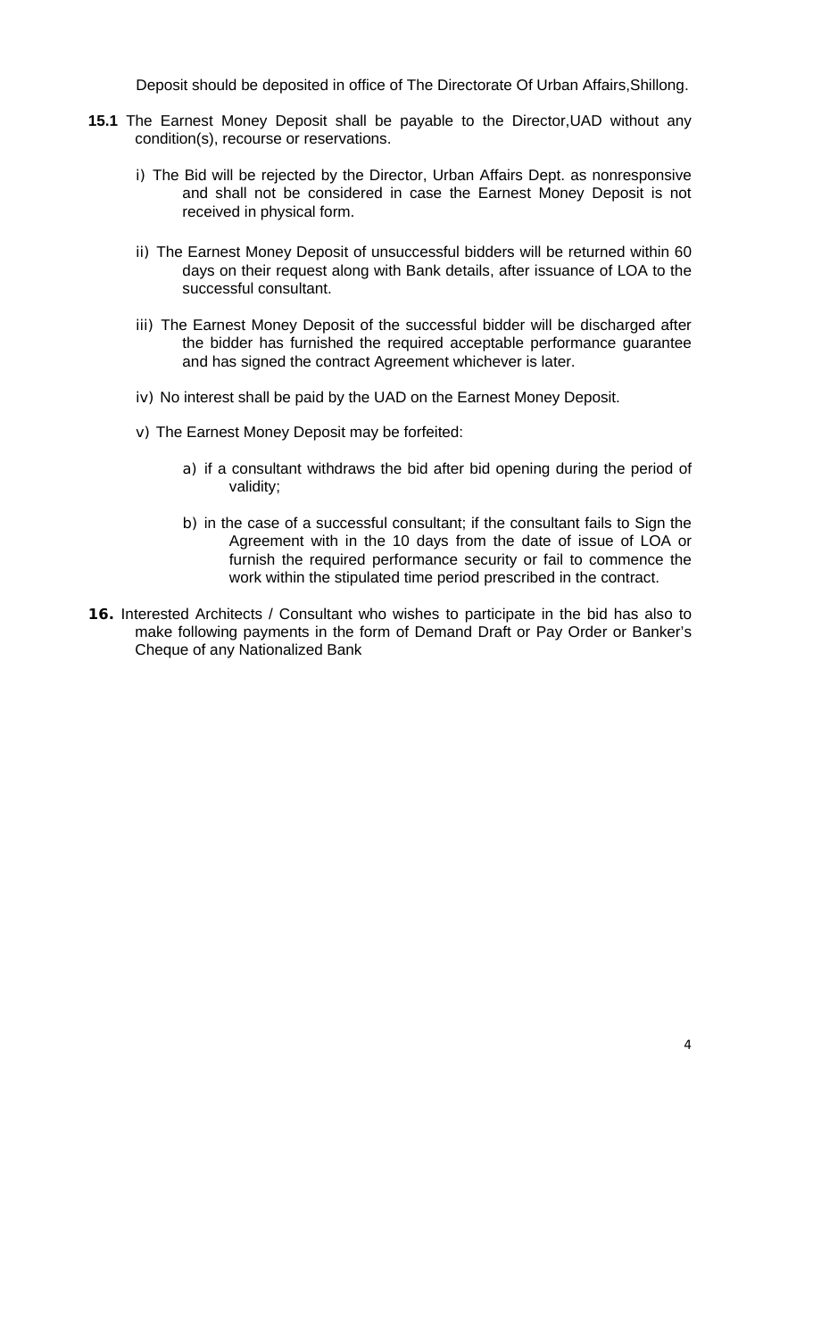Deposit should be deposited in office of The Directorate Of Urban Affairs,Shillong.

**15.1** The Earnest Money Deposit shall be payable to the Director,UAD without any condition(s), recourse or reservations.

i) The Bid will be rejected by the Director, Urban Affairs Dept. as nonresponsive and shall not be considered in case the Earnest Money Deposit is not received in physical form.

ii) The Earnest Money Deposit of unsuccessful bidders will be returned within 60 days on their request along with Bank details, after issuance of LOA to the successful consultant.

iii) The Earnest Money Deposit of the successful bidder will be discharged after the bidder has furnished the required acceptable performance guarantee and has signed the contract Agreement whichever is later.

iv) No interest shall be paid by the UAD on the Earnest Money Deposit.

v) The Earnest Money Deposit may be forfeited:

a) if a consultant withdraws the bid after bid opening during the period of validity;

b) in the case of a successful consultant; if the consultant fails to Sign the Agreement with in the 10 days from the date of issue of LOA or furnish the required performance security or fail to commence the work within the stipulated time period prescribed in the contract.

**16.** Interested Architects / Consultant who wishes to participate in the bid has also to make following payments in the form of Demand Draft or Pay Order or Banker's Cheque of any Nationalized Bank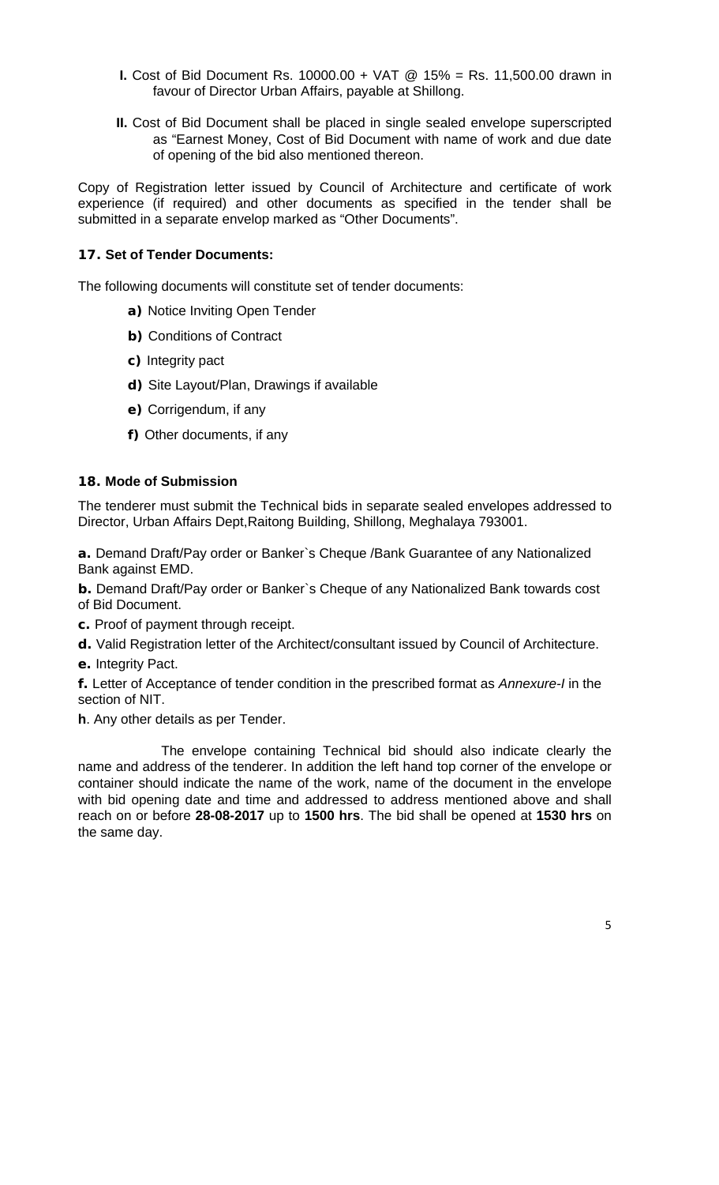**I.** Cost of Bid Document Rs. 10000.00 + VAT @ 15% = Rs. 11,500.00 drawn in favour of Director Urban Affairs, payable at Shillong.

**II.** Cost of Bid Document shall be placed in single sealed envelope superscripted as "Earnest Money, Cost of Bid Document with name of work and due date of opening of the bid also mentioned thereon.

Copy of Registration letter issued by Council of Architecture and certificate of work experience (if required) and other documents as specified in the tender shall be submitted in a separate envelop marked as "Other Documents".

### 17. Set of Tender Documents:

The following documents will constitute set of tender documents:

- **a)** Notice Inviting Open Tender
- **b)** Conditions of Contract
- **c)** Integrity pact
- **d)** Site Layout/Plan, Drawings if available
- **e)** Corrigendum, if any
- **f)** Other documents, if any

### 18. Mode of Submission

The tenderer must submit the Technical bids in separate sealed envelopes addressed to Director, Urban Affairs Dept,Raitong Building, Shillong, Meghalaya 793001.

**a.** Demand Draft/Pay order or Banker`s Cheque /Bank Guarantee of any Nationalized Bank against EMD.

**b.** Demand Draft/Pay order or Banker`s Cheque of any Nationalized Bank towards cost of Bid Document.

**c.** Proof of payment through receipt.

**d.** Valid Registration letter of the Architect/consultant issued by Council of Architecture.

**e.** Integrity Pact.

**f.** Letter of Acceptance of tender condition in the prescribed format as *Annexure-I* in the section of NIT.

**h**. Any other details as per Tender.

The envelope containing Technical bid should also indicate clearly the name and address of the tenderer. In addition the left hand top corner of the envelope or container should indicate the name of the work, name of the document in the envelope with bid opening date and time and addressed to address mentioned above and shall reach on or before **28-08-2017** up to **1500 hrs**. The bid shall be opened at **1530 hrs** on the same day.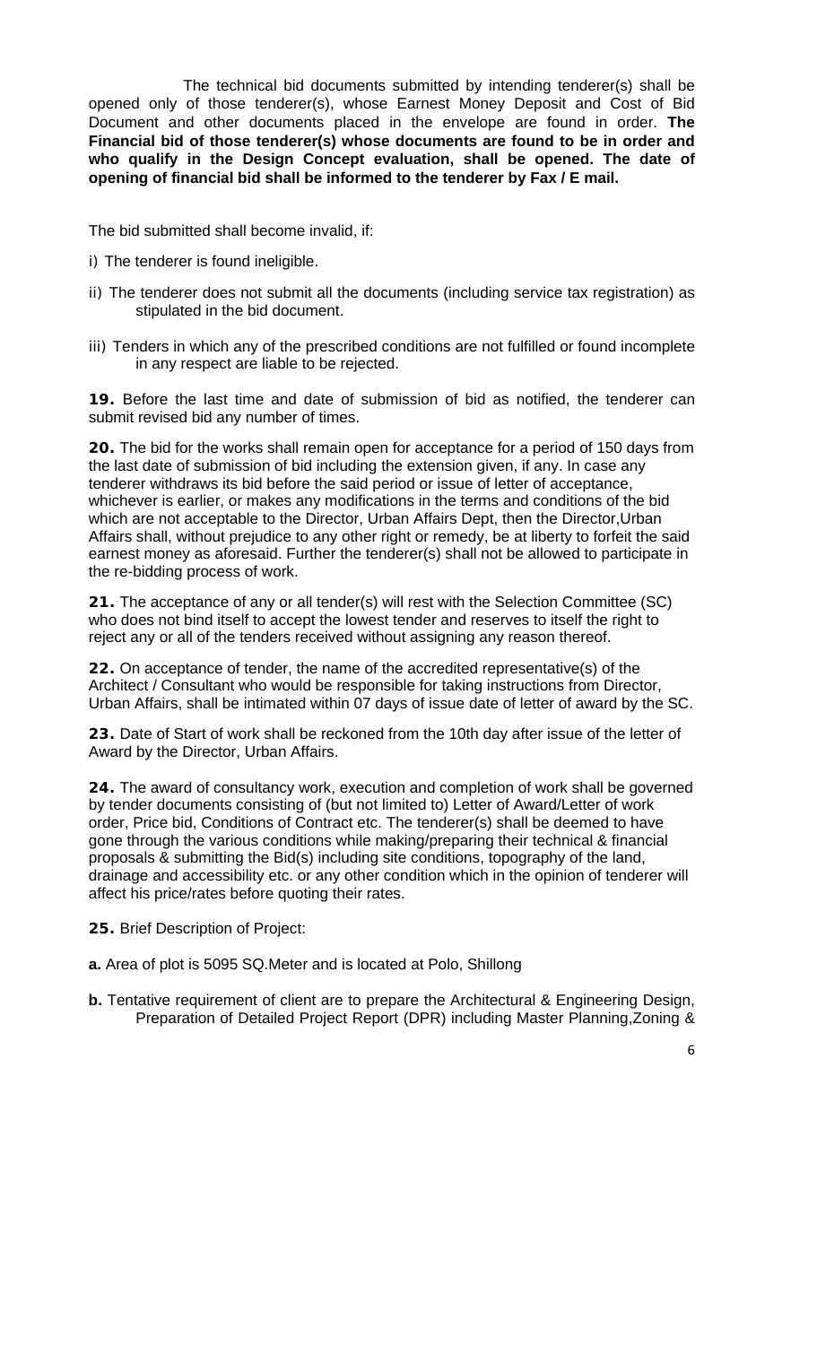The technical bid documents submitted by intending tenderer(s) shall be opened only of those tenderer(s), whose Earnest Money Deposit and Cost of Bid Document and other documents placed in the envelope are found in order. **The Financial bid of those tenderer(s) whose documents are found to be in order and who qualify in the Design Concept evaluation, shall be opened. The date of opening of financial bid shall be informed to the tenderer by Fax / E mail.**

The bid submitted shall become invalid, if:

i) The tenderer is found ineligible.

ii) The tenderer does not submit all the documents (including service tax registration) as stipulated in the bid document.

iii) Tenders in which any of the prescribed conditions are not fulfilled or found incomplete in any respect are liable to be rejected.

**19.** Before the last time and date of submission of bid as notified, the tenderer can submit revised bid any number of times.

**20.** The bid for the works shall remain open for acceptance for a period of 150 days from the last date of submission of bid including the extension given, if any. In case any tenderer withdraws its bid before the said period or issue of letter of acceptance, whichever is earlier, or makes any modifications in the terms and conditions of the bid which are not acceptable to the Director, Urban Affairs Dept, then the Director,Urban Affairs shall, without prejudice to any other right or remedy, be at liberty to forfeit the said earnest money as aforesaid. Further the tenderer(s) shall not be allowed to participate in the re-bidding process of work.

**21.** The acceptance of any or all tender(s) will rest with the Selection Committee (SC) who does not bind itself to accept the lowest tender and reserves to itself the right to reject any or all of the tenders received without assigning any reason thereof.

**22.** On acceptance of tender, the name of the accredited representative(s) of the Architect / Consultant who would be responsible for taking instructions from Director, Urban Affairs, shall be intimated within 07 days of issue date of letter of award by the SC.

**23.** Date of Start of work shall be reckoned from the 10th day after issue of the letter of Award by the Director, Urban Affairs.

**24.** The award of consultancy work, execution and completion of work shall be governed by tender documents consisting of (but not limited to) Letter of Award/Letter of work order, Price bid, Conditions of Contract etc. The tenderer(s) shall be deemed to have gone through the various conditions while making/preparing their technical & financial proposals & submitting the Bid(s) including site conditions, topography of the land, drainage and accessibility etc. or any other condition which in the opinion of tenderer will affect his price/rates before quoting their rates.

**25.** Brief Description of Project:

**a.** Area of plot is 5095 SQ.Meter and is located at Polo, Shillong

**b.** Tentative requirement of client are to prepare the Architectural & Engineering Design, Preparation of Detailed Project Report (DPR) including Master Planning,Zoning &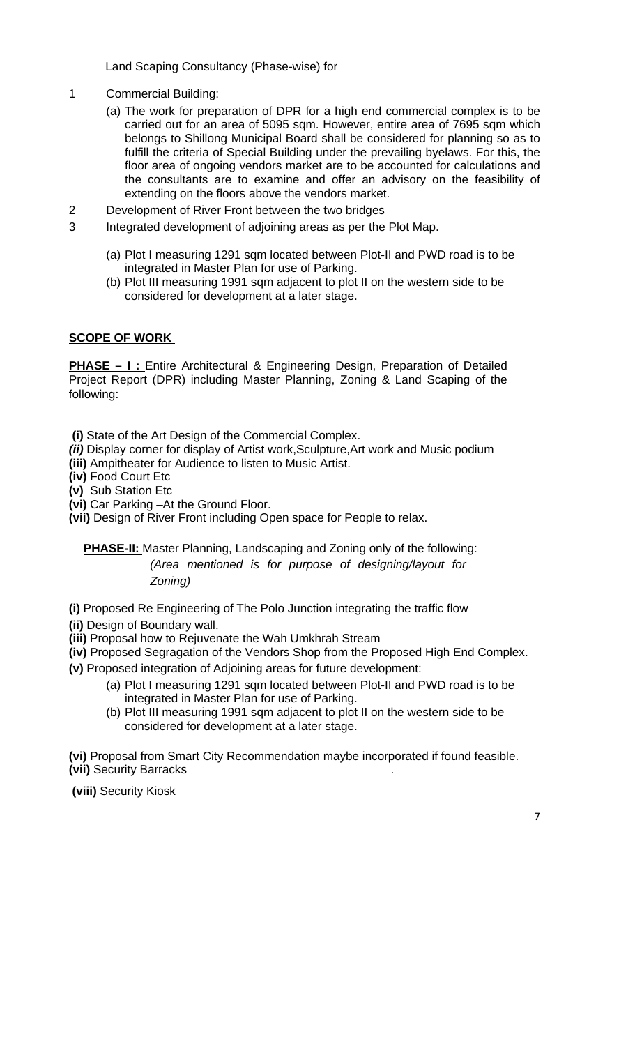Land Scaping Consultancy (Phase-wise) for

1. Commercial Building:

   (a) The work for preparation of DPR for a high end commercial complex is to be carried out for an area of 5095 sqm. However, entire area of 7695 sqm which belongs to Shillong Municipal Board shall be considered for planning so as to fulfill the criteria of Special Building under the prevailing byelaws. For this, the floor area of ongoing vendors market are to be accounted for calculations and the consultants are to examine and offer an advisory on the feasibility of extending on the floors above the vendors market.

2. Development of River Front between the two bridges

3. Integrated development of adjoining areas as per the Plot Map.

   (a) Plot I measuring 1291 sqm located between Plot-II and PWD road is to be integrated in Master Plan for use of Parking.
   (b) Plot III measuring 1991 sqm adjacent to plot II on the western side to be considered for development at a later stage.

**SCOPE OF WORK**

**PHASE – I :** Entire Architectural & Engineering Design, Preparation of Detailed Project Report (DPR) including Master Planning, Zoning & Land Scaping of the following:

**(i)** State of the Art Design of the Commercial Complex.
***(ii)*** Display corner for display of Artist work,Sculpture,Art work and Music podium
**(iii)** Ampitheater for Audience to listen to Music Artist.
**(iv)** Food Court Etc
**(v)** Sub Station Etc
**(vi)** Car Parking –At the Ground Floor.
**(vii)** Design of River Front including Open space for People to relax.

**PHASE-II:** Master Planning, Landscaping and Zoning only of the following:

*(Area mentioned is for purpose of designing/layout for Zoning)*

**(i)** Proposed Re Engineering of The Polo Junction integrating the traffic flow
**(ii)** Design of Boundary wall.
**(iii)** Proposal how to Rejuvenate the Wah Umkhrah Stream
**(iv)** Proposed Segragation of the Vendors Shop from the Proposed High End Complex.
**(v)** Proposed integration of Adjoining areas for future development:

   (a) Plot I measuring 1291 sqm located between Plot-II and PWD road is to be integrated in Master Plan for use of Parking.
   (b) Plot III measuring 1991 sqm adjacent to plot II on the western side to be considered for development at a later stage.

**(vi)** Proposal from Smart City Recommendation maybe incorporated if found feasible.
**(vii)** Security Barracks .

**(viii)** Security Kiosk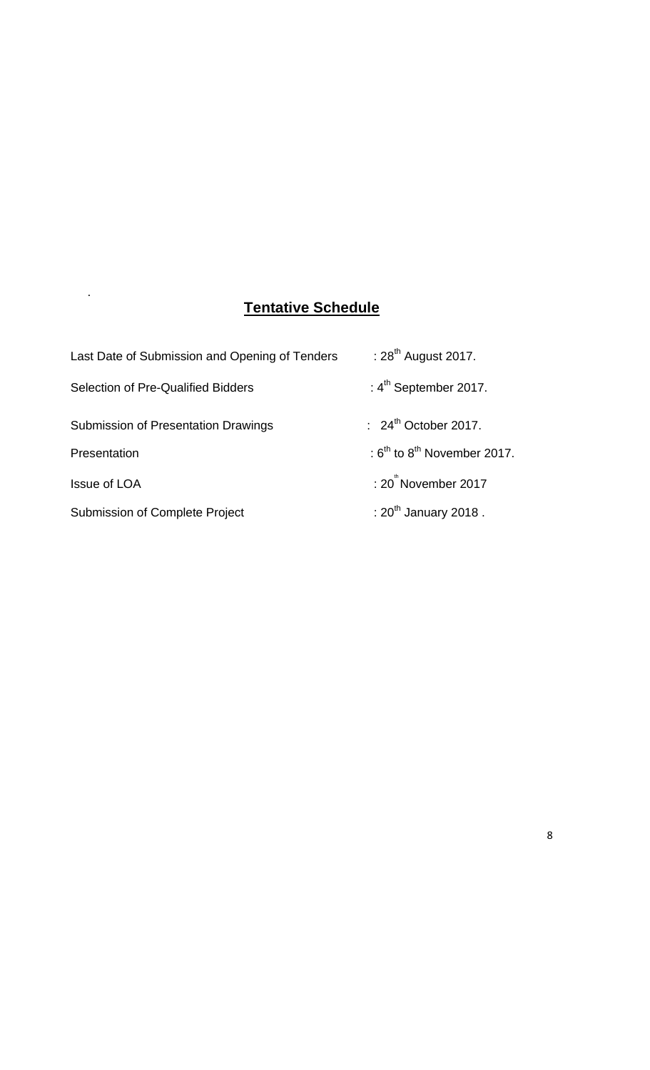## Tentative Schedule

| | |
|---|---|
| Last Date of Submission and Opening of Tenders | : 28th August 2017. |
| Selection of Pre-Qualified Bidders | : 4th September 2017. |
| Submission of Presentation Drawings | : 24th October 2017. |
| Presentation | : 6th to 8th November 2017. |
| Issue of LOA | : 20th November 2017 |
| Submission of Complete Project | : 20th January 2018 . |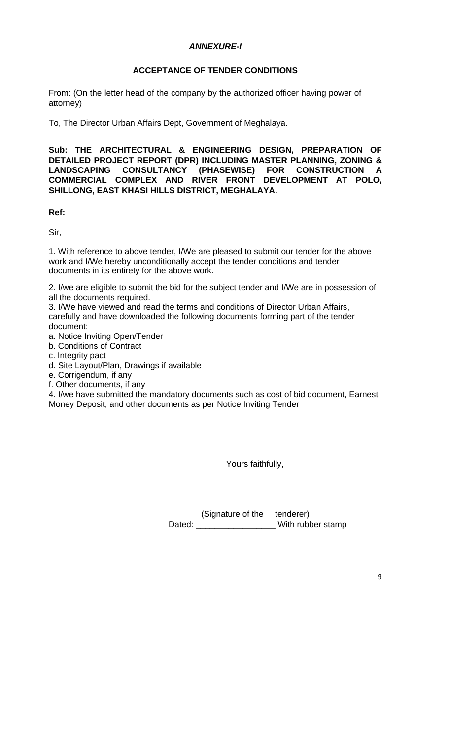***ANNEXURE-I***

**ACCEPTANCE OF TENDER CONDITIONS**

From: (On the letter head of the company by the authorized officer having power of attorney)

To, The Director Urban Affairs Dept, Government of Meghalaya.

**Sub: THE ARCHITECTURAL & ENGINEERING DESIGN, PREPARATION OF DETAILED PROJECT REPORT (DPR) INCLUDING MASTER PLANNING, ZONING & LANDSCAPING CONSULTANCY (PHASEWISE) FOR CONSTRUCTION A COMMERCIAL COMPLEX AND RIVER FRONT DEVELOPMENT AT POLO, SHILLONG, EAST KHASI HILLS DISTRICT, MEGHALAYA.**

**Ref:**

Sir,

1. With reference to above tender, I/We are pleased to submit our tender for the above work and I/We hereby unconditionally accept the tender conditions and tender documents in its entirety for the above work.

2. I/we are eligible to submit the bid for the subject tender and I/We are in possession of all the documents required.

3. I/We have viewed and read the terms and conditions of Director Urban Affairs, carefully and have downloaded the following documents forming part of the tender document:

a. Notice Inviting Open/Tender
b. Conditions of Contract
c. Integrity pact
d. Site Layout/Plan, Drawings if available
e. Corrigendum, if any
f. Other documents, if any

4. I/we have submitted the mandatory documents such as cost of bid document, Earnest Money Deposit, and other documents as per Notice Inviting Tender

Yours faithfully,

(Signature of the tenderer)
Dated: ________________ With rubber stamp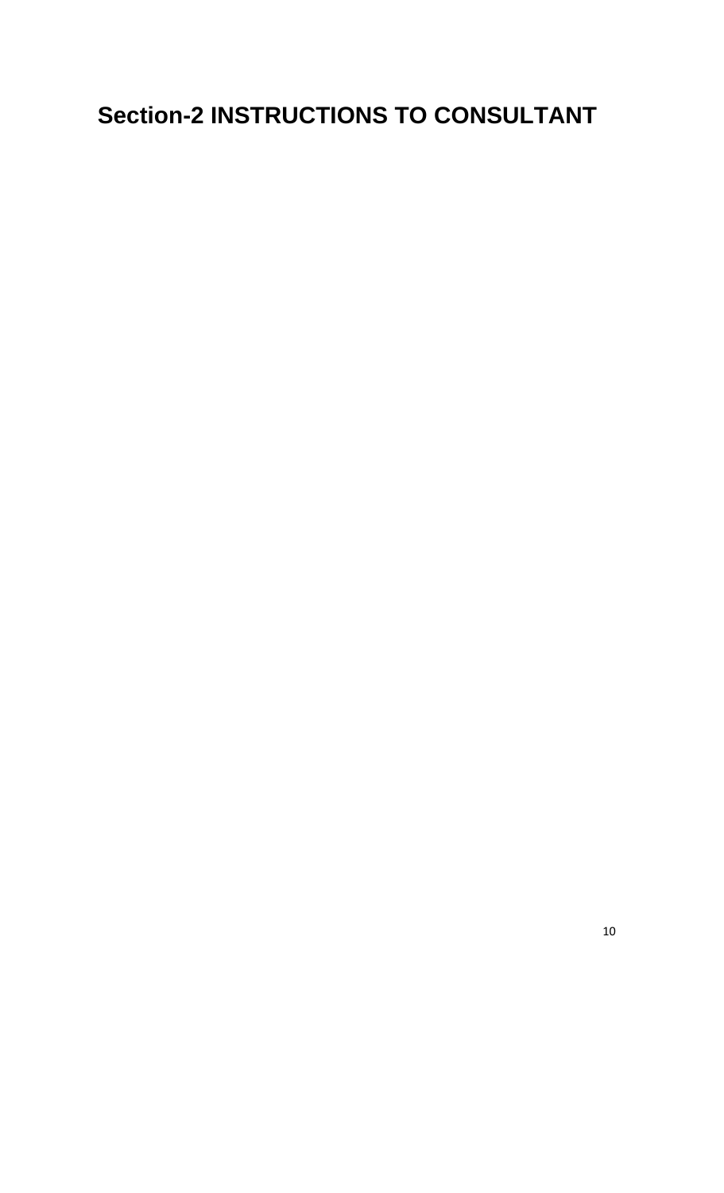# Section-2 INSTRUCTIONS TO CONSULTANT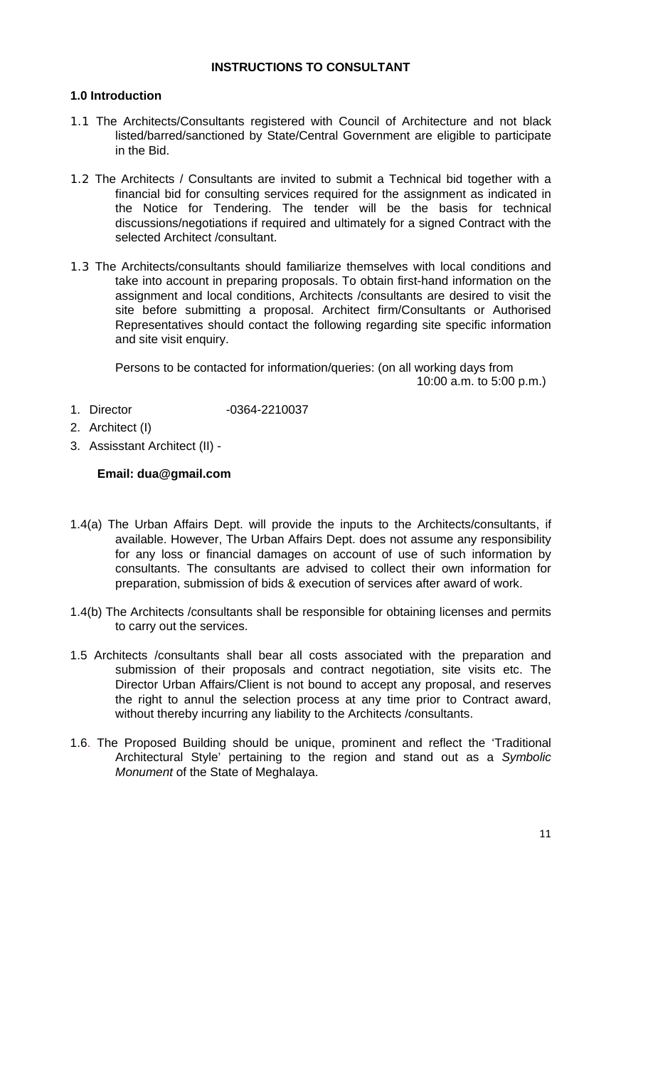## INSTRUCTIONS TO CONSULTANT

### 1.0 Introduction

1.1 The Architects/Consultants registered with Council of Architecture and not black listed/barred/sanctioned by State/Central Government are eligible to participate in the Bid.

1.2 The Architects / Consultants are invited to submit a Technical bid together with a financial bid for consulting services required for the assignment as indicated in the Notice for Tendering. The tender will be the basis for technical discussions/negotiations if required and ultimately for a signed Contract with the selected Architect /consultant.

1.3 The Architects/consultants should familiarize themselves with local conditions and take into account in preparing proposals. To obtain first-hand information on the assignment and local conditions, Architects /consultants are desired to visit the site before submitting a proposal. Architect firm/Consultants or Authorised Representatives should contact the following regarding site specific information and site visit enquiry.

Persons to be contacted for information/queries: (on all working days from 10:00 a.m. to 5:00 p.m.)

1. Director -0364-2210037
2. Architect (I)
3. Assisstant Architect (II) -

**Email: dua@gmail.com**

1.4(a) The Urban Affairs Dept. will provide the inputs to the Architects/consultants, if available. However, The Urban Affairs Dept. does not assume any responsibility for any loss or financial damages on account of use of such information by consultants. The consultants are advised to collect their own information for preparation, submission of bids & execution of services after award of work.

1.4(b) The Architects /consultants shall be responsible for obtaining licenses and permits to carry out the services.

1.5 Architects /consultants shall bear all costs associated with the preparation and submission of their proposals and contract negotiation, site visits etc. The Director Urban Affairs/Client is not bound to accept any proposal, and reserves the right to annul the selection process at any time prior to Contract award, without thereby incurring any liability to the Architects /consultants.

1.6. The Proposed Building should be unique, prominent and reflect the 'Traditional Architectural Style' pertaining to the region and stand out as a *Symbolic Monument* of the State of Meghalaya.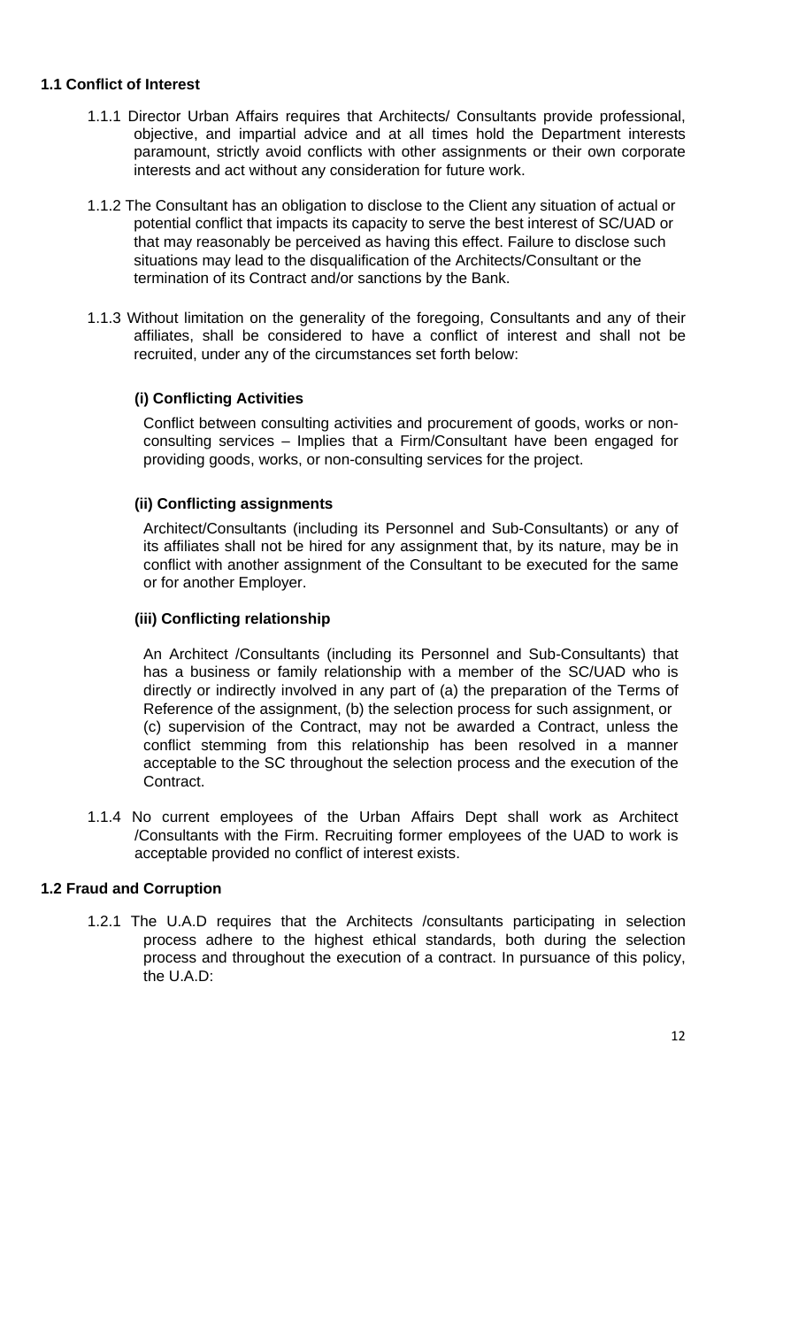### 1.1 Conflict of Interest

1.1.1 Director Urban Affairs requires that Architects/ Consultants provide professional, objective, and impartial advice and at all times hold the Department interests paramount, strictly avoid conflicts with other assignments or their own corporate interests and act without any consideration for future work.

1.1.2 The Consultant has an obligation to disclose to the Client any situation of actual or potential conflict that impacts its capacity to serve the best interest of SC/UAD or that may reasonably be perceived as having this effect. Failure to disclose such situations may lead to the disqualification of the Architects/Consultant or the termination of its Contract and/or sanctions by the Bank.

1.1.3 Without limitation on the generality of the foregoing, Consultants and any of their affiliates, shall be considered to have a conflict of interest and shall not be recruited, under any of the circumstances set forth below:

**(i) Conflicting Activities**

Conflict between consulting activities and procurement of goods, works or non-consulting services – Implies that a Firm/Consultant have been engaged for providing goods, works, or non-consulting services for the project.

**(ii) Conflicting assignments**

Architect/Consultants (including its Personnel and Sub-Consultants) or any of its affiliates shall not be hired for any assignment that, by its nature, may be in conflict with another assignment of the Consultant to be executed for the same or for another Employer.

**(iii) Conflicting relationship**

An Architect /Consultants (including its Personnel and Sub-Consultants) that has a business or family relationship with a member of the SC/UAD who is directly or indirectly involved in any part of (a) the preparation of the Terms of Reference of the assignment, (b) the selection process for such assignment, or (c) supervision of the Contract, may not be awarded a Contract, unless the conflict stemming from this relationship has been resolved in a manner acceptable to the SC throughout the selection process and the execution of the Contract.

1.1.4 No current employees of the Urban Affairs Dept shall work as Architect /Consultants with the Firm. Recruiting former employees of the UAD to work is acceptable provided no conflict of interest exists.

### 1.2 Fraud and Corruption

1.2.1 The U.A.D requires that the Architects /consultants participating in selection process adhere to the highest ethical standards, both during the selection process and throughout the execution of a contract. In pursuance of this policy, the U.A.D: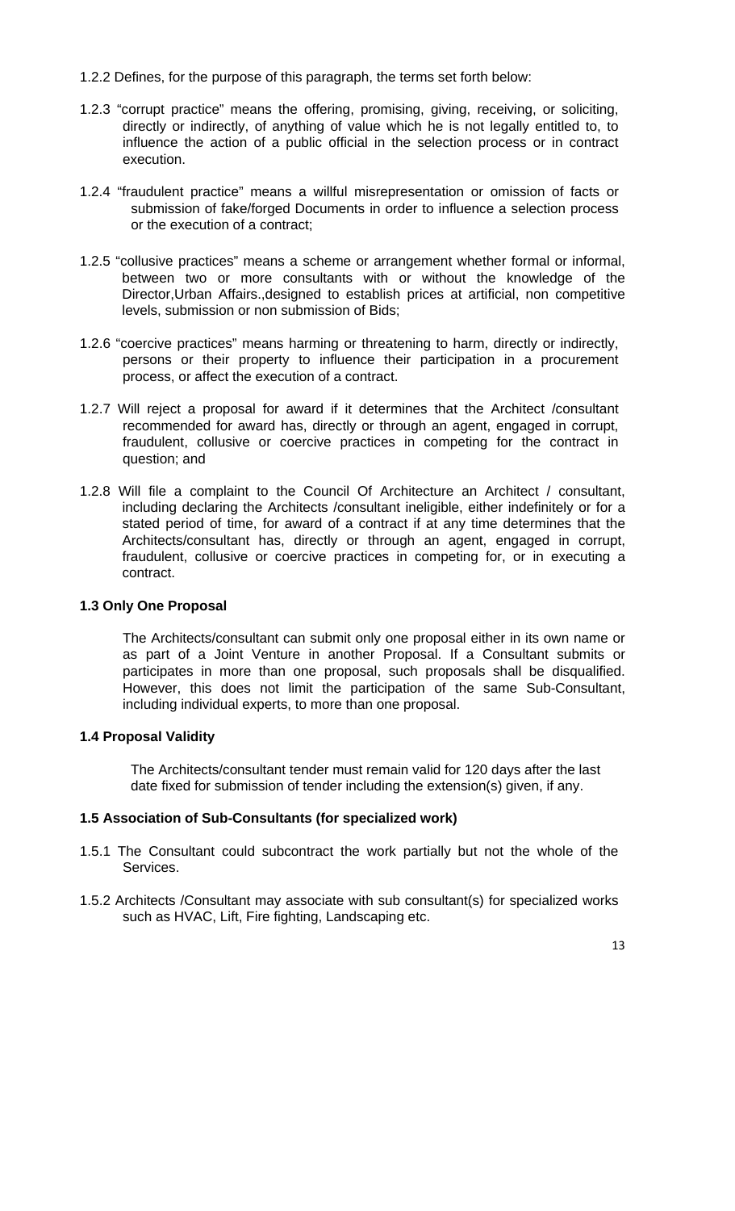1.2.2 Defines, for the purpose of this paragraph, the terms set forth below:

1.2.3 "corrupt practice" means the offering, promising, giving, receiving, or soliciting, directly or indirectly, of anything of value which he is not legally entitled to, to influence the action of a public official in the selection process or in contract execution.

1.2.4 "fraudulent practice" means a willful misrepresentation or omission of facts or submission of fake/forged Documents in order to influence a selection process or the execution of a contract;

1.2.5 "collusive practices" means a scheme or arrangement whether formal or informal, between two or more consultants with or without the knowledge of the Director,Urban Affairs.,designed to establish prices at artificial, non competitive levels, submission or non submission of Bids;

1.2.6 "coercive practices" means harming or threatening to harm, directly or indirectly, persons or their property to influence their participation in a procurement process, or affect the execution of a contract.

1.2.7 Will reject a proposal for award if it determines that the Architect /consultant recommended for award has, directly or through an agent, engaged in corrupt, fraudulent, collusive or coercive practices in competing for the contract in question; and

1.2.8 Will file a complaint to the Council Of Architecture an Architect / consultant, including declaring the Architects /consultant ineligible, either indefinitely or for a stated period of time, for award of a contract if at any time determines that the Architects/consultant has, directly or through an agent, engaged in corrupt, fraudulent, collusive or coercive practices in competing for, or in executing a contract.

**1.3 Only One Proposal**

The Architects/consultant can submit only one proposal either in its own name or as part of a Joint Venture in another Proposal. If a Consultant submits or participates in more than one proposal, such proposals shall be disqualified. However, this does not limit the participation of the same Sub-Consultant, including individual experts, to more than one proposal.

**1.4 Proposal Validity**

The Architects/consultant tender must remain valid for 120 days after the last date fixed for submission of tender including the extension(s) given, if any.

**1.5 Association of Sub-Consultants (for specialized work)**

1.5.1 The Consultant could subcontract the work partially but not the whole of the Services.

1.5.2 Architects /Consultant may associate with sub consultant(s) for specialized works such as HVAC, Lift, Fire fighting, Landscaping etc.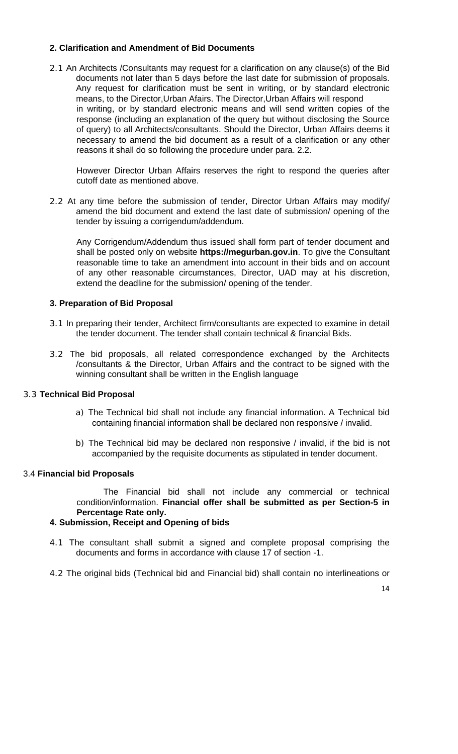**2. Clarification and Amendment of Bid Documents**

2.1 An Architects /Consultants may request for a clarification on any clause(s) of the Bid documents not later than 5 days before the last date for submission of proposals. Any request for clarification must be sent in writing, or by standard electronic means, to the Director,Urban Afairs. The Director,Urban Affairs will respond in writing, or by standard electronic means and will send written copies of the response (including an explanation of the query but without disclosing the Source of query) to all Architects/consultants. Should the Director, Urban Affairs deems it necessary to amend the bid document as a result of a clarification or any other reasons it shall do so following the procedure under para. 2.2.

However Director Urban Affairs reserves the right to respond the queries after cutoff date as mentioned above.

2.2 At any time before the submission of tender, Director Urban Affairs may modify/ amend the bid document and extend the last date of submission/ opening of the tender by issuing a corrigendum/addendum.

Any Corrigendum/Addendum thus issued shall form part of tender document and shall be posted only on website **https://megurban.gov.in**. To give the Consultant reasonable time to take an amendment into account in their bids and on account of any other reasonable circumstances, Director, UAD may at his discretion, extend the deadline for the submission/ opening of the tender.

**3. Preparation of Bid Proposal**

3.1 In preparing their tender, Architect firm/consultants are expected to examine in detail the tender document. The tender shall contain technical & financial Bids.

3.2 The bid proposals, all related correspondence exchanged by the Architects /consultants & the Director, Urban Affairs and the contract to be signed with the winning consultant shall be written in the English language

3.3 **Technical Bid Proposal**

a) The Technical bid shall not include any financial information. A Technical bid containing financial information shall be declared non responsive / invalid.

b) The Technical bid may be declared non responsive / invalid, if the bid is not accompanied by the requisite documents as stipulated in tender document.

3.4 **Financial bid Proposals**

The Financial bid shall not include any commercial or technical condition/information. **Financial offer shall be submitted as per Section-5 in Percentage Rate only.**

**4. Submission, Receipt and Opening of bids**

4.1 The consultant shall submit a signed and complete proposal comprising the documents and forms in accordance with clause 17 of section -1.

4.2 The original bids (Technical bid and Financial bid) shall contain no interlineations or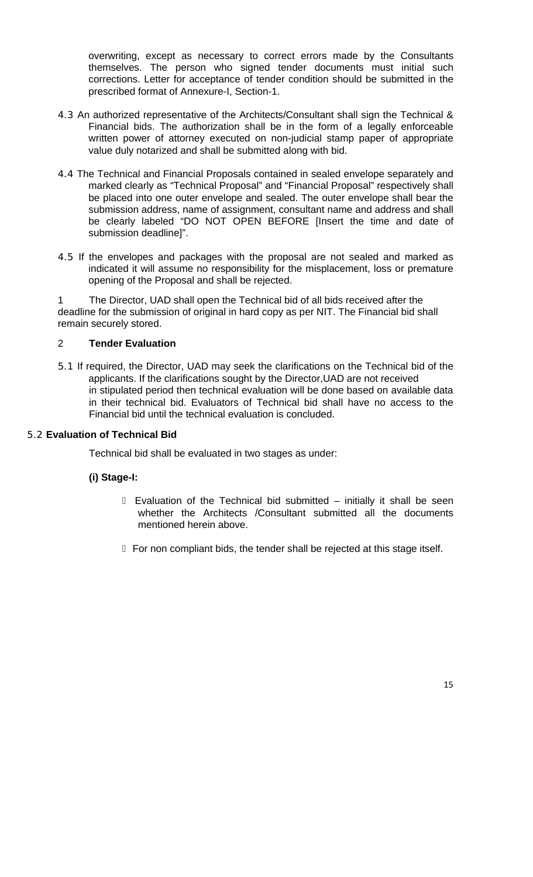overwriting, except as necessary to correct errors made by the Consultants themselves. The person who signed tender documents must initial such corrections. Letter for acceptance of tender condition should be submitted in the prescribed format of Annexure-I, Section-1.

4.3 An authorized representative of the Architects/Consultant shall sign the Technical & Financial bids. The authorization shall be in the form of a legally enforceable written power of attorney executed on non-judicial stamp paper of appropriate value duly notarized and shall be submitted along with bid.

4.4 The Technical and Financial Proposals contained in sealed envelope separately and marked clearly as "Technical Proposal" and "Financial Proposal" respectively shall be placed into one outer envelope and sealed. The outer envelope shall bear the submission address, name of assignment, consultant name and address and shall be clearly labeled "DO NOT OPEN BEFORE [Insert the time and date of submission deadline]".

4.5 If the envelopes and packages with the proposal are not sealed and marked as indicated it will assume no responsibility for the misplacement, loss or premature opening of the Proposal and shall be rejected.

1 The Director, UAD shall open the Technical bid of all bids received after the deadline for the submission of original in hard copy as per NIT. The Financial bid shall remain securely stored.

2 **Tender Evaluation**

5.1 If required, the Director, UAD may seek the clarifications on the Technical bid of the applicants. If the clarifications sought by the Director,UAD are not received in stipulated period then technical evaluation will be done based on available data in their technical bid. Evaluators of Technical bid shall have no access to the Financial bid until the technical evaluation is concluded.

5.2 **Evaluation of Technical Bid**

Technical bid shall be evaluated in two stages as under:

**(i) Stage-I:**

- Evaluation of the Technical bid submitted – initially it shall be seen whether the Architects /Consultant submitted all the documents mentioned herein above.
- For non compliant bids, the tender shall be rejected at this stage itself.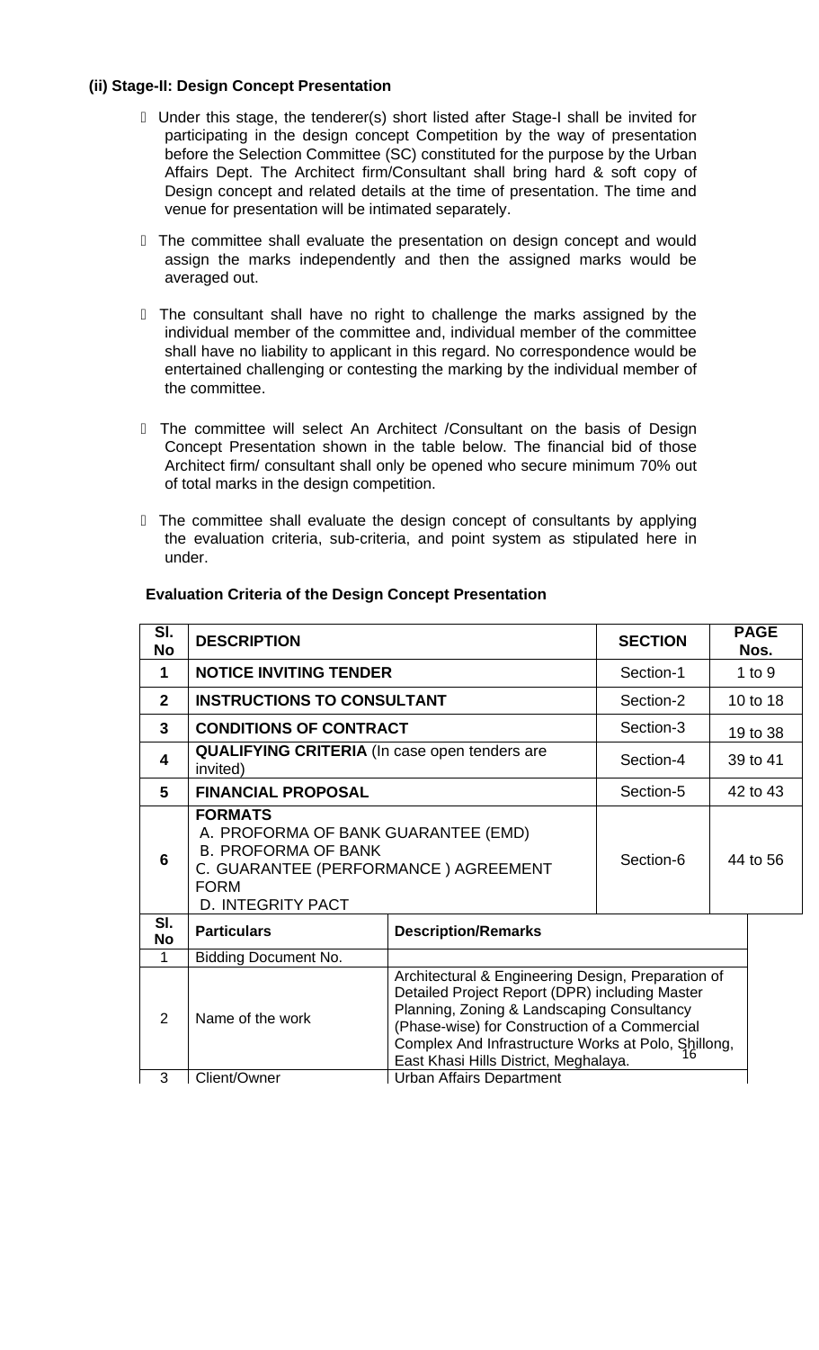**(ii) Stage-II: Design Concept Presentation**

- Under this stage, the tenderer(s) short listed after Stage-I shall be invited for participating in the design concept Competition by the way of presentation before the Selection Committee (SC) constituted for the purpose by the Urban Affairs Dept. The Architect firm/Consultant shall bring hard & soft copy of Design concept and related details at the time of presentation. The time and venue for presentation will be intimated separately.

- The committee shall evaluate the presentation on design concept and would assign the marks independently and then the assigned marks would be averaged out.

- The consultant shall have no right to challenge the marks assigned by the individual member of the committee and, individual member of the committee shall have no liability to applicant in this regard. No correspondence would be entertained challenging or contesting the marking by the individual member of the committee.

- The committee will select An Architect /Consultant on the basis of Design Concept Presentation shown in the table below. The financial bid of those Architect firm/ consultant shall only be opened who secure minimum 70% out of total marks in the design competition.

- The committee shall evaluate the design concept of consultants by applying the evaluation criteria, sub-criteria, and point system as stipulated here in under.

**Evaluation Criteria of the Design Concept Presentation**

| Sl. No | DESCRIPTION | SECTION | PAGE Nos. |
|---|---|---|---|
| 1 | **NOTICE INVITING TENDER** | Section-1 | 1 to 9 |
| 2 | **INSTRUCTIONS TO CONSULTANT** | Section-2 | 10 to 18 |
| 3 | **CONDITIONS OF CONTRACT** | Section-3 | 19 to 38 |
| 4 | **QUALIFYING CRITERIA** (In case open tenders are invited) | Section-4 | 39 to 41 |
| 5 | **FINANCIAL PROPOSAL** | Section-5 | 42 to 43 |
| 6 | **FORMATS**<br>A. PROFORMA OF BANK GUARANTEE (EMD)<br>B. PROFORMA OF BANK<br>C. GUARANTEE (PERFORMANCE ) AGREEMENT FORM<br>D. INTEGRITY PACT | Section-6 | 44 to 56 |

| Sl. No | Particulars | Description/Remarks |
|---|---|---|
| 1 | Bidding Document No. | |
| 2 | Name of the work | Architectural & Engineering Design, Preparation of Detailed Project Report (DPR) including Master Planning, Zoning & Landscaping Consultancy (Phase-wise) for Construction of a Commercial Complex And Infrastructure Works at Polo, Shillong, East Khasi Hills District, Meghalaya. |
| 3 | Client/Owner | Urban Affairs Department |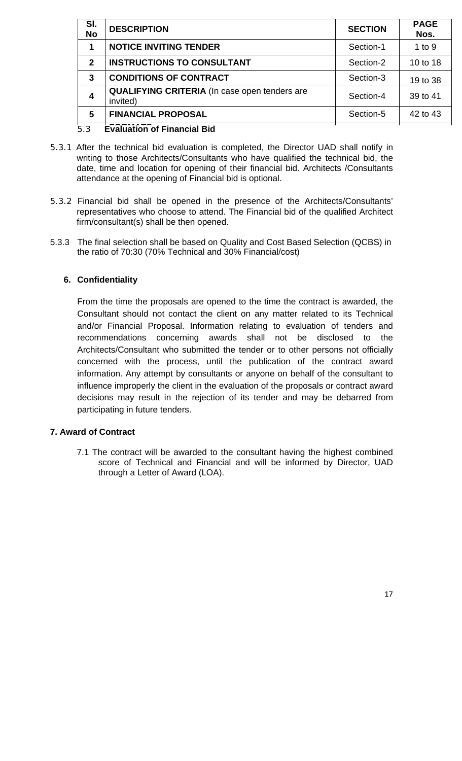| Sl. No | DESCRIPTION | SECTION | PAGE Nos. |
|---|---|---|---|
| 1 | **NOTICE INVITING TENDER** | Section-1 | 1 to 9 |
| 2 | **INSTRUCTIONS TO CONSULTANT** | Section-2 | 10 to 18 |
| 3 | **CONDITIONS OF CONTRACT** | Section-3 | 19 to 38 |
| 4 | **QUALIFYING CRITERIA** (In case open tenders are invited) | Section-4 | 39 to 41 |
| 5 | **FINANCIAL PROPOSAL FORMATS** | Section-5 | 42 to 43 |

5.3 **Evaluation of Financial Bid**

5.3.1 After the technical bid evaluation is completed, the Director UAD shall notify in writing to those Architects/Consultants who have qualified the technical bid, the date, time and location for opening of their financial bid. Architects /Consultants attendance at the opening of Financial bid is optional.

5.3.2 Financial bid shall be opened in the presence of the Architects/Consultants' representatives who choose to attend. The Financial bid of the qualified Architect firm/consultant(s) shall be then opened.

5.3.3 The final selection shall be based on Quality and Cost Based Selection (QCBS) in the ratio of 70:30 (70% Technical and 30% Financial/cost)

## 6. Confidentiality

From the time the proposals are opened to the time the contract is awarded, the Consultant should not contact the client on any matter related to its Technical and/or Financial Proposal. Information relating to evaluation of tenders and recommendations concerning awards shall not be disclosed to the Architects/Consultant who submitted the tender or to other persons not officially concerned with the process, until the publication of the contract award information. Any attempt by consultants or anyone on behalf of the consultant to influence improperly the client in the evaluation of the proposals or contract award decisions may result in the rejection of its tender and may be debarred from participating in future tenders.

## 7. Award of Contract

7.1 The contract will be awarded to the consultant having the highest combined score of Technical and Financial and will be informed by Director, UAD through a Letter of Award (LOA).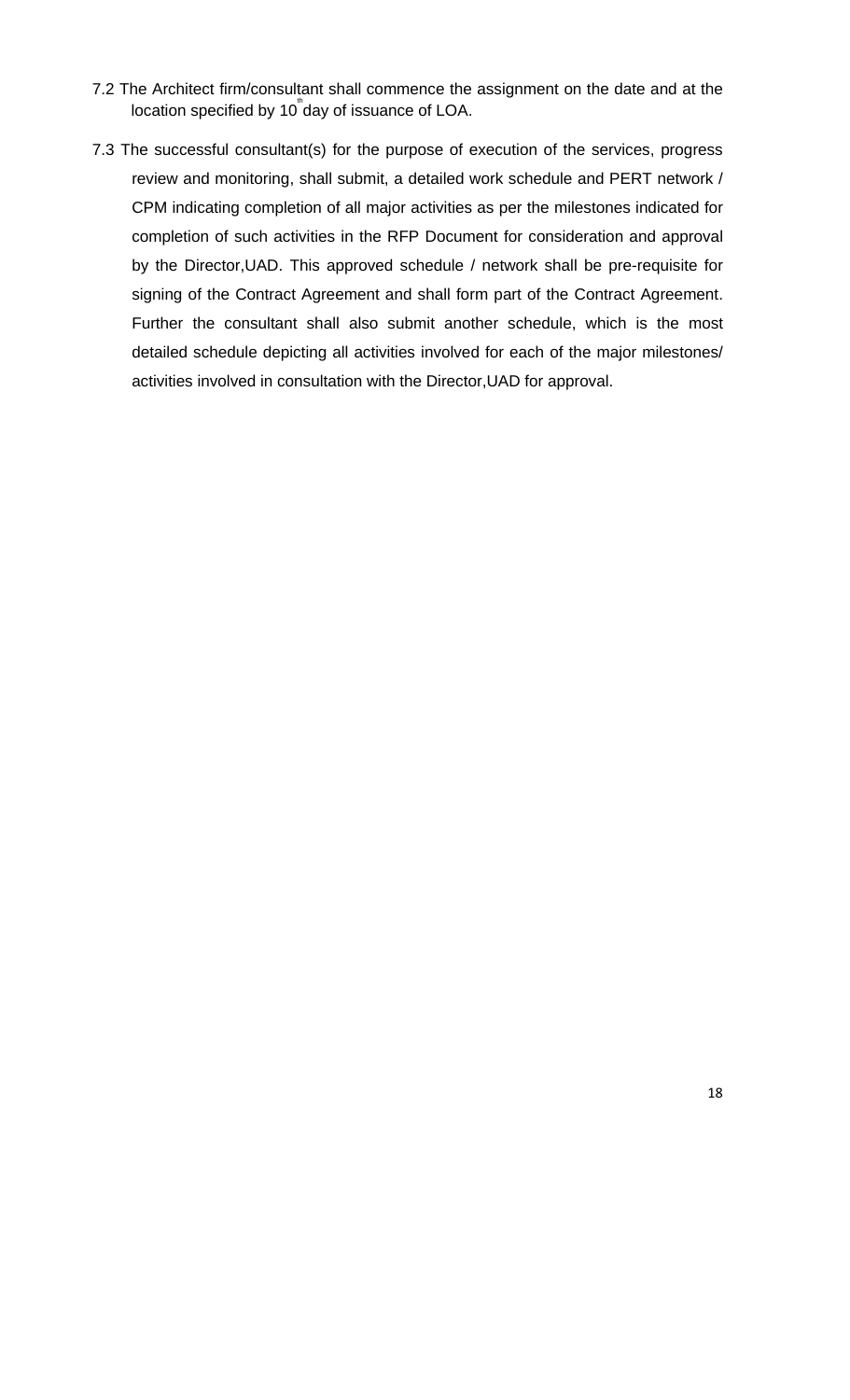7.2 The Architect firm/consultant shall commence the assignment on the date and at the location specified by 10th day of issuance of LOA.

7.3 The successful consultant(s) for the purpose of execution of the services, progress review and monitoring, shall submit, a detailed work schedule and PERT network / CPM indicating completion of all major activities as per the milestones indicated for completion of such activities in the RFP Document for consideration and approval by the Director,UAD. This approved schedule / network shall be pre-requisite for signing of the Contract Agreement and shall form part of the Contract Agreement. Further the consultant shall also submit another schedule, which is the most detailed schedule depicting all activities involved for each of the major milestones/ activities involved in consultation with the Director,UAD for approval.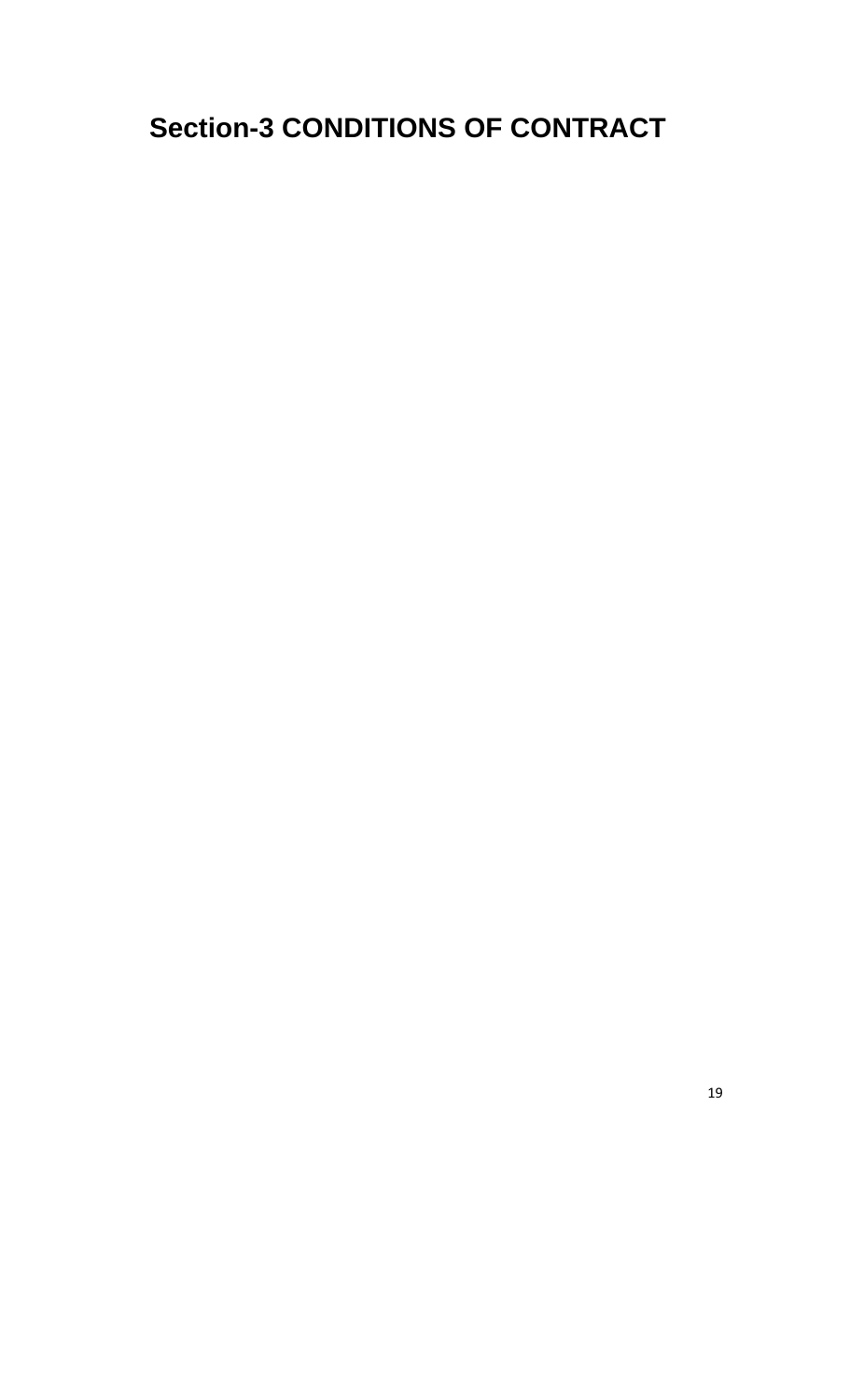# Section-3 CONDITIONS OF CONTRACT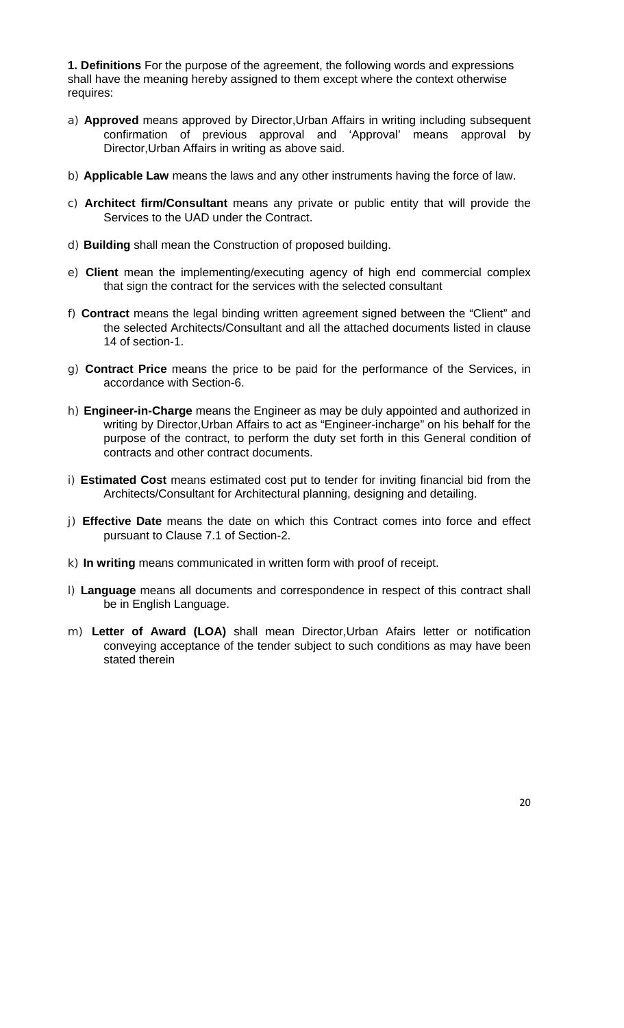**1. Definitions** For the purpose of the agreement, the following words and expressions shall have the meaning hereby assigned to them except where the context otherwise requires:

a) **Approved** means approved by Director,Urban Affairs in writing including subsequent confirmation of previous approval and 'Approval' means approval by Director,Urban Affairs in writing as above said.

b) **Applicable Law** means the laws and any other instruments having the force of law.

c) **Architect firm/Consultant** means any private or public entity that will provide the Services to the UAD under the Contract.

d) **Building** shall mean the Construction of proposed building.

e) **Client** mean the implementing/executing agency of high end commercial complex that sign the contract for the services with the selected consultant

f) **Contract** means the legal binding written agreement signed between the "Client" and the selected Architects/Consultant and all the attached documents listed in clause 14 of section-1.

g) **Contract Price** means the price to be paid for the performance of the Services, in accordance with Section-6.

h) **Engineer-in-Charge** means the Engineer as may be duly appointed and authorized in writing by Director,Urban Affairs to act as "Engineer-incharge" on his behalf for the purpose of the contract, to perform the duty set forth in this General condition of contracts and other contract documents.

i) **Estimated Cost** means estimated cost put to tender for inviting financial bid from the Architects/Consultant for Architectural planning, designing and detailing.

j) **Effective Date** means the date on which this Contract comes into force and effect pursuant to Clause 7.1 of Section-2.

k) **In writing** means communicated in written form with proof of receipt.

l) **Language** means all documents and correspondence in respect of this contract shall be in English Language.

m) **Letter of Award (LOA)** shall mean Director,Urban Afairs letter or notification conveying acceptance of the tender subject to such conditions as may have been stated therein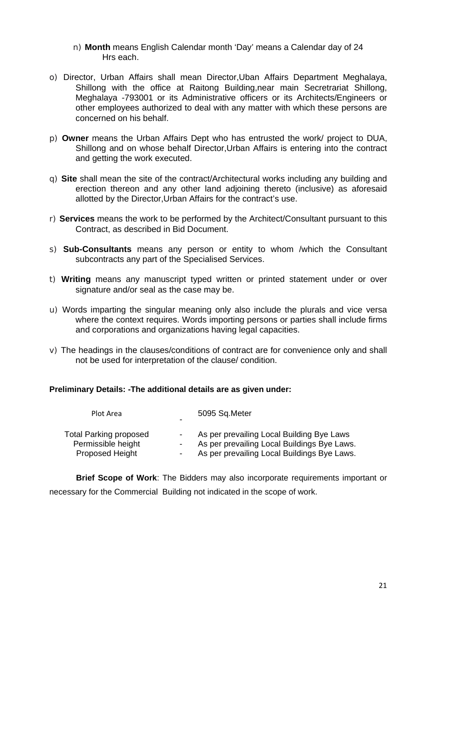n) **Month** means English Calendar month 'Day' means a Calendar day of 24 Hrs each.

o) Director, Urban Affairs shall mean Director,Uban Affairs Department Meghalaya, Shillong with the office at Raitong Building,near main Secretrariat Shillong, Meghalaya -793001 or its Administrative officers or its Architects/Engineers or other employees authorized to deal with any matter with which these persons are concerned on his behalf.

p) **Owner** means the Urban Affairs Dept who has entrusted the work/ project to DUA, Shillong and on whose behalf Director,Urban Affairs is entering into the contract and getting the work executed.

q) **Site** shall mean the site of the contract/Architectural works including any building and erection thereon and any other land adjoining thereto (inclusive) as aforesaid allotted by the Director,Urban Affairs for the contract's use.

r) **Services** means the work to be performed by the Architect/Consultant pursuant to this Contract, as described in Bid Document.

s) **Sub-Consultants** means any person or entity to whom /which the Consultant subcontracts any part of the Specialised Services.

t) **Writing** means any manuscript typed written or printed statement under or over signature and/or seal as the case may be.

u) Words imparting the singular meaning only also include the plurals and vice versa where the context requires. Words importing persons or parties shall include firms and corporations and organizations having legal capacities.

v) The headings in the clauses/conditions of contract are for convenience only and shall not be used for interpretation of the clause/ condition.

**Preliminary Details: -The additional details are as given under:**

| | | |
|---|---|---|
| Plot Area | - | 5095 Sq.Meter |
| Total Parking proposed | - | As per prevailing Local Building Bye Laws |
| Permissible height | - | As per prevailing Local Buildings Bye Laws. |
| Proposed Height | - | As per prevailing Local Buildings Bye Laws. |

**Brief Scope of Work**: The Bidders may also incorporate requirements important or necessary for the Commercial Building not indicated in the scope of work.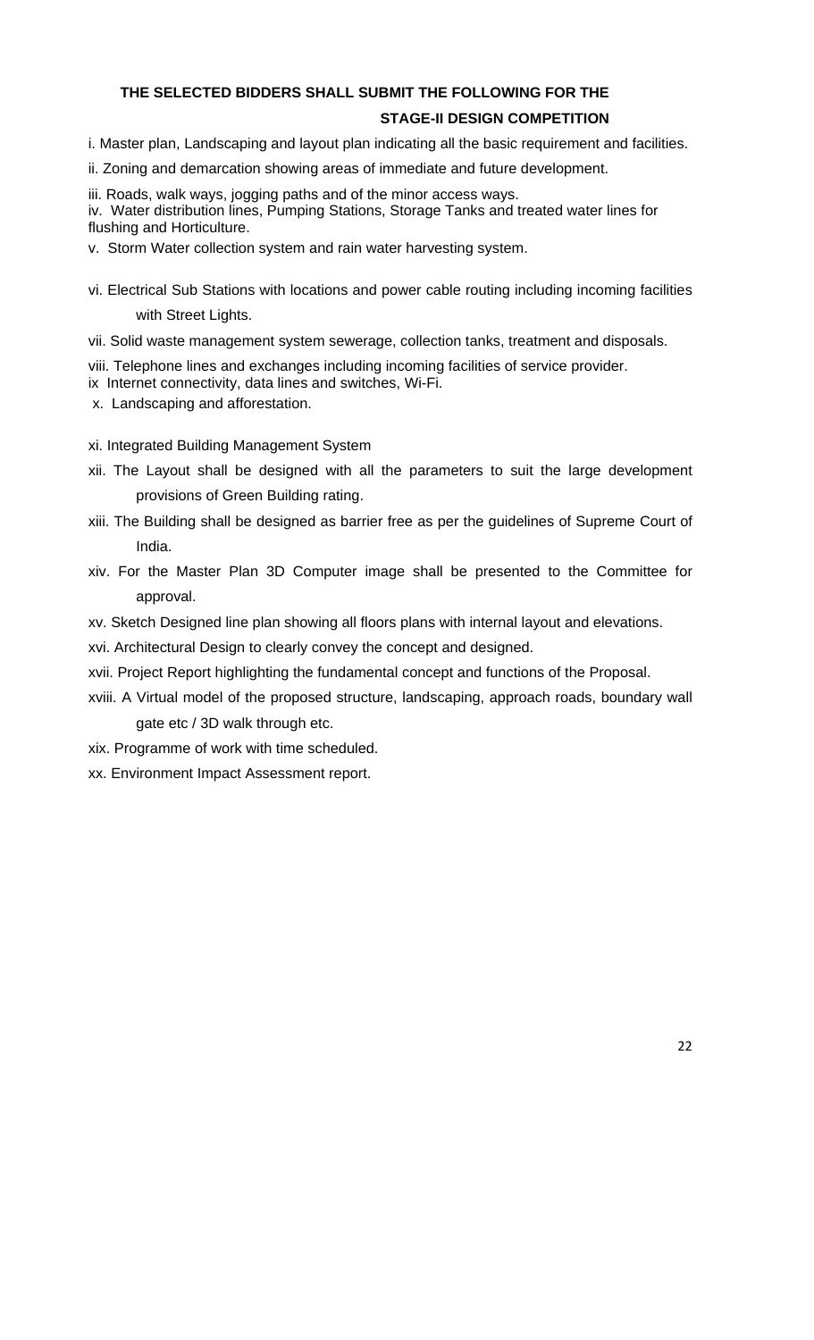**THE SELECTED BIDDERS SHALL SUBMIT THE FOLLOWING FOR THE STAGE-II DESIGN COMPETITION**

i. Master plan, Landscaping and layout plan indicating all the basic requirement and facilities.

ii. Zoning and demarcation showing areas of immediate and future development.

iii. Roads, walk ways, jogging paths and of the minor access ways.

iv. Water distribution lines, Pumping Stations, Storage Tanks and treated water lines for flushing and Horticulture.

v. Storm Water collection system and rain water harvesting system.

vi. Electrical Sub Stations with locations and power cable routing including incoming facilities with Street Lights.

vii. Solid waste management system sewerage, collection tanks, treatment and disposals.

viii. Telephone lines and exchanges including incoming facilities of service provider.

ix Internet connectivity, data lines and switches, Wi-Fi.

x. Landscaping and afforestation.

xi. Integrated Building Management System

xii. The Layout shall be designed with all the parameters to suit the large development provisions of Green Building rating.

xiii. The Building shall be designed as barrier free as per the guidelines of Supreme Court of India.

xiv. For the Master Plan 3D Computer image shall be presented to the Committee for approval.

xv. Sketch Designed line plan showing all floors plans with internal layout and elevations.

xvi. Architectural Design to clearly convey the concept and designed.

xvii. Project Report highlighting the fundamental concept and functions of the Proposal.

xviii. A Virtual model of the proposed structure, landscaping, approach roads, boundary wall gate etc / 3D walk through etc.

xix. Programme of work with time scheduled.

xx. Environment Impact Assessment report.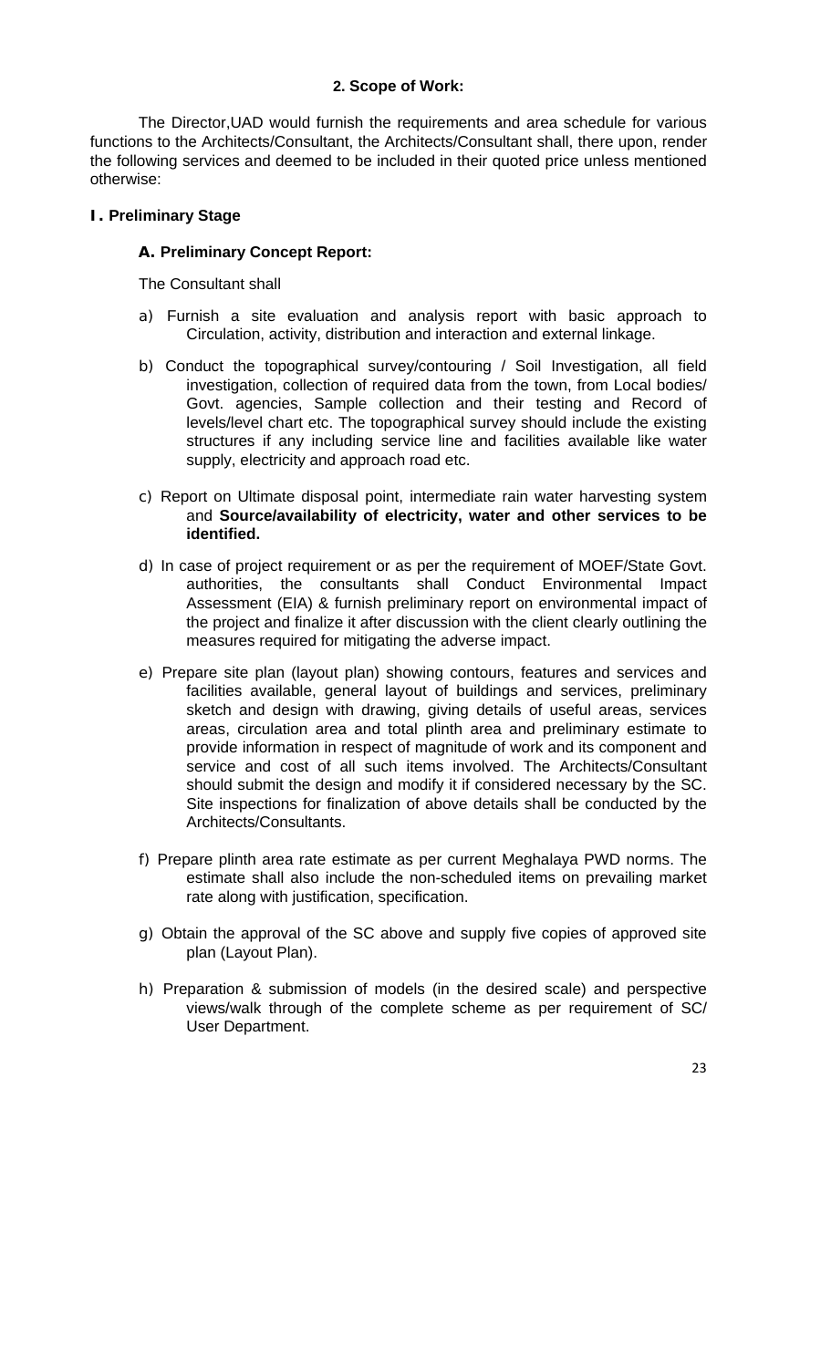## 2. Scope of Work:

The Director,UAD would furnish the requirements and area schedule for various functions to the Architects/Consultant, the Architects/Consultant shall, there upon, render the following services and deemed to be included in their quoted price unless mentioned otherwise:

### I. Preliminary Stage

#### A. Preliminary Concept Report:

The Consultant shall

a) Furnish a site evaluation and analysis report with basic approach to Circulation, activity, distribution and interaction and external linkage.

b) Conduct the topographical survey/contouring / Soil Investigation, all field investigation, collection of required data from the town, from Local bodies/ Govt. agencies, Sample collection and their testing and Record of levels/level chart etc. The topographical survey should include the existing structures if any including service line and facilities available like water supply, electricity and approach road etc.

c) Report on Ultimate disposal point, intermediate rain water harvesting system and **Source/availability of electricity, water and other services to be identified.**

d) In case of project requirement or as per the requirement of MOEF/State Govt. authorities, the consultants shall Conduct Environmental Impact Assessment (EIA) & furnish preliminary report on environmental impact of the project and finalize it after discussion with the client clearly outlining the measures required for mitigating the adverse impact.

e) Prepare site plan (layout plan) showing contours, features and services and facilities available, general layout of buildings and services, preliminary sketch and design with drawing, giving details of useful areas, services areas, circulation area and total plinth area and preliminary estimate to provide information in respect of magnitude of work and its component and service and cost of all such items involved. The Architects/Consultant should submit the design and modify it if considered necessary by the SC. Site inspections for finalization of above details shall be conducted by the Architects/Consultants.

f) Prepare plinth area rate estimate as per current Meghalaya PWD norms. The estimate shall also include the non-scheduled items on prevailing market rate along with justification, specification.

g) Obtain the approval of the SC above and supply five copies of approved site plan (Layout Plan).

h) Preparation & submission of models (in the desired scale) and perspective views/walk through of the complete scheme as per requirement of SC/ User Department.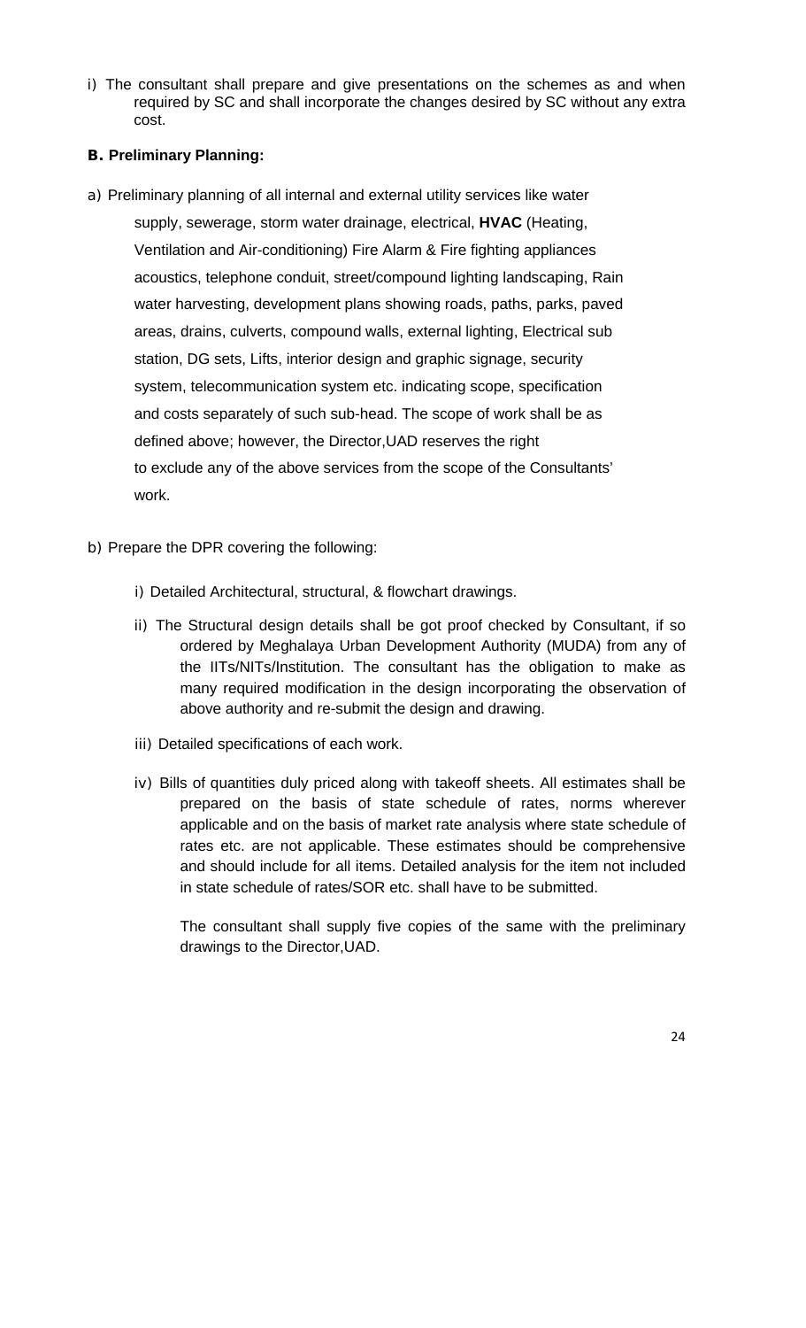i) The consultant shall prepare and give presentations on the schemes as and when required by SC and shall incorporate the changes desired by SC without any extra cost.

### B. Preliminary Planning:

a) Preliminary planning of all internal and external utility services like water supply, sewerage, storm water drainage, electrical, **HVAC** (Heating, Ventilation and Air-conditioning) Fire Alarm & Fire fighting appliances acoustics, telephone conduit, street/compound lighting landscaping, Rain water harvesting, development plans showing roads, paths, parks, paved areas, drains, culverts, compound walls, external lighting, Electrical sub station, DG sets, Lifts, interior design and graphic signage, security system, telecommunication system etc. indicating scope, specification and costs separately of such sub-head. The scope of work shall be as defined above; however, the Director,UAD reserves the right to exclude any of the above services from the scope of the Consultants' work.

b) Prepare the DPR covering the following:

   i) Detailed Architectural, structural, & flowchart drawings.

   ii) The Structural design details shall be got proof checked by Consultant, if so ordered by Meghalaya Urban Development Authority (MUDA) from any of the IITs/NITs/Institution. The consultant has the obligation to make as many required modification in the design incorporating the observation of above authority and re-submit the design and drawing.

   iii) Detailed specifications of each work.

   iv) Bills of quantities duly priced along with takeoff sheets. All estimates shall be prepared on the basis of state schedule of rates, norms wherever applicable and on the basis of market rate analysis where state schedule of rates etc. are not applicable. These estimates should be comprehensive and should include for all items. Detailed analysis for the item not included in state schedule of rates/SOR etc. shall have to be submitted.

   The consultant shall supply five copies of the same with the preliminary drawings to the Director,UAD.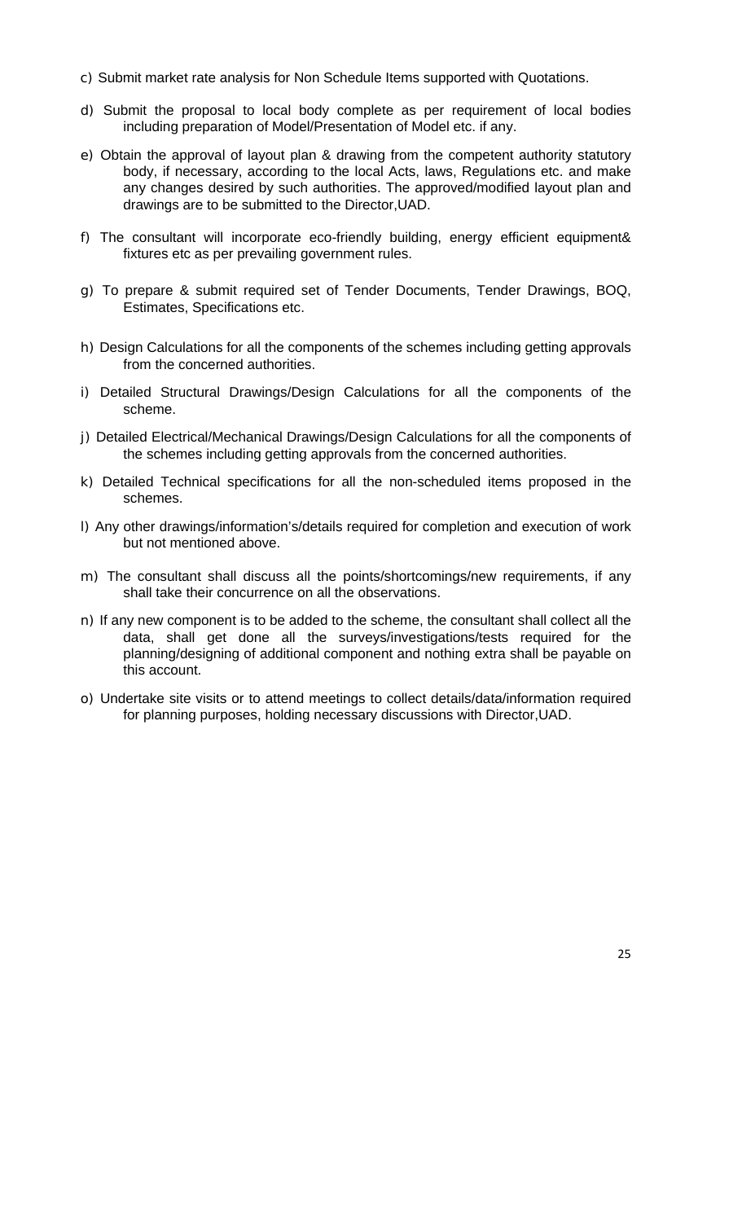c) Submit market rate analysis for Non Schedule Items supported with Quotations.

d) Submit the proposal to local body complete as per requirement of local bodies including preparation of Model/Presentation of Model etc. if any.

e) Obtain the approval of layout plan & drawing from the competent authority statutory body, if necessary, according to the local Acts, laws, Regulations etc. and make any changes desired by such authorities. The approved/modified layout plan and drawings are to be submitted to the Director,UAD.

f) The consultant will incorporate eco-friendly building, energy efficient equipment& fixtures etc as per prevailing government rules.

g) To prepare & submit required set of Tender Documents, Tender Drawings, BOQ, Estimates, Specifications etc.

h) Design Calculations for all the components of the schemes including getting approvals from the concerned authorities.

i) Detailed Structural Drawings/Design Calculations for all the components of the scheme.

j) Detailed Electrical/Mechanical Drawings/Design Calculations for all the components of the schemes including getting approvals from the concerned authorities.

k) Detailed Technical specifications for all the non-scheduled items proposed in the schemes.

l) Any other drawings/information's/details required for completion and execution of work but not mentioned above.

m) The consultant shall discuss all the points/shortcomings/new requirements, if any shall take their concurrence on all the observations.

n) If any new component is to be added to the scheme, the consultant shall collect all the data, shall get done all the surveys/investigations/tests required for the planning/designing of additional component and nothing extra shall be payable on this account.

o) Undertake site visits or to attend meetings to collect details/data/information required for planning purposes, holding necessary discussions with Director,UAD.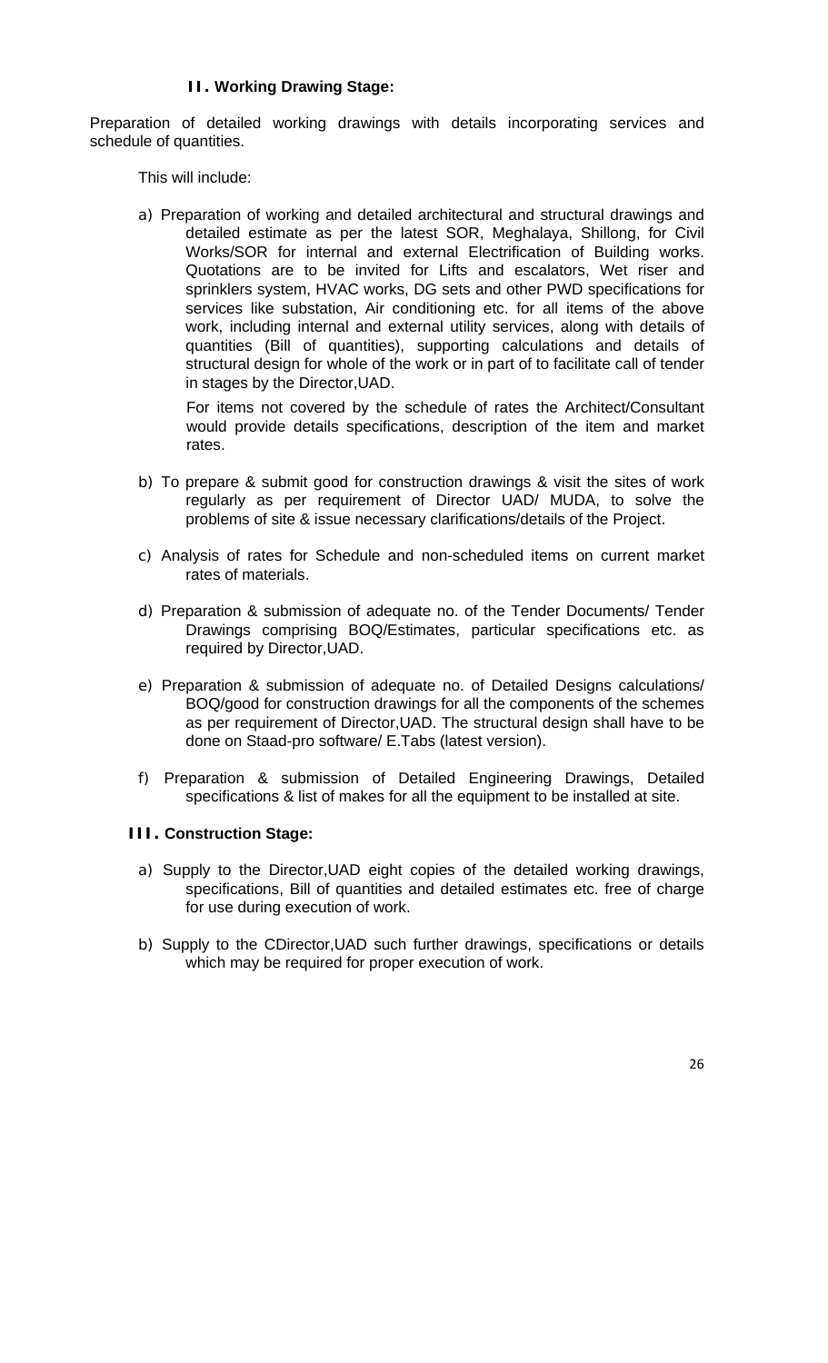### II. Working Drawing Stage:

Preparation of detailed working drawings with details incorporating services and schedule of quantities.

This will include:

a) Preparation of working and detailed architectural and structural drawings and detailed estimate as per the latest SOR, Meghalaya, Shillong, for Civil Works/SOR for internal and external Electrification of Building works. Quotations are to be invited for Lifts and escalators, Wet riser and sprinklers system, HVAC works, DG sets and other PWD specifications for services like substation, Air conditioning etc. for all items of the above work, including internal and external utility services, along with details of quantities (Bill of quantities), supporting calculations and details of structural design for whole of the work or in part of to facilitate call of tender in stages by the Director,UAD.

   For items not covered by the schedule of rates the Architect/Consultant would provide details specifications, description of the item and market rates.

b) To prepare & submit good for construction drawings & visit the sites of work regularly as per requirement of Director UAD/ MUDA, to solve the problems of site & issue necessary clarifications/details of the Project.

c) Analysis of rates for Schedule and non-scheduled items on current market rates of materials.

d) Preparation & submission of adequate no. of the Tender Documents/ Tender Drawings comprising BOQ/Estimates, particular specifications etc. as required by Director,UAD.

e) Preparation & submission of adequate no. of Detailed Designs calculations/ BOQ/good for construction drawings for all the components of the schemes as per requirement of Director,UAD. The structural design shall have to be done on Staad-pro software/ E.Tabs (latest version).

f) Preparation & submission of Detailed Engineering Drawings, Detailed specifications & list of makes for all the equipment to be installed at site.

### III. Construction Stage:

a) Supply to the Director,UAD eight copies of the detailed working drawings, specifications, Bill of quantities and detailed estimates etc. free of charge for use during execution of work.

b) Supply to the CDirector,UAD such further drawings, specifications or details which may be required for proper execution of work.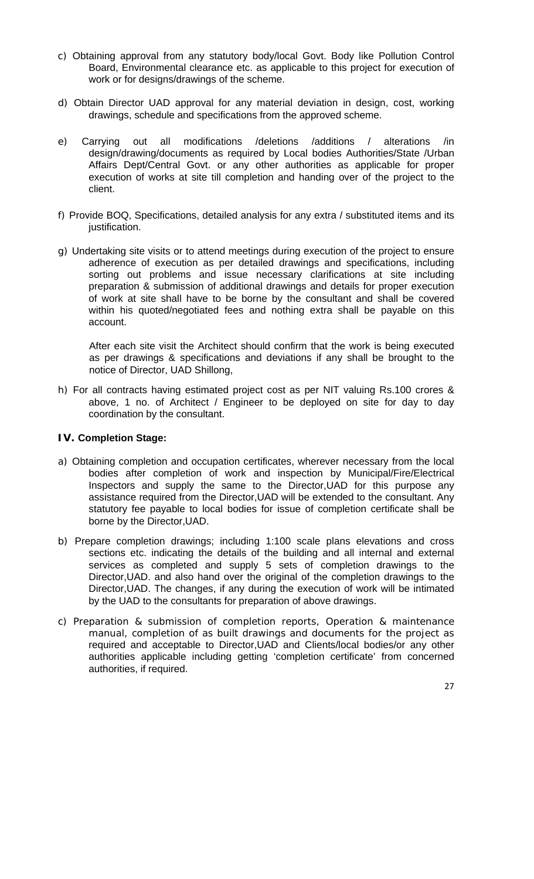c) Obtaining approval from any statutory body/local Govt. Body like Pollution Control Board, Environmental clearance etc. as applicable to this project for execution of work or for designs/drawings of the scheme.

d) Obtain Director UAD approval for any material deviation in design, cost, working drawings, schedule and specifications from the approved scheme.

e) Carrying out all modifications /deletions /additions / alterations /in design/drawing/documents as required by Local bodies Authorities/State /Urban Affairs Dept/Central Govt. or any other authorities as applicable for proper execution of works at site till completion and handing over of the project to the client.

f) Provide BOQ, Specifications, detailed analysis for any extra / substituted items and its justification.

g) Undertaking site visits or to attend meetings during execution of the project to ensure adherence of execution as per detailed drawings and specifications, including sorting out problems and issue necessary clarifications at site including preparation & submission of additional drawings and details for proper execution of work at site shall have to be borne by the consultant and shall be covered within his quoted/negotiated fees and nothing extra shall be payable on this account.

   After each site visit the Architect should confirm that the work is being executed as per drawings & specifications and deviations if any shall be brought to the notice of Director, UAD Shillong,

h) For all contracts having estimated project cost as per NIT valuing Rs.100 crores & above, 1 no. of Architect / Engineer to be deployed on site for day to day coordination by the consultant.

**IV. Completion Stage:**

a) Obtaining completion and occupation certificates, wherever necessary from the local bodies after completion of work and inspection by Municipal/Fire/Electrical Inspectors and supply the same to the Director,UAD for this purpose any assistance required from the Director,UAD will be extended to the consultant. Any statutory fee payable to local bodies for issue of completion certificate shall be borne by the Director,UAD.

b) Prepare completion drawings; including 1:100 scale plans elevations and cross sections etc. indicating the details of the building and all internal and external services as completed and supply 5 sets of completion drawings to the Director,UAD. and also hand over the original of the completion drawings to the Director,UAD. The changes, if any during the execution of work will be intimated by the UAD to the consultants for preparation of above drawings.

c) Preparation & submission of completion reports, Operation & maintenance manual, completion of as built drawings and documents for the project as required and acceptable to Director,UAD and Clients/local bodies/or any other authorities applicable including getting 'completion certificate' from concerned authorities, if required.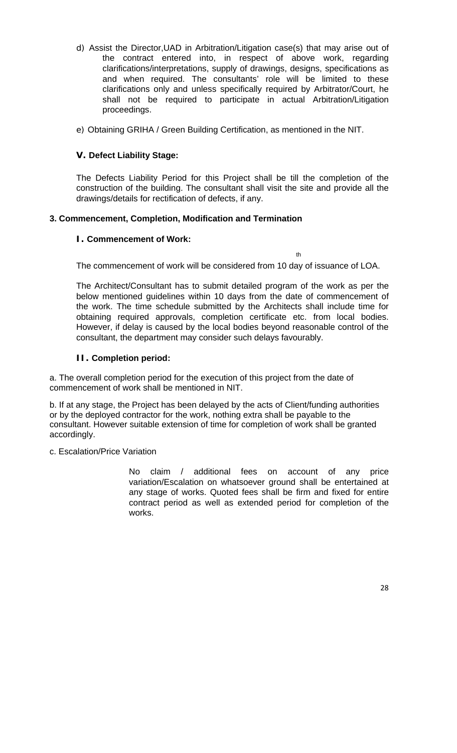d) Assist the Director,UAD in Arbitration/Litigation case(s) that may arise out of the contract entered into, in respect of above work, regarding clarifications/interpretations, supply of drawings, designs, specifications as and when required. The consultants' role will be limited to these clarifications only and unless specifically required by Arbitrator/Court, he shall not be required to participate in actual Arbitration/Litigation proceedings.

e) Obtaining GRIHA / Green Building Certification, as mentioned in the NIT.

### V. Defect Liability Stage:

The Defects Liability Period for this Project shall be till the completion of the construction of the building. The consultant shall visit the site and provide all the drawings/details for rectification of defects, if any.

## 3. Commencement, Completion, Modification and Termination

### I. Commencement of Work:

The commencement of work will be considered from 10th day of issuance of LOA.

The Architect/Consultant has to submit detailed program of the work as per the below mentioned guidelines within 10 days from the date of commencement of the work. The time schedule submitted by the Architects shall include time for obtaining required approvals, completion certificate etc. from local bodies. However, if delay is caused by the local bodies beyond reasonable control of the consultant, the department may consider such delays favourably.

### II. Completion period:

a. The overall completion period for the execution of this project from the date of commencement of work shall be mentioned in NIT.

b. If at any stage, the Project has been delayed by the acts of Client/funding authorities or by the deployed contractor for the work, nothing extra shall be payable to the consultant. However suitable extension of time for completion of work shall be granted accordingly.

c. Escalation/Price Variation

No claim / additional fees on account of any price variation/Escalation on whatsoever ground shall be entertained at any stage of works. Quoted fees shall be firm and fixed for entire contract period as well as extended period for completion of the works.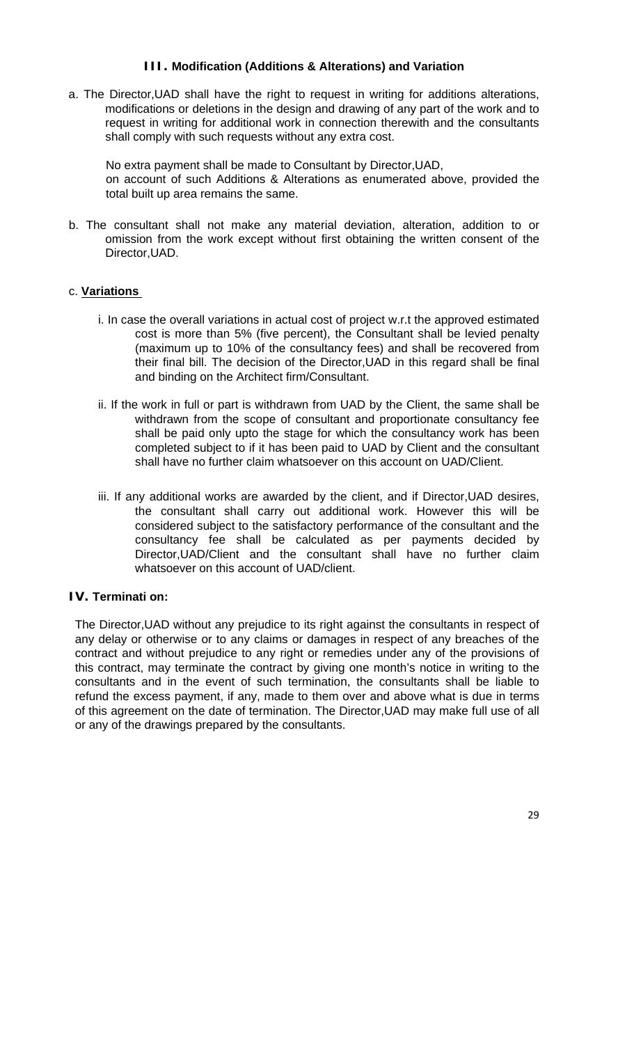### III. Modification (Additions & Alterations) and Variation

a. The Director,UAD shall have the right to request in writing for additions alterations, modifications or deletions in the design and drawing of any part of the work and to request in writing for additional work in connection therewith and the consultants shall comply with such requests without any extra cost.

No extra payment shall be made to Consultant by Director,UAD, on account of such Additions & Alterations as enumerated above, provided the total built up area remains the same.

b. The consultant shall not make any material deviation, alteration, addition to or omission from the work except without first obtaining the written consent of the Director,UAD.

c. **Variations**

i. In case the overall variations in actual cost of project w.r.t the approved estimated cost is more than 5% (five percent), the Consultant shall be levied penalty (maximum up to 10% of the consultancy fees) and shall be recovered from their final bill. The decision of the Director,UAD in this regard shall be final and binding on the Architect firm/Consultant.

ii. If the work in full or part is withdrawn from UAD by the Client, the same shall be withdrawn from the scope of consultant and proportionate consultancy fee shall be paid only upto the stage for which the consultancy work has been completed subject to if it has been paid to UAD by Client and the consultant shall have no further claim whatsoever on this account on UAD/Client.

iii. If any additional works are awarded by the client, and if Director,UAD desires, the consultant shall carry out additional work. However this will be considered subject to the satisfactory performance of the consultant and the consultancy fee shall be calculated as per payments decided by Director,UAD/Client and the consultant shall have no further claim whatsoever on this account of UAD/client.

### IV. Terminati on:

The Director,UAD without any prejudice to its right against the consultants in respect of any delay or otherwise or to any claims or damages in respect of any breaches of the contract and without prejudice to any right or remedies under any of the provisions of this contract, may terminate the contract by giving one month's notice in writing to the consultants and in the event of such termination, the consultants shall be liable to refund the excess payment, if any, made to them over and above what is due in terms of this agreement on the date of termination. The Director,UAD may make full use of all or any of the drawings prepared by the consultants.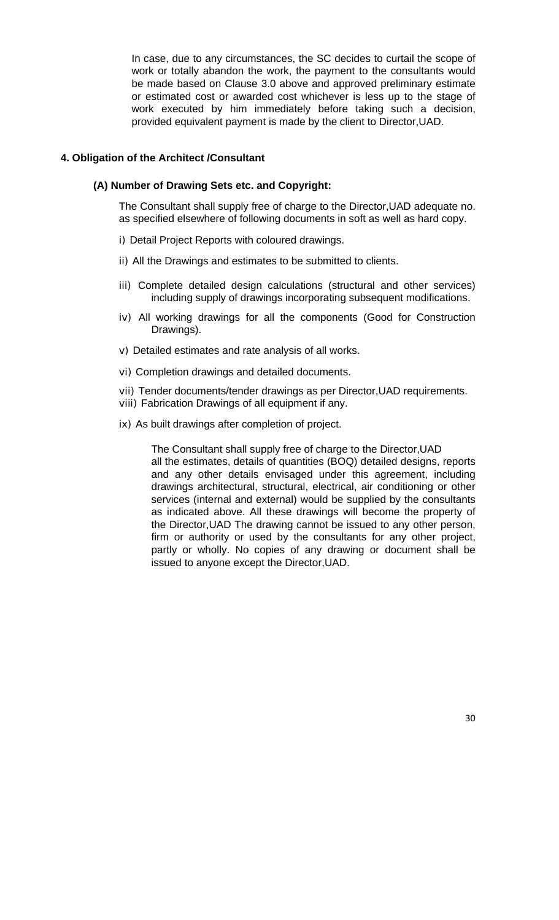In case, due to any circumstances, the SC decides to curtail the scope of work or totally abandon the work, the payment to the consultants would be made based on Clause 3.0 above and approved preliminary estimate or estimated cost or awarded cost whichever is less up to the stage of work executed by him immediately before taking such a decision, provided equivalent payment is made by the client to Director,UAD.

## 4. Obligation of the Architect /Consultant

### (A) Number of Drawing Sets etc. and Copyright:

The Consultant shall supply free of charge to the Director,UAD adequate no. as specified elsewhere of following documents in soft as well as hard copy.

i) Detail Project Reports with coloured drawings.

ii) All the Drawings and estimates to be submitted to clients.

iii) Complete detailed design calculations (structural and other services) including supply of drawings incorporating subsequent modifications.

iv) All working drawings for all the components (Good for Construction Drawings).

v) Detailed estimates and rate analysis of all works.

vi) Completion drawings and detailed documents.

vii) Tender documents/tender drawings as per Director,UAD requirements.

viii) Fabrication Drawings of all equipment if any.

ix) As built drawings after completion of project.

The Consultant shall supply free of charge to the Director,UAD all the estimates, details of quantities (BOQ) detailed designs, reports and any other details envisaged under this agreement, including drawings architectural, structural, electrical, air conditioning or other services (internal and external) would be supplied by the consultants as indicated above. All these drawings will become the property of the Director,UAD The drawing cannot be issued to any other person, firm or authority or used by the consultants for any other project, partly or wholly. No copies of any drawing or document shall be issued to anyone except the Director,UAD.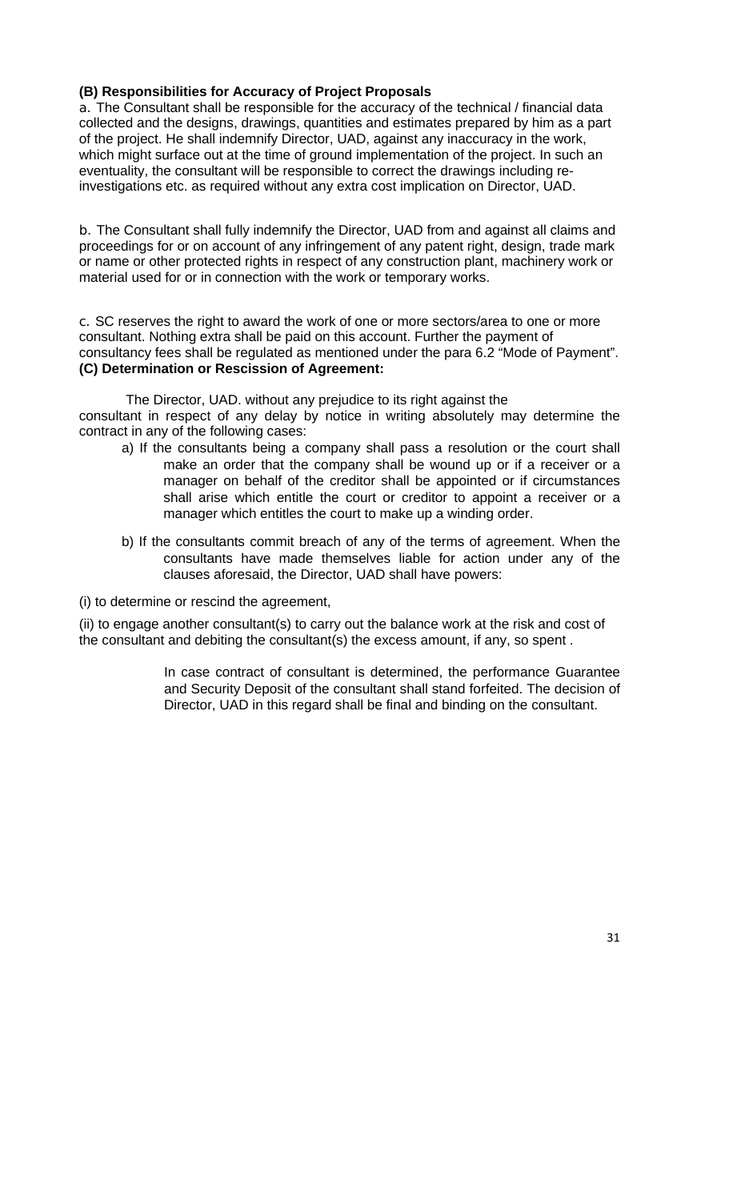**(B) Responsibilities for Accuracy of Project Proposals**

a. The Consultant shall be responsible for the accuracy of the technical / financial data collected and the designs, drawings, quantities and estimates prepared by him as a part of the project. He shall indemnify Director, UAD, against any inaccuracy in the work, which might surface out at the time of ground implementation of the project. In such an eventuality, the consultant will be responsible to correct the drawings including re-investigations etc. as required without any extra cost implication on Director, UAD.

b. The Consultant shall fully indemnify the Director, UAD from and against all claims and proceedings for or on account of any infringement of any patent right, design, trade mark or name or other protected rights in respect of any construction plant, machinery work or material used for or in connection with the work or temporary works.

c. SC reserves the right to award the work of one or more sectors/area to one or more consultant. Nothing extra shall be paid on this account. Further the payment of consultancy fees shall be regulated as mentioned under the para 6.2 "Mode of Payment".

**(C) Determination or Rescission of Agreement:**

The Director, UAD. without any prejudice to its right against the consultant in respect of any delay by notice in writing absolutely may determine the contract in any of the following cases:

a) If the consultants being a company shall pass a resolution or the court shall make an order that the company shall be wound up or if a receiver or a manager on behalf of the creditor shall be appointed or if circumstances shall arise which entitle the court or creditor to appoint a receiver or a manager which entitles the court to make up a winding order.

b) If the consultants commit breach of any of the terms of agreement. When the consultants have made themselves liable for action under any of the clauses aforesaid, the Director, UAD shall have powers:

(i) to determine or rescind the agreement,

(ii) to engage another consultant(s) to carry out the balance work at the risk and cost of the consultant and debiting the consultant(s) the excess amount, if any, so spent .

In case contract of consultant is determined, the performance Guarantee and Security Deposit of the consultant shall stand forfeited. The decision of Director, UAD in this regard shall be final and binding on the consultant.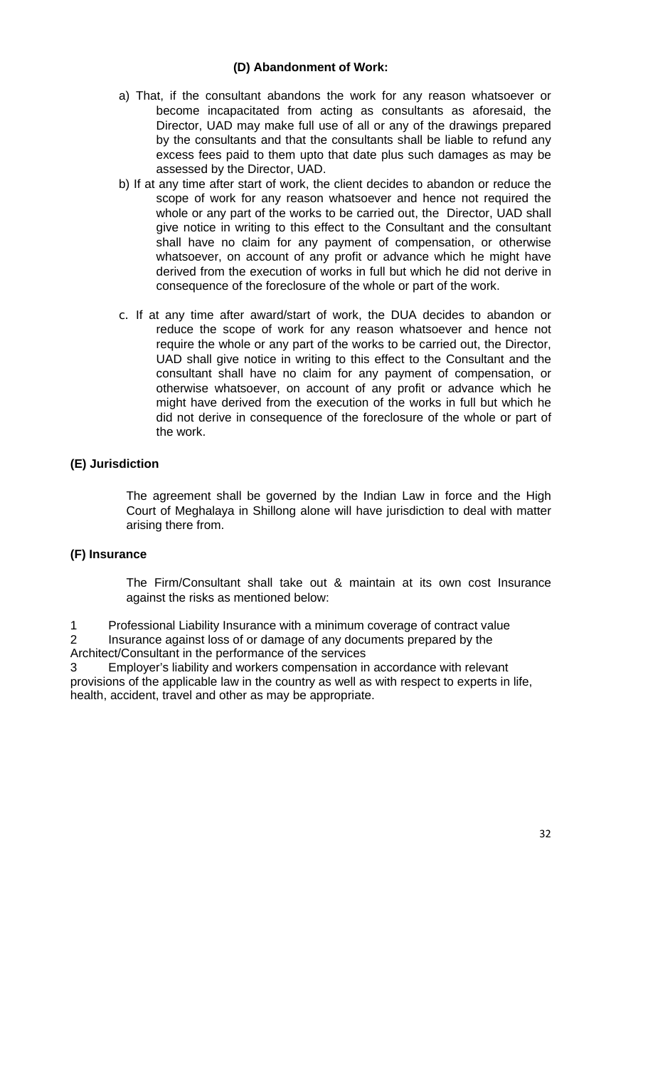### (D) Abandonment of Work:

a) That, if the consultant abandons the work for any reason whatsoever or become incapacitated from acting as consultants as aforesaid, the Director, UAD may make full use of all or any of the drawings prepared by the consultants and that the consultants shall be liable to refund any excess fees paid to them upto that date plus such damages as may be assessed by the Director, UAD.

b) If at any time after start of work, the client decides to abandon or reduce the scope of work for any reason whatsoever and hence not required the whole or any part of the works to be carried out, the Director, UAD shall give notice in writing to this effect to the Consultant and the consultant shall have no claim for any payment of compensation, or otherwise whatsoever, on account of any profit or advance which he might have derived from the execution of works in full but which he did not derive in consequence of the foreclosure of the whole or part of the work.

c. If at any time after award/start of work, the DUA decides to abandon or reduce the scope of work for any reason whatsoever and hence not require the whole or any part of the works to be carried out, the Director, UAD shall give notice in writing to this effect to the Consultant and the consultant shall have no claim for any payment of compensation, or otherwise whatsoever, on account of any profit or advance which he might have derived from the execution of the works in full but which he did not derive in consequence of the foreclosure of the whole or part of the work.

### (E) Jurisdiction

The agreement shall be governed by the Indian Law in force and the High Court of Meghalaya in Shillong alone will have jurisdiction to deal with matter arising there from.

### (F) Insurance

The Firm/Consultant shall take out & maintain at its own cost Insurance against the risks as mentioned below:

1. Professional Liability Insurance with a minimum coverage of contract value
2. Insurance against loss of or damage of any documents prepared by the Architect/Consultant in the performance of the services
3. Employer's liability and workers compensation in accordance with relevant provisions of the applicable law in the country as well as with respect to experts in life, health, accident, travel and other as may be appropriate.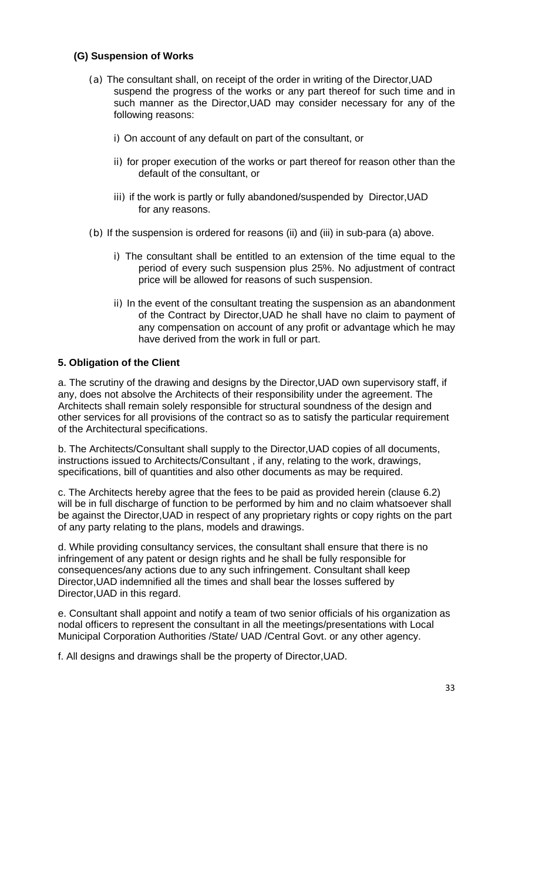#### (G) Suspension of Works

(a) The consultant shall, on receipt of the order in writing of the Director,UAD suspend the progress of the works or any part thereof for such time and in such manner as the Director,UAD may consider necessary for any of the following reasons:

i) On account of any default on part of the consultant, or

ii) for proper execution of the works or part thereof for reason other than the default of the consultant, or

iii) if the work is partly or fully abandoned/suspended by Director,UAD for any reasons.

(b) If the suspension is ordered for reasons (ii) and (iii) in sub-para (a) above.

i) The consultant shall be entitled to an extension of the time equal to the period of every such suspension plus 25%. No adjustment of contract price will be allowed for reasons of such suspension.

ii) In the event of the consultant treating the suspension as an abandonment of the Contract by Director,UAD he shall have no claim to payment of any compensation on account of any profit or advantage which he may have derived from the work in full or part.

#### 5. Obligation of the Client

a. The scrutiny of the drawing and designs by the Director,UAD own supervisory staff, if any, does not absolve the Architects of their responsibility under the agreement. The Architects shall remain solely responsible for structural soundness of the design and other services for all provisions of the contract so as to satisfy the particular requirement of the Architectural specifications.

b. The Architects/Consultant shall supply to the Director,UAD copies of all documents, instructions issued to Architects/Consultant , if any, relating to the work, drawings, specifications, bill of quantities and also other documents as may be required.

c. The Architects hereby agree that the fees to be paid as provided herein (clause 6.2) will be in full discharge of function to be performed by him and no claim whatsoever shall be against the Director,UAD in respect of any proprietary rights or copy rights on the part of any party relating to the plans, models and drawings.

d. While providing consultancy services, the consultant shall ensure that there is no infringement of any patent or design rights and he shall be fully responsible for consequences/any actions due to any such infringement. Consultant shall keep Director,UAD indemnified all the times and shall bear the losses suffered by Director,UAD in this regard.

e. Consultant shall appoint and notify a team of two senior officials of his organization as nodal officers to represent the consultant in all the meetings/presentations with Local Municipal Corporation Authorities /State/ UAD /Central Govt. or any other agency.

f. All designs and drawings shall be the property of Director,UAD.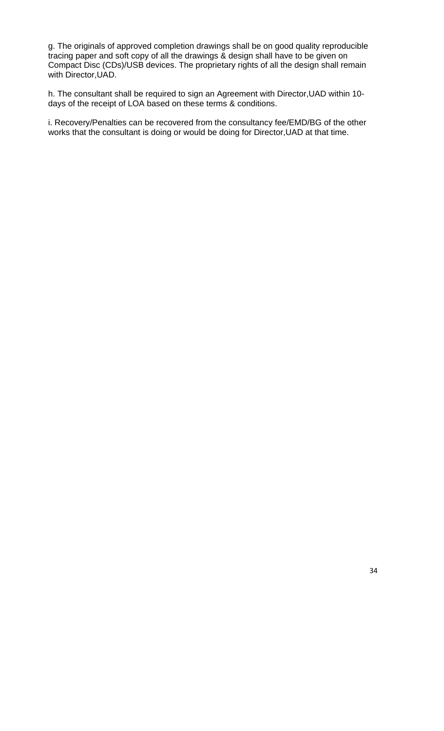g. The originals of approved completion drawings shall be on good quality reproducible tracing paper and soft copy of all the drawings & design shall have to be given on Compact Disc (CDs)/USB devices. The proprietary rights of all the design shall remain with Director,UAD.

h. The consultant shall be required to sign an Agreement with Director,UAD within 10-days of the receipt of LOA based on these terms & conditions.

i. Recovery/Penalties can be recovered from the consultancy fee/EMD/BG of the other works that the consultant is doing or would be doing for Director,UAD at that time.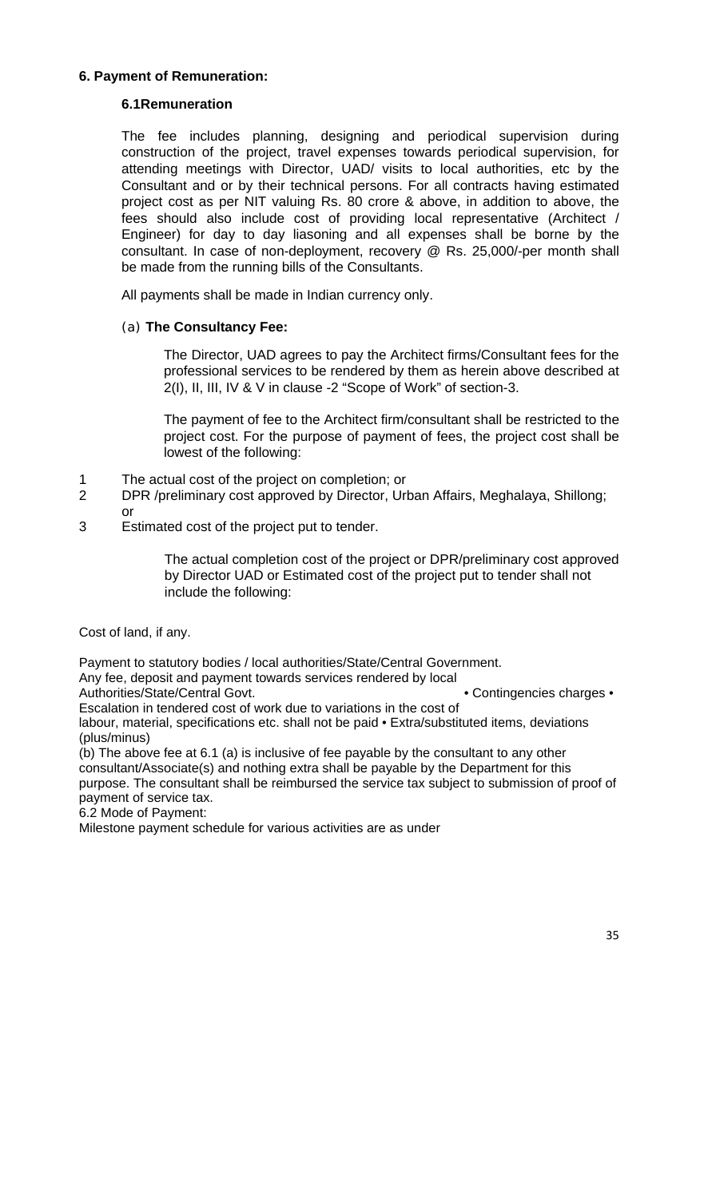**6. Payment of Remuneration:**

**6.1Remuneration**

The fee includes planning, designing and periodical supervision during construction of the project, travel expenses towards periodical supervision, for attending meetings with Director, UAD/ visits to local authorities, etc by the Consultant and or by their technical persons. For all contracts having estimated project cost as per NIT valuing Rs. 80 crore & above, in addition to above, the fees should also include cost of providing local representative (Architect / Engineer) for day to day liasoning and all expenses shall be borne by the consultant. In case of non-deployment, recovery @ Rs. 25,000/-per month shall be made from the running bills of the Consultants.

All payments shall be made in Indian currency only.

(a) **The Consultancy Fee:**

The Director, UAD agrees to pay the Architect firms/Consultant fees for the professional services to be rendered by them as herein above described at 2(I), II, III, IV & V in clause -2 "Scope of Work" of section-3.

The payment of fee to the Architect firm/consultant shall be restricted to the project cost. For the purpose of payment of fees, the project cost shall be lowest of the following:

1. The actual cost of the project on completion; or
2. DPR /preliminary cost approved by Director, Urban Affairs, Meghalaya, Shillong; or
3. Estimated cost of the project put to tender.

The actual completion cost of the project or DPR/preliminary cost approved by Director UAD or Estimated cost of the project put to tender shall not include the following:

Cost of land, if any.

Payment to statutory bodies / local authorities/State/Central Government.
Any fee, deposit and payment towards services rendered by local Authorities/State/Central Govt. • Contingencies charges • Escalation in tendered cost of work due to variations in the cost of labour, material, specifications etc. shall not be paid • Extra/substituted items, deviations (plus/minus)

(b) The above fee at 6.1 (a) is inclusive of fee payable by the consultant to any other consultant/Associate(s) and nothing extra shall be payable by the Department for this purpose. The consultant shall be reimbursed the service tax subject to submission of proof of payment of service tax.

6.2 Mode of Payment:

Milestone payment schedule for various activities are as under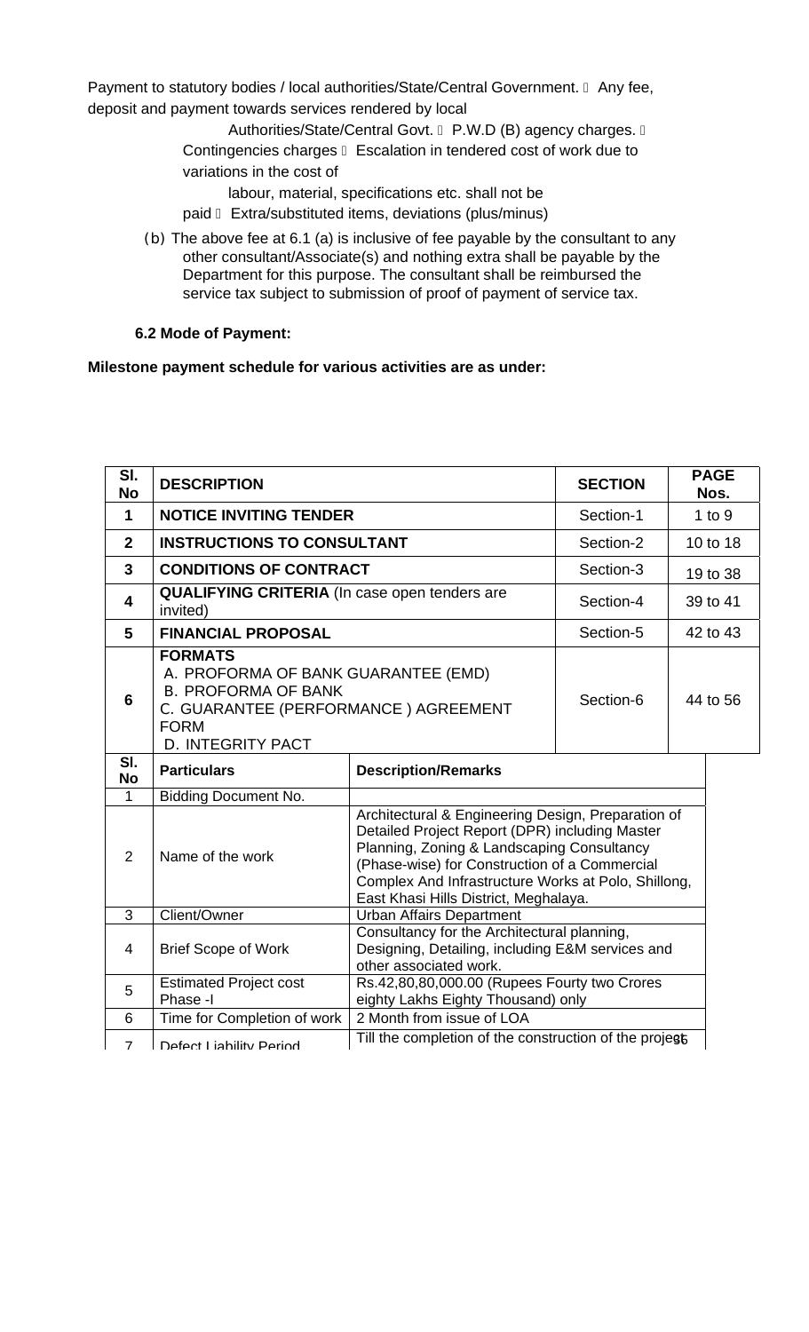Payment to statutory bodies / local authorities/State/Central Government.  Any fee, deposit and payment towards services rendered by local

Authorities/State/Central Govt.  P.W.D (B) agency charges.  Contingencies charges  Escalation in tendered cost of work due to variations in the cost of

labour, material, specifications etc. shall not be paid  Extra/substituted items, deviations (plus/minus)

(b) The above fee at 6.1 (a) is inclusive of fee payable by the consultant to any other consultant/Associate(s) and nothing extra shall be payable by the Department for this purpose. The consultant shall be reimbursed the service tax subject to submission of proof of payment of service tax.

**6.2 Mode of Payment:**

**Milestone payment schedule for various activities are as under:**

| Sl. No | DESCRIPTION | SECTION | PAGE Nos. |
|---|---|---|---|
| **1** | **NOTICE INVITING TENDER** | Section-1 | 1 to 9 |
| **2** | **INSTRUCTIONS TO CONSULTANT** | Section-2 | 10 to 18 |
| **3** | **CONDITIONS OF CONTRACT** | Section-3 | 19 to 38 |
| **4** | **QUALIFYING CRITERIA** (In case open tenders are invited) | Section-4 | 39 to 41 |
| **5** | **FINANCIAL PROPOSAL** | Section-5 | 42 to 43 |
| **6** | **FORMATS**<br>A. PROFORMA OF BANK GUARANTEE (EMD)<br>B. PROFORMA OF BANK<br>C. GUARANTEE (PERFORMANCE ) AGREEMENT FORM<br>D. INTEGRITY PACT | Section-6 | 44 to 56 |

| Sl. No | Particulars | Description/Remarks |
|---|---|---|
| 1 | Bidding Document No. | |
| 2 | Name of the work | Architectural & Engineering Design, Preparation of Detailed Project Report (DPR) including Master Planning, Zoning & Landscaping Consultancy (Phase-wise) for Construction of a Commercial Complex And Infrastructure Works at Polo, Shillong, East Khasi Hills District, Meghalaya. |
| 3 | Client/Owner | Urban Affairs Department |
| 4 | Brief Scope of Work | Consultancy for the Architectural planning, Designing, Detailing, including E&M services and other associated work. |
| 5 | Estimated Project cost Phase -I | Rs.42,80,80,000.00 (Rupees Fourty two Crores eighty Lakhs Eighty Thousand) only |
| 6 | Time for Completion of work | 2 Month from issue of LOA |
| 7 | Defect Liability Period | Till the completion of the construction of the project |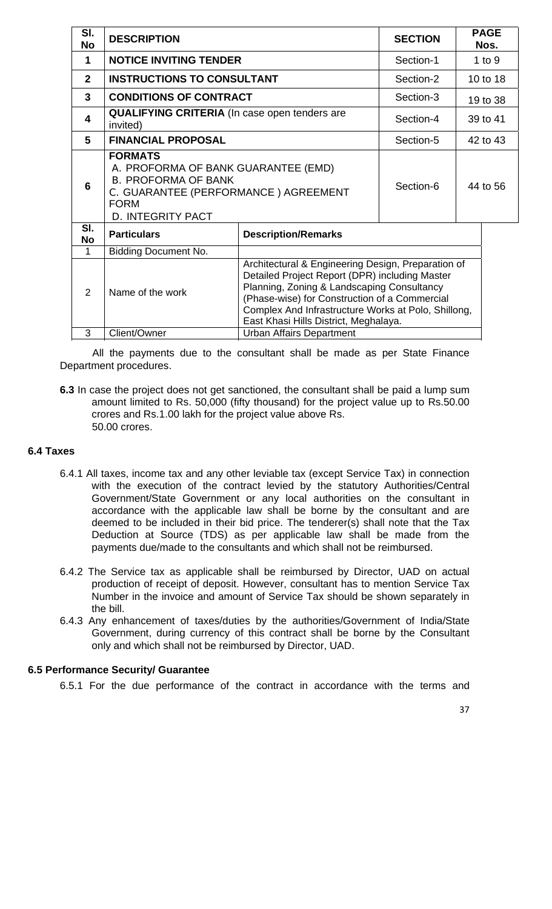| Sl. No | DESCRIPTION | SECTION | PAGE Nos. |
|---|---|---|---|
| 1 | **NOTICE INVITING TENDER** | Section-1 | 1 to 9 |
| 2 | **INSTRUCTIONS TO CONSULTANT** | Section-2 | 10 to 18 |
| 3 | **CONDITIONS OF CONTRACT** | Section-3 | 19 to 38 |
| 4 | **QUALIFYING CRITERIA** (In case open tenders are invited) | Section-4 | 39 to 41 |
| 5 | **FINANCIAL PROPOSAL** | Section-5 | 42 to 43 |
| 6 | **FORMATS**<br>A. PROFORMA OF BANK GUARANTEE (EMD)<br>B. PROFORMA OF BANK<br>C. GUARANTEE (PERFORMANCE ) AGREEMENT FORM<br>D. INTEGRITY PACT | Section-6 | 44 to 56 |

| Sl. No | Particulars | Description/Remarks |
|---|---|---|
| 1 | Bidding Document No. | |
| 2 | Name of the work | Architectural & Engineering Design, Preparation of Detailed Project Report (DPR) including Master Planning, Zoning & Landscaping Consultancy (Phase-wise) for Construction of a Commercial Complex And Infrastructure Works at Polo, Shillong, East Khasi Hills District, Meghalaya. |
| 3 | Client/Owner | Urban Affairs Department |

All the payments due to the consultant shall be made as per State Finance Department procedures.

**6.3** In case the project does not get sanctioned, the consultant shall be paid a lump sum amount limited to Rs. 50,000 (fifty thousand) for the project value up to Rs.50.00 crores and Rs.1.00 lakh for the project value above Rs. 50.00 crores.

### 6.4 Taxes

6.4.1 All taxes, income tax and any other leviable tax (except Service Tax) in connection with the execution of the contract levied by the statutory Authorities/Central Government/State Government or any local authorities on the consultant in accordance with the applicable law shall be borne by the consultant and are deemed to be included in their bid price. The tenderer(s) shall note that the Tax Deduction at Source (TDS) as per applicable law shall be made from the payments due/made to the consultants and which shall not be reimbursed.

6.4.2 The Service tax as applicable shall be reimbursed by Director, UAD on actual production of receipt of deposit. However, consultant has to mention Service Tax Number in the invoice and amount of Service Tax should be shown separately in the bill.

6.4.3 Any enhancement of taxes/duties by the authorities/Government of India/State Government, during currency of this contract shall be borne by the Consultant only and which shall not be reimbursed by Director, UAD.

### 6.5 Performance Security/ Guarantee

6.5.1 For the due performance of the contract in accordance with the terms and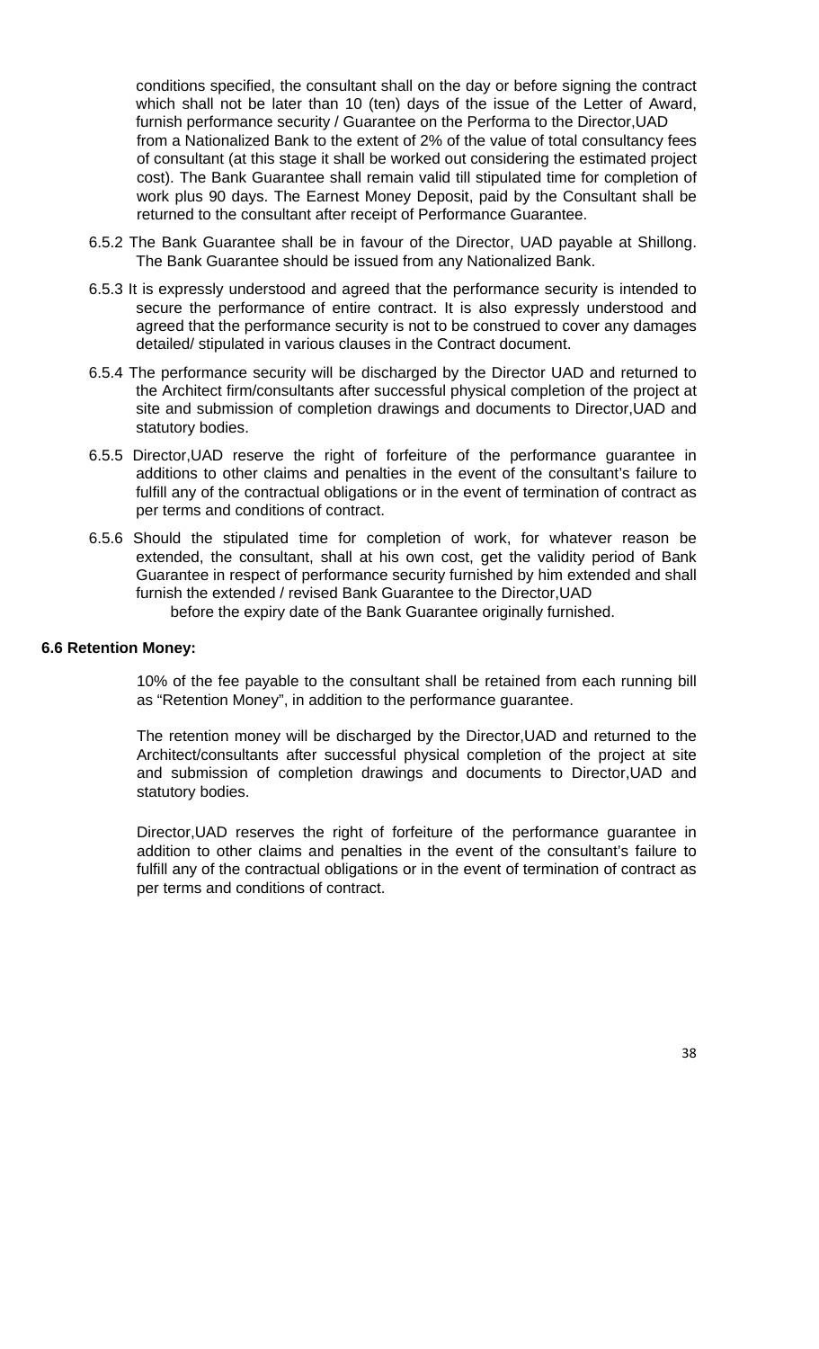conditions specified, the consultant shall on the day or before signing the contract which shall not be later than 10 (ten) days of the issue of the Letter of Award, furnish performance security / Guarantee on the Performa to the Director,UAD from a Nationalized Bank to the extent of 2% of the value of total consultancy fees of consultant (at this stage it shall be worked out considering the estimated project cost). The Bank Guarantee shall remain valid till stipulated time for completion of work plus 90 days. The Earnest Money Deposit, paid by the Consultant shall be returned to the consultant after receipt of Performance Guarantee.

6.5.2 The Bank Guarantee shall be in favour of the Director, UAD payable at Shillong. The Bank Guarantee should be issued from any Nationalized Bank.

6.5.3 It is expressly understood and agreed that the performance security is intended to secure the performance of entire contract. It is also expressly understood and agreed that the performance security is not to be construed to cover any damages detailed/ stipulated in various clauses in the Contract document.

6.5.4 The performance security will be discharged by the Director UAD and returned to the Architect firm/consultants after successful physical completion of the project at site and submission of completion drawings and documents to Director,UAD and statutory bodies.

6.5.5 Director,UAD reserve the right of forfeiture of the performance guarantee in additions to other claims and penalties in the event of the consultant's failure to fulfill any of the contractual obligations or in the event of termination of contract as per terms and conditions of contract.

6.5.6 Should the stipulated time for completion of work, for whatever reason be extended, the consultant, shall at his own cost, get the validity period of Bank Guarantee in respect of performance security furnished by him extended and shall furnish the extended / revised Bank Guarantee to the Director,UAD before the expiry date of the Bank Guarantee originally furnished.

**6.6 Retention Money:**

10% of the fee payable to the consultant shall be retained from each running bill as "Retention Money", in addition to the performance guarantee.

The retention money will be discharged by the Director,UAD and returned to the Architect/consultants after successful physical completion of the project at site and submission of completion drawings and documents to Director,UAD and statutory bodies.

Director,UAD reserves the right of forfeiture of the performance guarantee in addition to other claims and penalties in the event of the consultant's failure to fulfill any of the contractual obligations or in the event of termination of contract as per terms and conditions of contract.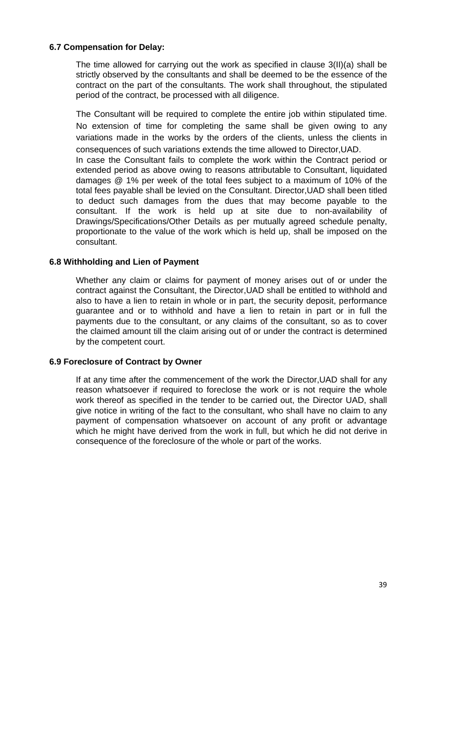### 6.7 Compensation for Delay:

The time allowed for carrying out the work as specified in clause 3(II)(a) shall be strictly observed by the consultants and shall be deemed to be the essence of the contract on the part of the consultants. The work shall throughout, the stipulated period of the contract, be processed with all diligence.

The Consultant will be required to complete the entire job within stipulated time. No extension of time for completing the same shall be given owing to any variations made in the works by the orders of the clients, unless the clients in consequences of such variations extends the time allowed to Director,UAD.

In case the Consultant fails to complete the work within the Contract period or extended period as above owing to reasons attributable to Consultant, liquidated damages @ 1% per week of the total fees subject to a maximum of 10% of the total fees payable shall be levied on the Consultant. Director,UAD shall been titled to deduct such damages from the dues that may become payable to the consultant. If the work is held up at site due to non-availability of Drawings/Specifications/Other Details as per mutually agreed schedule penalty, proportionate to the value of the work which is held up, shall be imposed on the consultant.

### 6.8 Withholding and Lien of Payment

Whether any claim or claims for payment of money arises out of or under the contract against the Consultant, the Director,UAD shall be entitled to withhold and also to have a lien to retain in whole or in part, the security deposit, performance guarantee and or to withhold and have a lien to retain in part or in full the payments due to the consultant, or any claims of the consultant, so as to cover the claimed amount till the claim arising out of or under the contract is determined by the competent court.

### 6.9 Foreclosure of Contract by Owner

If at any time after the commencement of the work the Director,UAD shall for any reason whatsoever if required to foreclose the work or is not require the whole work thereof as specified in the tender to be carried out, the Director UAD, shall give notice in writing of the fact to the consultant, who shall have no claim to any payment of compensation whatsoever on account of any profit or advantage which he might have derived from the work in full, but which he did not derive in consequence of the foreclosure of the whole or part of the works.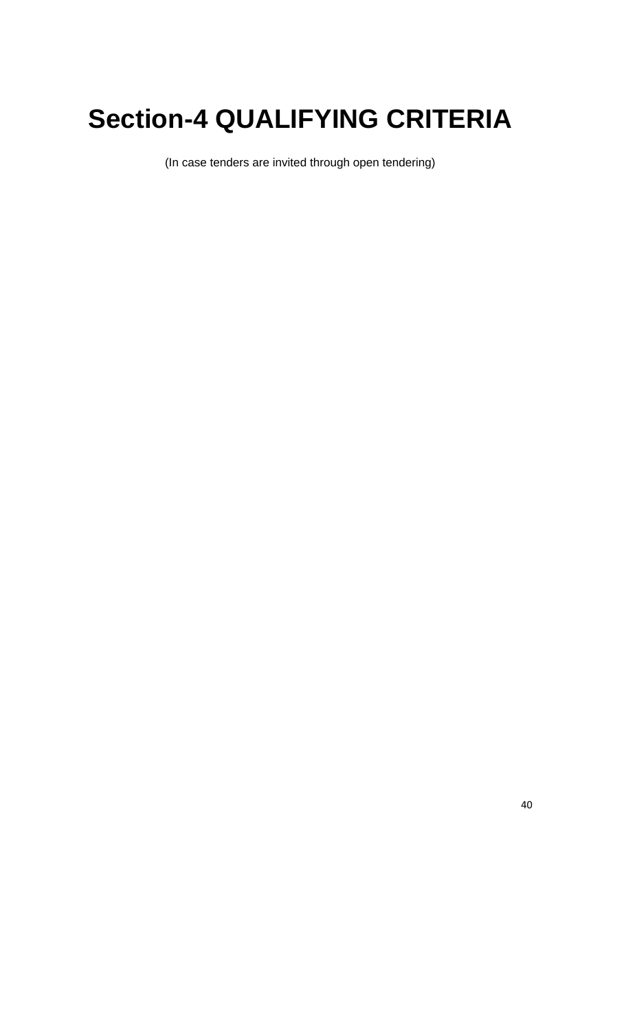# Section-4 QUALIFYING CRITERIA

(In case tenders are invited through open tendering)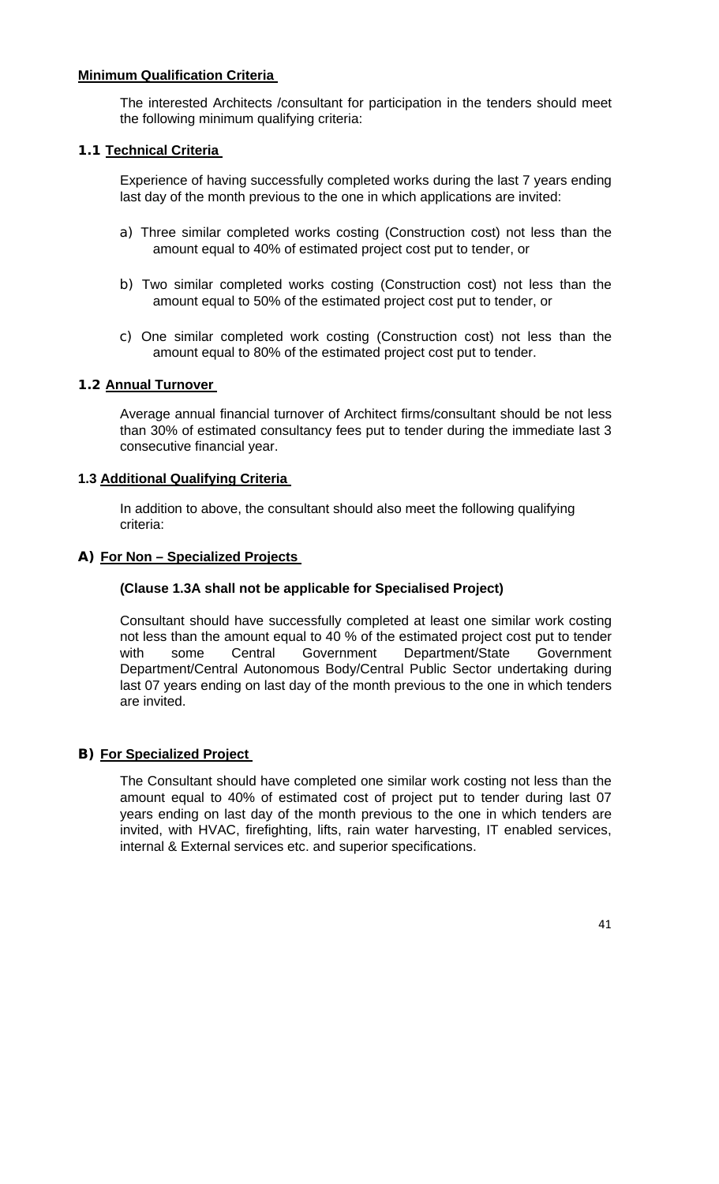**Minimum Qualification Criteria**

The interested Architects /consultant for participation in the tenders should meet the following minimum qualifying criteria:

**1.1 Technical Criteria**

Experience of having successfully completed works during the last 7 years ending last day of the month previous to the one in which applications are invited:

a) Three similar completed works costing (Construction cost) not less than the amount equal to 40% of estimated project cost put to tender, or

b) Two similar completed works costing (Construction cost) not less than the amount equal to 50% of the estimated project cost put to tender, or

c) One similar completed work costing (Construction cost) not less than the amount equal to 80% of the estimated project cost put to tender.

**1.2 Annual Turnover**

Average annual financial turnover of Architect firms/consultant should be not less than 30% of estimated consultancy fees put to tender during the immediate last 3 consecutive financial year.

**1.3 Additional Qualifying Criteria**

In addition to above, the consultant should also meet the following qualifying criteria:

**A) For Non – Specialized Projects**

**(Clause 1.3A shall not be applicable for Specialised Project)**

Consultant should have successfully completed at least one similar work costing not less than the amount equal to 40 % of the estimated project cost put to tender with some Central Government Department/State Government Department/Central Autonomous Body/Central Public Sector undertaking during last 07 years ending on last day of the month previous to the one in which tenders are invited.

**B) For Specialized Project**

The Consultant should have completed one similar work costing not less than the amount equal to 40% of estimated cost of project put to tender during last 07 years ending on last day of the month previous to the one in which tenders are invited, with HVAC, firefighting, lifts, rain water harvesting, IT enabled services, internal & External services etc. and superior specifications.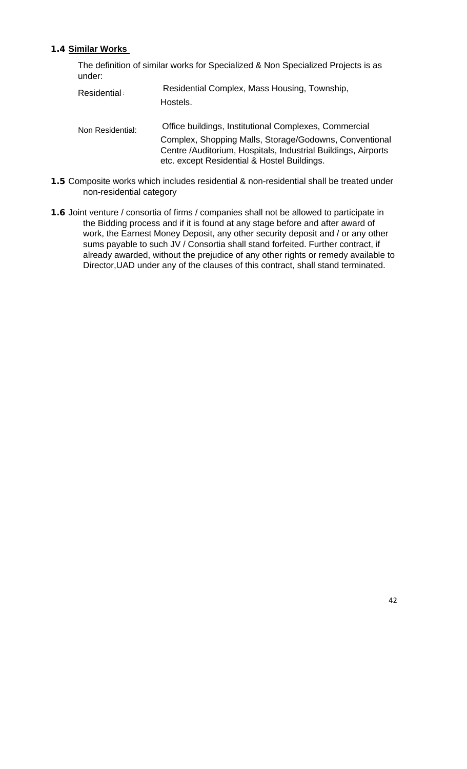**1.4 Similar Works**

The definition of similar works for Specialized & Non Specialized Projects is as under:

| | |
|---|---|
| Residential : | Residential Complex, Mass Housing, Township, Hostels. |
| Non Residential: | Office buildings, Institutional Complexes, Commercial Complex, Shopping Malls, Storage/Godowns, Conventional Centre /Auditorium, Hospitals, Industrial Buildings, Airports etc. except Residential & Hostel Buildings. |

**1.5** Composite works which includes residential & non-residential shall be treated under non-residential category

**1.6** Joint venture / consortia of firms / companies shall not be allowed to participate in the Bidding process and if it is found at any stage before and after award of work, the Earnest Money Deposit, any other security deposit and / or any other sums payable to such JV / Consortia shall stand forfeited. Further contract, if already awarded, without the prejudice of any other rights or remedy available to Director,UAD under any of the clauses of this contract, shall stand terminated.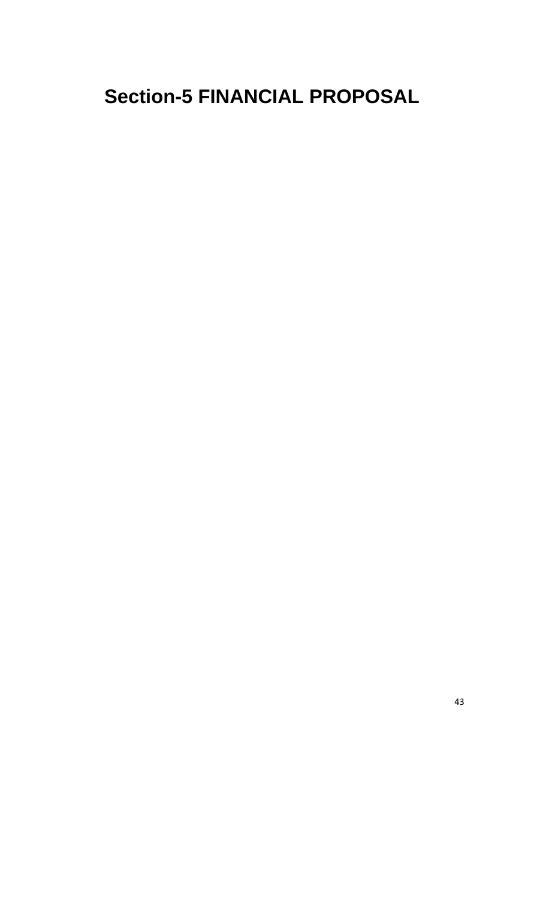# Section-5 FINANCIAL PROPOSAL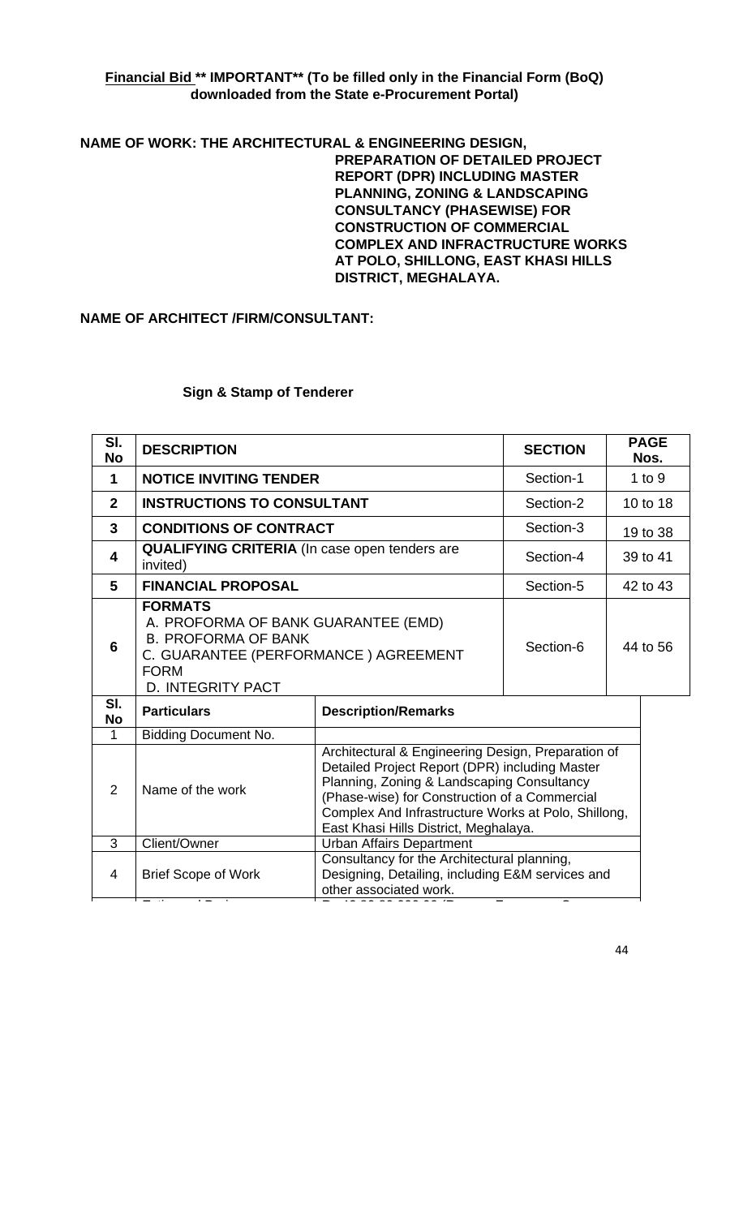**Financial Bid \*\* IMPORTANT\*\* (To be filled only in the Financial Form (BoQ) downloaded from the State e-Procurement Portal)**

**NAME OF WORK: THE ARCHITECTURAL & ENGINEERING DESIGN, PREPARATION OF DETAILED PROJECT REPORT (DPR) INCLUDING MASTER PLANNING, ZONING & LANDSCAPING CONSULTANCY (PHASEWISE) FOR CONSTRUCTION OF COMMERCIAL COMPLEX AND INFRACTRUCTURE WORKS AT POLO, SHILLONG, EAST KHASI HILLS DISTRICT, MEGHALAYA.**

**NAME OF ARCHITECT /FIRM/CONSULTANT:**

**Sign & Stamp of Tenderer**

| Sl. No | DESCRIPTION | SECTION | PAGE Nos. |
|---|---|---|---|
| 1 | **NOTICE INVITING TENDER** | Section-1 | 1 to 9 |
| 2 | **INSTRUCTIONS TO CONSULTANT** | Section-2 | 10 to 18 |
| 3 | **CONDITIONS OF CONTRACT** | Section-3 | 19 to 38 |
| 4 | **QUALIFYING CRITERIA** (In case open tenders are invited) | Section-4 | 39 to 41 |
| 5 | **FINANCIAL PROPOSAL** | Section-5 | 42 to 43 |
| 6 | **FORMATS**<br>A. PROFORMA OF BANK GUARANTEE (EMD)<br>B. PROFORMA OF BANK<br>C. GUARANTEE (PERFORMANCE ) AGREEMENT FORM<br>D. INTEGRITY PACT | Section-6 | 44 to 56 |

| Sl. No | Particulars | Description/Remarks |
|---|---|---|
| 1 | Bidding Document No. | |
| 2 | Name of the work | Architectural & Engineering Design, Preparation of Detailed Project Report (DPR) including Master Planning, Zoning & Landscaping Consultancy (Phase-wise) for Construction of a Commercial Complex And Infrastructure Works at Polo, Shillong, East Khasi Hills District, Meghalaya. |
| 3 | Client/Owner | Urban Affairs Department |
| 4 | Brief Scope of Work | Consultancy for the Architectural planning, Designing, Detailing, including E&M services and other associated work. |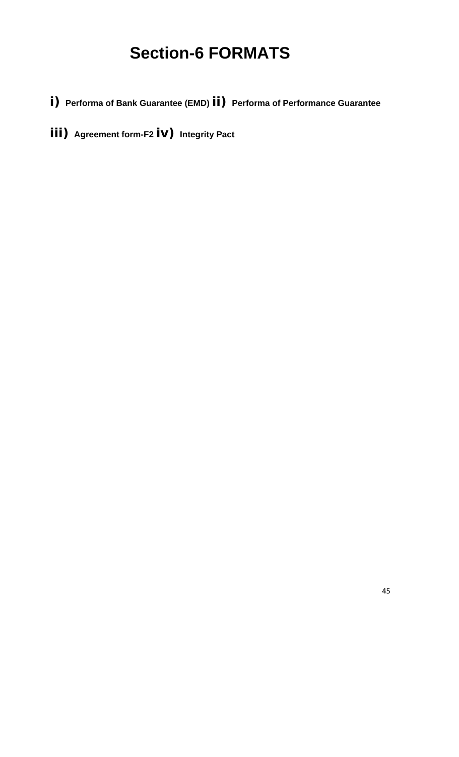# Section-6 FORMATS

**i) Performa of Bank Guarantee (EMD) ii) Performa of Performance Guarantee**

**iii) Agreement form-F2 iv) Integrity Pact**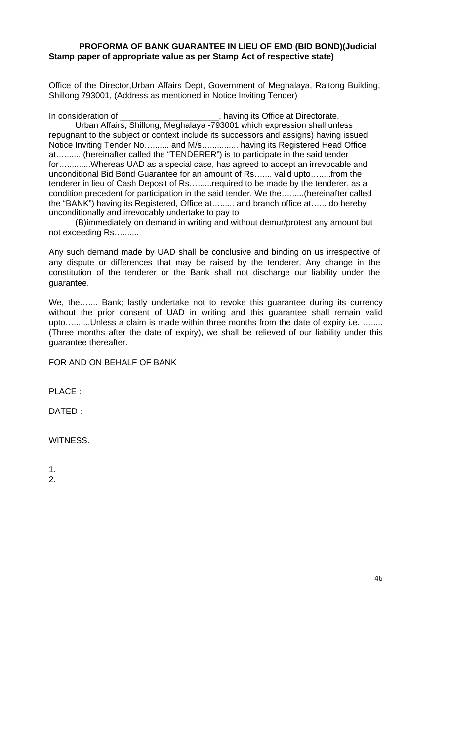**PROFORMA OF BANK GUARANTEE IN LIEU OF EMD (BID BOND)(Judicial Stamp paper of appropriate value as per Stamp Act of respective state)**

Office of the Director,Urban Affairs Dept, Government of Meghalaya, Raitong Building, Shillong 793001, (Address as mentioned in Notice Inviting Tender)

In consideration of _____________________, having its Office at Directorate, Urban Affairs, Shillong, Meghalaya -793001 which expression shall unless repugnant to the subject or context include its successors and assigns) having issued Notice Inviting Tender No…....... and M/s…............ having its Registered Head Office at…....... (hereinafter called the "TENDERER") is to participate in the said tender for…..........Whereas UAD as a special case, has agreed to accept an irrevocable and unconditional Bid Bond Guarantee for an amount of Rs…..... valid upto…......from the tenderer in lieu of Cash Deposit of Rs…......required to be made by the tenderer, as a condition precedent for participation in the said tender. We the…......(hereinafter called the "BANK") having its Registered, Office at…...... and branch office at…... do hereby unconditionally and irrevocably undertake to pay to

(B)immediately on demand in writing and without demur/protest any amount but not exceeding Rs….......

Any such demand made by UAD shall be conclusive and binding on us irrespective of any dispute or differences that may be raised by the tenderer. Any change in the constitution of the tenderer or the Bank shall not discharge our liability under the guarantee.

We, the…..... Bank; lastly undertake not to revoke this guarantee during its currency without the prior consent of UAD in writing and this guarantee shall remain valid upto…......Unless a claim is made within three months from the date of expiry i.e. …..... (Three months after the date of expiry), we shall be relieved of our liability under this guarantee thereafter.

FOR AND ON BEHALF OF BANK

PLACE :

DATED :

WITNESS.

1.
2.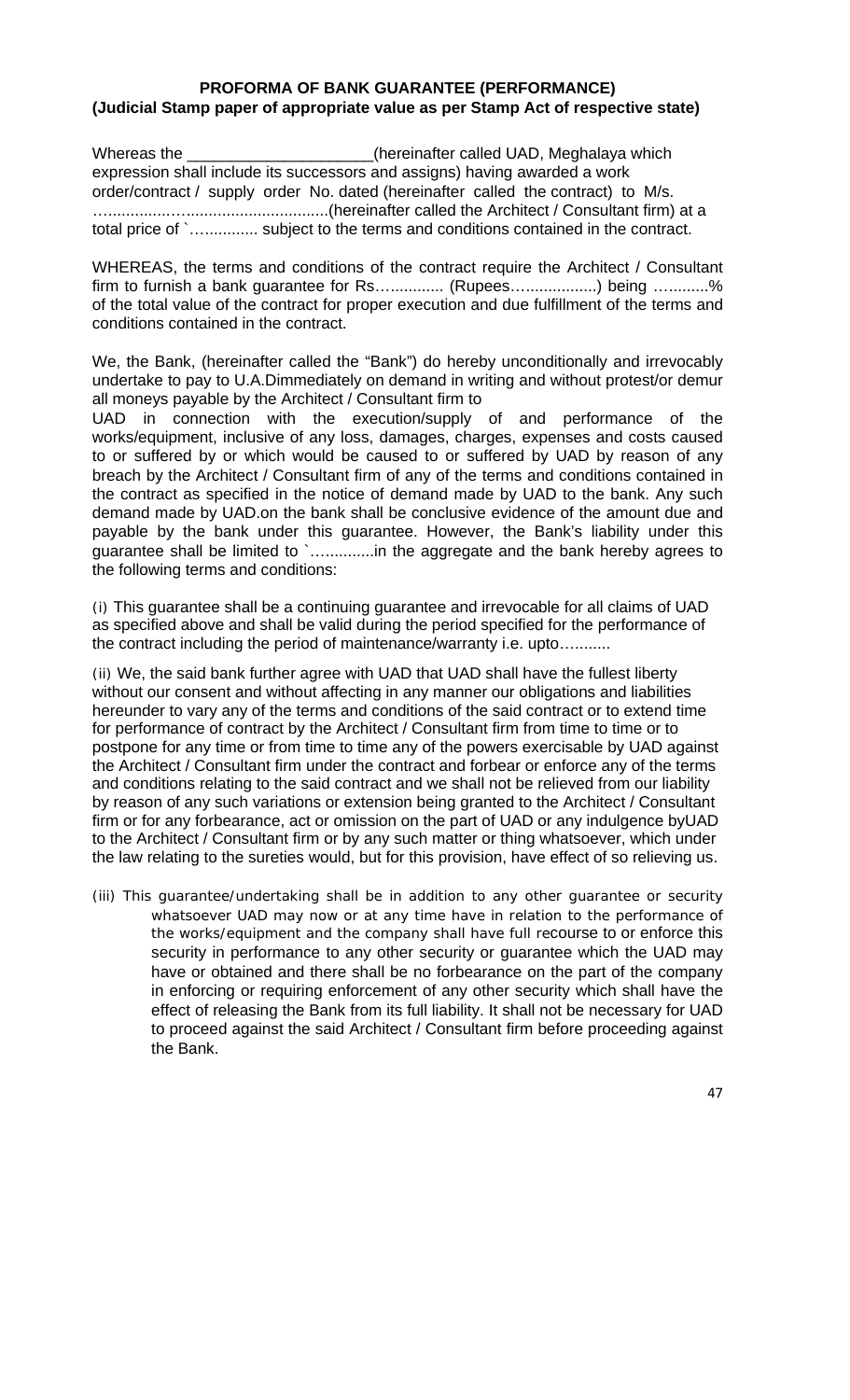**PROFORMA OF BANK GUARANTEE (PERFORMANCE)**
**(Judicial Stamp paper of appropriate value as per Stamp Act of respective state)**

Whereas the _____________________(hereinafter called UAD, Meghalaya which expression shall include its successors and assigns) having awarded a work order/contract / supply order No. dated (hereinafter called the contract) to M/s. ….............…...............................(hereinafter called the Architect / Consultant firm) at a total price of `….......... subject to the terms and conditions contained in the contract.

WHEREAS, the terms and conditions of the contract require the Architect / Consultant firm to furnish a bank guarantee for Rs…........... (Rupees…...............) being …........% of the total value of the contract for proper execution and due fulfillment of the terms and conditions contained in the contract.

We, the Bank, (hereinafter called the "Bank") do hereby unconditionally and irrevocably undertake to pay to U.A.Dimmediately on demand in writing and without protest/or demur all moneys payable by the Architect / Consultant firm to
UAD in connection with the execution/supply of and performance of the works/equipment, inclusive of any loss, damages, charges, expenses and costs caused to or suffered by or which would be caused to or suffered by UAD by reason of any breach by the Architect / Consultant firm of any of the terms and conditions contained in the contract as specified in the notice of demand made by UAD to the bank. Any such demand made by UAD.on the bank shall be conclusive evidence of the amount due and payable by the bank under this guarantee. However, the Bank's liability under this guarantee shall be limited to `…..........in the aggregate and the bank hereby agrees to the following terms and conditions:

(i) This guarantee shall be a continuing guarantee and irrevocable for all claims of UAD as specified above and shall be valid during the period specified for the performance of the contract including the period of maintenance/warranty i.e. upto….......

(ii) We, the said bank further agree with UAD that UAD shall have the fullest liberty without our consent and without affecting in any manner our obligations and liabilities hereunder to vary any of the terms and conditions of the said contract or to extend time for performance of contract by the Architect / Consultant firm from time to time or to postpone for any time or from time to time any of the powers exercisable by UAD against the Architect / Consultant firm under the contract and forbear or enforce any of the terms and conditions relating to the said contract and we shall not be relieved from our liability by reason of any such variations or extension being granted to the Architect / Consultant firm or for any forbearance, act or omission on the part of UAD or any indulgence byUAD to the Architect / Consultant firm or by any such matter or thing whatsoever, which under the law relating to the sureties would, but for this provision, have effect of so relieving us.

(iii) This guarantee/undertaking shall be in addition to any other guarantee or security whatsoever UAD may now or at any time have in relation to the performance of the works/equipment and the company shall have full recourse to or enforce this security in performance to any other security or guarantee which the UAD may have or obtained and there shall be no forbearance on the part of the company in enforcing or requiring enforcement of any other security which shall have the effect of releasing the Bank from its full liability. It shall not be necessary for UAD to proceed against the said Architect / Consultant firm before proceeding against the Bank.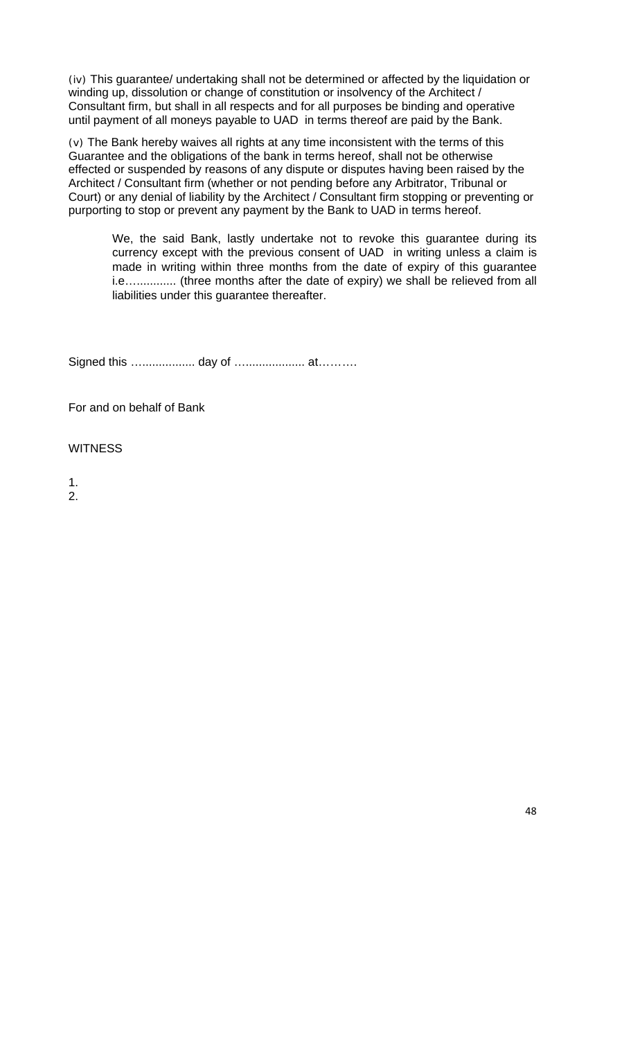(iv) This guarantee/ undertaking shall not be determined or affected by the liquidation or winding up, dissolution or change of constitution or insolvency of the Architect / Consultant firm, but shall in all respects and for all purposes be binding and operative until payment of all moneys payable to UAD in terms thereof are paid by the Bank.

(v) The Bank hereby waives all rights at any time inconsistent with the terms of this Guarantee and the obligations of the bank in terms hereof, shall not be otherwise effected or suspended by reasons of any dispute or disputes having been raised by the Architect / Consultant firm (whether or not pending before any Arbitrator, Tribunal or Court) or any denial of liability by the Architect / Consultant firm stopping or preventing or purporting to stop or prevent any payment by the Bank to UAD in terms hereof.

> We, the said Bank, lastly undertake not to revoke this guarantee during its currency except with the previous consent of UAD in writing unless a claim is made in writing within three months from the date of expiry of this guarantee i.e…............ (three months after the date of expiry) we shall be relieved from all liabilities under this guarantee thereafter.

Signed this …................ day of …................. at……….

For and on behalf of Bank

WITNESS

1.
2.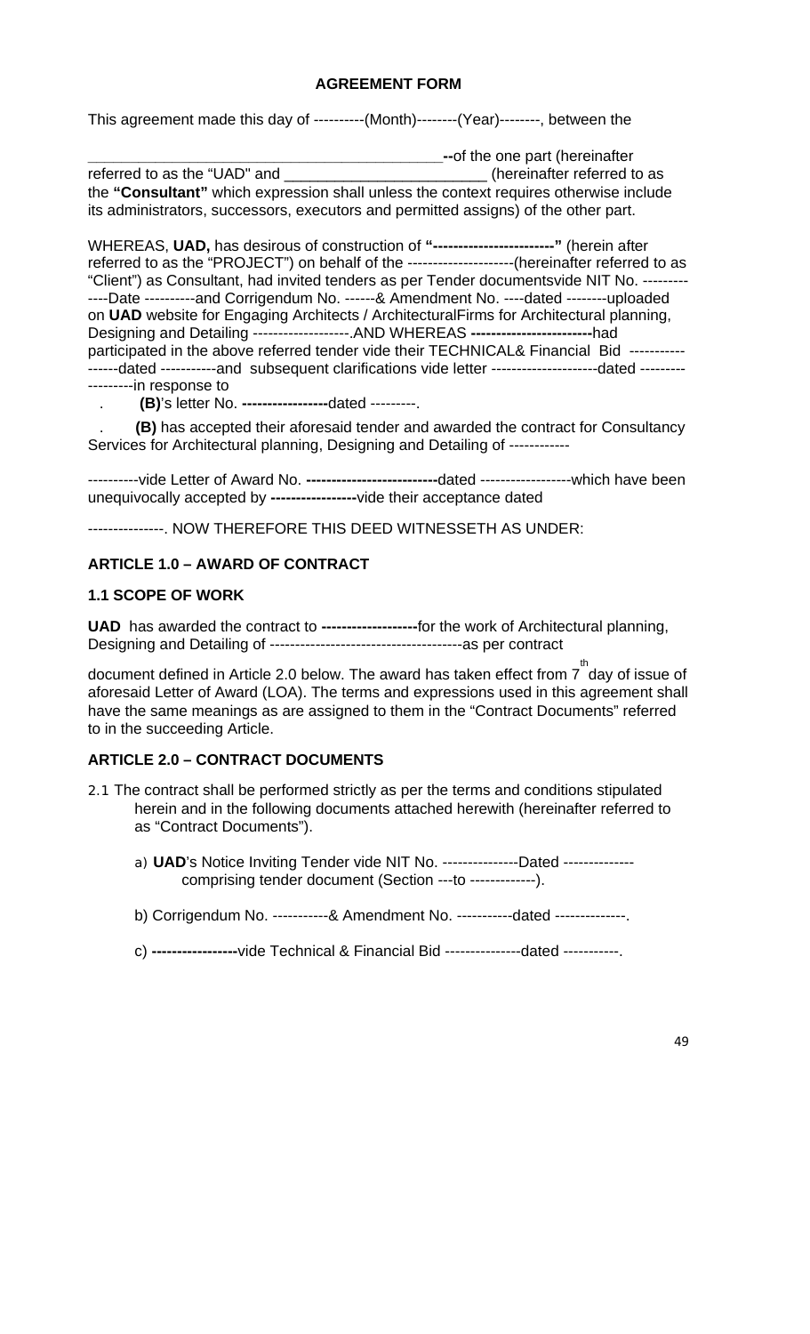# AGREEMENT FORM

This agreement made this day of ----------(Month)--------(Year)--------, between the

__________________________________________**--**of the one part (hereinafter referred to as the "UAD" and ________________________ (hereinafter referred to as the **"Consultant"** which expression shall unless the context requires otherwise include its administrators, successors, executors and permitted assigns) of the other part.

WHEREAS, **UAD,** has desirous of construction of **"------------------------"** (herein after referred to as the "PROJECT") on behalf of the ---------------------(hereinafter referred to as "Client") as Consultant, had invited tenders as per Tender documentsvide NIT No. -------------Date ----------and Corrigendum No. ------& Amendment No. ----dated --------uploaded on **UAD** website for Engaging Architects / ArchitecturalFirms for Architectural planning, Designing and Detailing -------------------.AND WHEREAS **------------------------**had participated in the above referred tender vide their TECHNICAL& Financial Bid -----------------dated -----------and subsequent clarifications vide letter ---------------------dated ------------------in response to

. **(B)**'s letter No. **-----------------**dated ---------.

. **(B)** has accepted their aforesaid tender and awarded the contract for Consultancy Services for Architectural planning, Designing and Detailing of ------------

----------vide Letter of Award No. **--------------------------**dated ------------------which have been unequivocally accepted by **-----------------**vide their acceptance dated

---------------. NOW THEREFORE THIS DEED WITNESSETH AS UNDER:

## ARTICLE 1.0 – AWARD OF CONTRACT

### 1.1 SCOPE OF WORK

**UAD** has awarded the contract to **-------------------**for the work of Architectural planning, Designing and Detailing of --------------------------------------as per contract

document defined in Article 2.0 below. The award has taken effect from 7th day of issue of aforesaid Letter of Award (LOA). The terms and expressions used in this agreement shall have the same meanings as are assigned to them in the "Contract Documents" referred to in the succeeding Article.

## ARTICLE 2.0 – CONTRACT DOCUMENTS

2.1 The contract shall be performed strictly as per the terms and conditions stipulated herein and in the following documents attached herewith (hereinafter referred to as "Contract Documents").

a) **UAD**'s Notice Inviting Tender vide NIT No. ---------------Dated -------------- comprising tender document (Section ---to -------------).

b) Corrigendum No. -----------& Amendment No. -----------dated --------------.

c) **-----------------**vide Technical & Financial Bid ---------------dated -----------.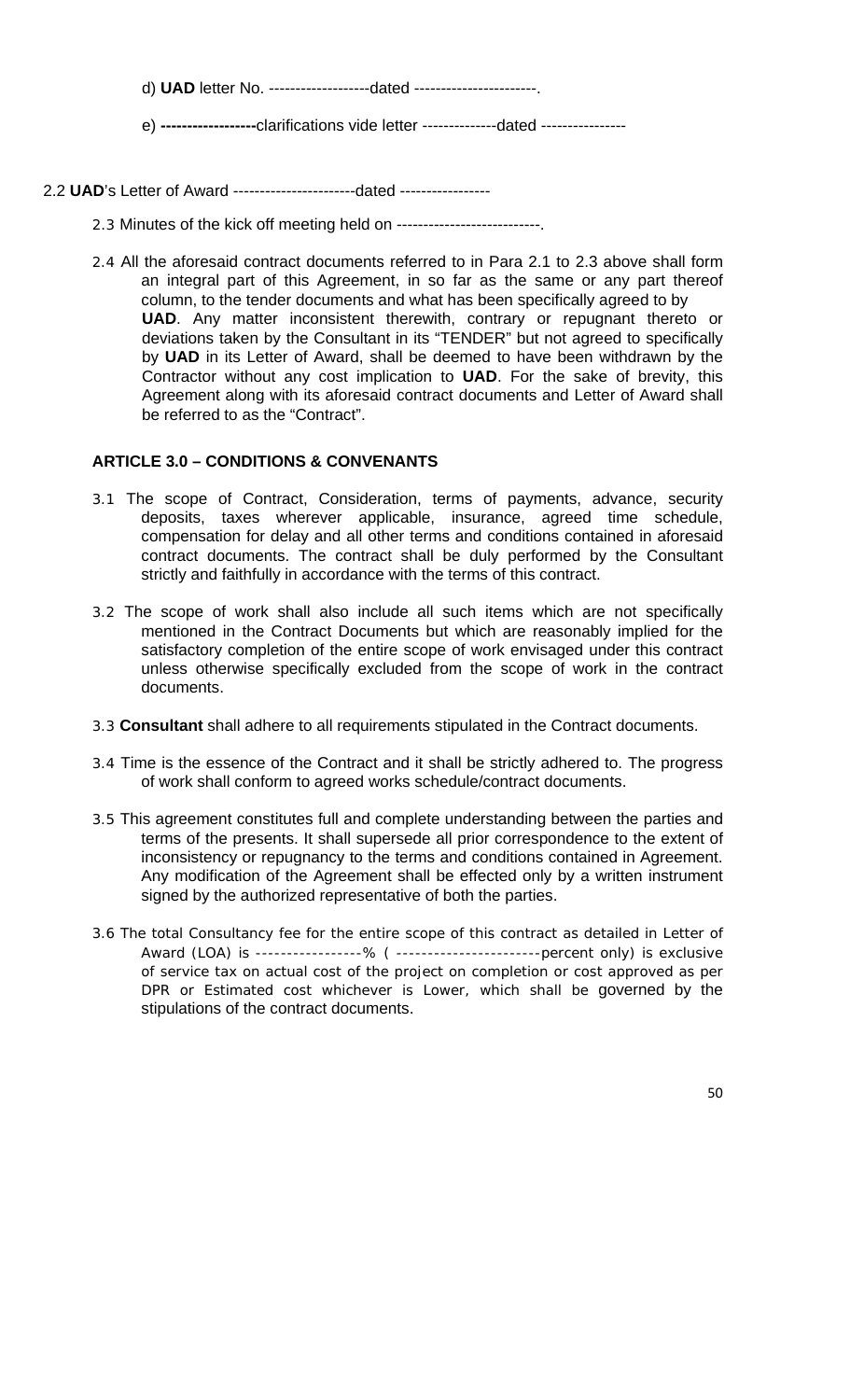d) **UAD** letter No. -------------------dated -----------------------.

e) **------------------**clarifications vide letter --------------dated ----------------

2.2 **UAD**'s Letter of Award -----------------------dated -----------------

2.3 Minutes of the kick off meeting held on ---------------------------.

2.4 All the aforesaid contract documents referred to in Para 2.1 to 2.3 above shall form an integral part of this Agreement, in so far as the same or any part thereof column, to the tender documents and what has been specifically agreed to by **UAD**. Any matter inconsistent therewith, contrary or repugnant thereto or deviations taken by the Consultant in its "TENDER" but not agreed to specifically by **UAD** in its Letter of Award, shall be deemed to have been withdrawn by the Contractor without any cost implication to **UAD**. For the sake of brevity, this Agreement along with its aforesaid contract documents and Letter of Award shall be referred to as the "Contract".

### ARTICLE 3.0 – CONDITIONS & CONVENANTS

3.1 The scope of Contract, Consideration, terms of payments, advance, security deposits, taxes wherever applicable, insurance, agreed time schedule, compensation for delay and all other terms and conditions contained in aforesaid contract documents. The contract shall be duly performed by the Consultant strictly and faithfully in accordance with the terms of this contract.

3.2 The scope of work shall also include all such items which are not specifically mentioned in the Contract Documents but which are reasonably implied for the satisfactory completion of the entire scope of work envisaged under this contract unless otherwise specifically excluded from the scope of work in the contract documents.

3.3 **Consultant** shall adhere to all requirements stipulated in the Contract documents.

3.4 Time is the essence of the Contract and it shall be strictly adhered to. The progress of work shall conform to agreed works schedule/contract documents.

3.5 This agreement constitutes full and complete understanding between the parties and terms of the presents. It shall supersede all prior correspondence to the extent of inconsistency or repugnancy to the terms and conditions contained in Agreement. Any modification of the Agreement shall be effected only by a written instrument signed by the authorized representative of both the parties.

3.6 The total Consultancy fee for the entire scope of this contract as detailed in Letter of Award (LOA) is -----------------% ( -----------------------percent only) is exclusive of service tax on actual cost of the project on completion or cost approved as per DPR or Estimated cost whichever is Lower, which shall be governed by the stipulations of the contract documents.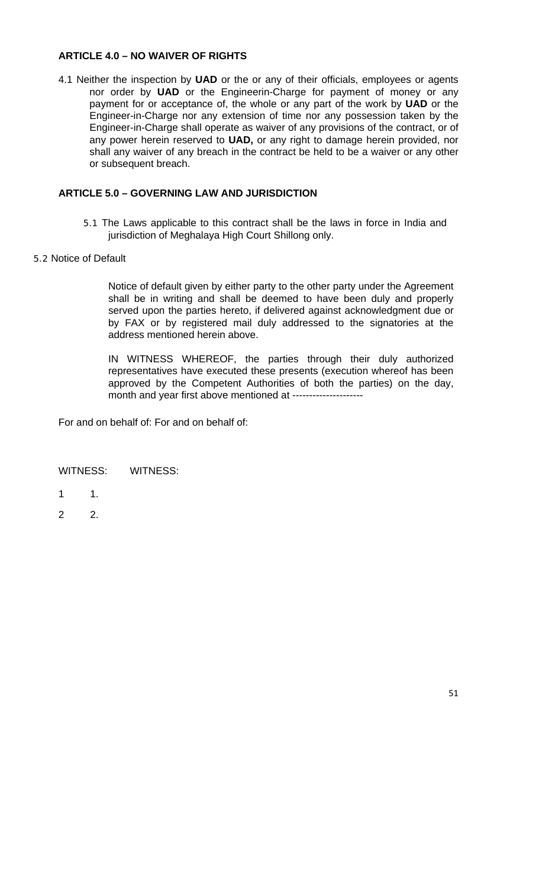**ARTICLE 4.0 – NO WAIVER OF RIGHTS**

4.1 Neither the inspection by **UAD** or the or any of their officials, employees or agents nor order by **UAD** or the Engineerin-Charge for payment of money or any payment for or acceptance of, the whole or any part of the work by **UAD** or the Engineer-in-Charge nor any extension of time nor any possession taken by the Engineer-in-Charge shall operate as waiver of any provisions of the contract, or of any power herein reserved to **UAD,** or any right to damage herein provided, nor shall any waiver of any breach in the contract be held to be a waiver or any other or subsequent breach.

**ARTICLE 5.0 – GOVERNING LAW AND JURISDICTION**

5.1 The Laws applicable to this contract shall be the laws in force in India and jurisdiction of Meghalaya High Court Shillong only.

5.2 Notice of Default

Notice of default given by either party to the other party under the Agreement shall be in writing and shall be deemed to have been duly and properly served upon the parties hereto, if delivered against acknowledgment due or by FAX or by registered mail duly addressed to the signatories at the address mentioned herein above.

IN WITNESS WHEREOF, the parties through their duly authorized representatives have executed these presents (execution whereof has been approved by the Competent Authorities of both the parties) on the day, month and year first above mentioned at ---------------------

For and on behalf of: For and on behalf of:

WITNESS: WITNESS:

1 1.

2 2.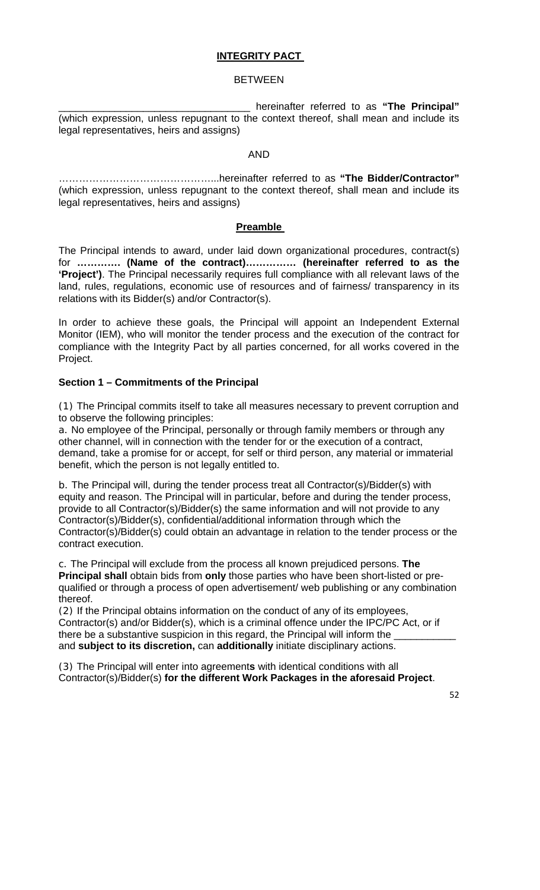# **INTEGRITY PACT**

BETWEEN

__________________________________ hereinafter referred to as **"The Principal"** (which expression, unless repugnant to the context thereof, shall mean and include its legal representatives, heirs and assigns)

AND

………………………………………...hereinafter referred to as **"The Bidder/Contractor"** (which expression, unless repugnant to the context thereof, shall mean and include its legal representatives, heirs and assigns)

## **Preamble**

The Principal intends to award, under laid down organizational procedures, contract(s) for **…………. (Name of the contract)……………. (hereinafter referred to as the 'Project')**. The Principal necessarily requires full compliance with all relevant laws of the land, rules, regulations, economic use of resources and of fairness/ transparency in its relations with its Bidder(s) and/or Contractor(s).

In order to achieve these goals, the Principal will appoint an Independent External Monitor (IEM), who will monitor the tender process and the execution of the contract for compliance with the Integrity Pact by all parties concerned, for all works covered in the Project.

### **Section 1 – Commitments of the Principal**

(1) The Principal commits itself to take all measures necessary to prevent corruption and to observe the following principles:

a. No employee of the Principal, personally or through family members or through any other channel, will in connection with the tender for or the execution of a contract, demand, take a promise for or accept, for self or third person, any material or immaterial benefit, which the person is not legally entitled to.

b. The Principal will, during the tender process treat all Contractor(s)/Bidder(s) with equity and reason. The Principal will in particular, before and during the tender process, provide to all Contractor(s)/Bidder(s) the same information and will not provide to any Contractor(s)/Bidder(s), confidential/additional information through which the Contractor(s)/Bidder(s) could obtain an advantage in relation to the tender process or the contract execution.

c. The Principal will exclude from the process all known prejudiced persons. **The Principal shall** obtain bids from **only** those parties who have been short-listed or pre-qualified or through a process of open advertisement/ web publishing or any combination thereof.

(2) If the Principal obtains information on the conduct of any of its employees, Contractor(s) and/or Bidder(s), which is a criminal offence under the IPC/PC Act, or if there be a substantive suspicion in this regard, the Principal will inform the ___________ and **subject to its discretion,** can **additionally** initiate disciplinary actions.

(3) The Principal will enter into agreement**s** with identical conditions with all Contractor(s)/Bidder(s) **for the different Work Packages in the aforesaid Project**.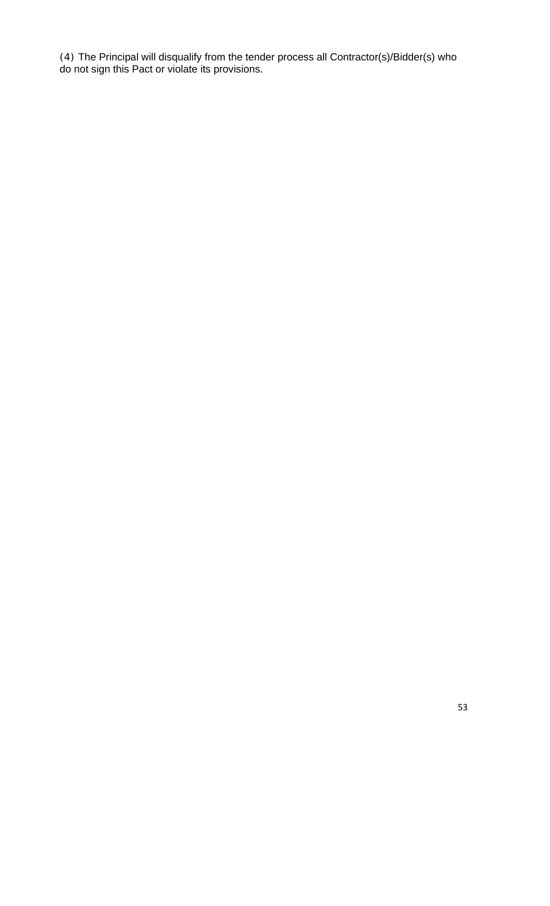(4) The Principal will disqualify from the tender process all Contractor(s)/Bidder(s) who do not sign this Pact or violate its provisions.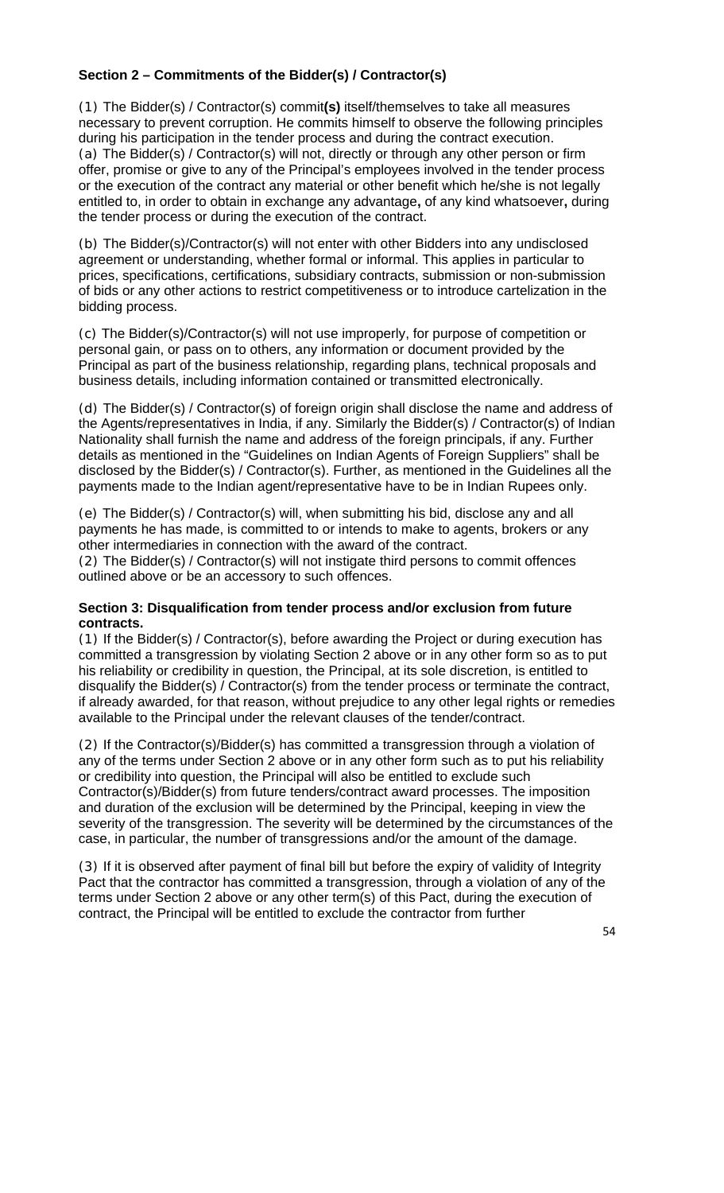**Section 2 – Commitments of the Bidder(s) / Contractor(s)**

(1) The Bidder(s) / Contractor(s) commit**(s)** itself/themselves to take all measures necessary to prevent corruption. He commits himself to observe the following principles during his participation in the tender process and during the contract execution.
(a) The Bidder(s) / Contractor(s) will not, directly or through any other person or firm offer, promise or give to any of the Principal's employees involved in the tender process or the execution of the contract any material or other benefit which he/she is not legally entitled to, in order to obtain in exchange any advantage**,** of any kind whatsoever**,** during the tender process or during the execution of the contract.

(b) The Bidder(s)/Contractor(s) will not enter with other Bidders into any undisclosed agreement or understanding, whether formal or informal. This applies in particular to prices, specifications, certifications, subsidiary contracts, submission or non-submission of bids or any other actions to restrict competitiveness or to introduce cartelization in the bidding process.

(c) The Bidder(s)/Contractor(s) will not use improperly, for purpose of competition or personal gain, or pass on to others, any information or document provided by the Principal as part of the business relationship, regarding plans, technical proposals and business details, including information contained or transmitted electronically.

(d) The Bidder(s) / Contractor(s) of foreign origin shall disclose the name and address of the Agents/representatives in India, if any. Similarly the Bidder(s) / Contractor(s) of Indian Nationality shall furnish the name and address of the foreign principals, if any. Further details as mentioned in the "Guidelines on Indian Agents of Foreign Suppliers" shall be disclosed by the Bidder(s) / Contractor(s). Further, as mentioned in the Guidelines all the payments made to the Indian agent/representative have to be in Indian Rupees only.

(e) The Bidder(s) / Contractor(s) will, when submitting his bid, disclose any and all payments he has made, is committed to or intends to make to agents, brokers or any other intermediaries in connection with the award of the contract.
(2) The Bidder(s) / Contractor(s) will not instigate third persons to commit offences outlined above or be an accessory to such offences.

**Section 3: Disqualification from tender process and/or exclusion from future contracts.**

(1) If the Bidder(s) / Contractor(s), before awarding the Project or during execution has committed a transgression by violating Section 2 above or in any other form so as to put his reliability or credibility in question, the Principal, at its sole discretion, is entitled to disqualify the Bidder(s) / Contractor(s) from the tender process or terminate the contract, if already awarded, for that reason, without prejudice to any other legal rights or remedies available to the Principal under the relevant clauses of the tender/contract.

(2) If the Contractor(s)/Bidder(s) has committed a transgression through a violation of any of the terms under Section 2 above or in any other form such as to put his reliability or credibility into question, the Principal will also be entitled to exclude such Contractor(s)/Bidder(s) from future tenders/contract award processes. The imposition and duration of the exclusion will be determined by the Principal, keeping in view the severity of the transgression. The severity will be determined by the circumstances of the case, in particular, the number of transgressions and/or the amount of the damage.

(3) If it is observed after payment of final bill but before the expiry of validity of Integrity Pact that the contractor has committed a transgression, through a violation of any of the terms under Section 2 above or any other term(s) of this Pact, during the execution of contract, the Principal will be entitled to exclude the contractor from further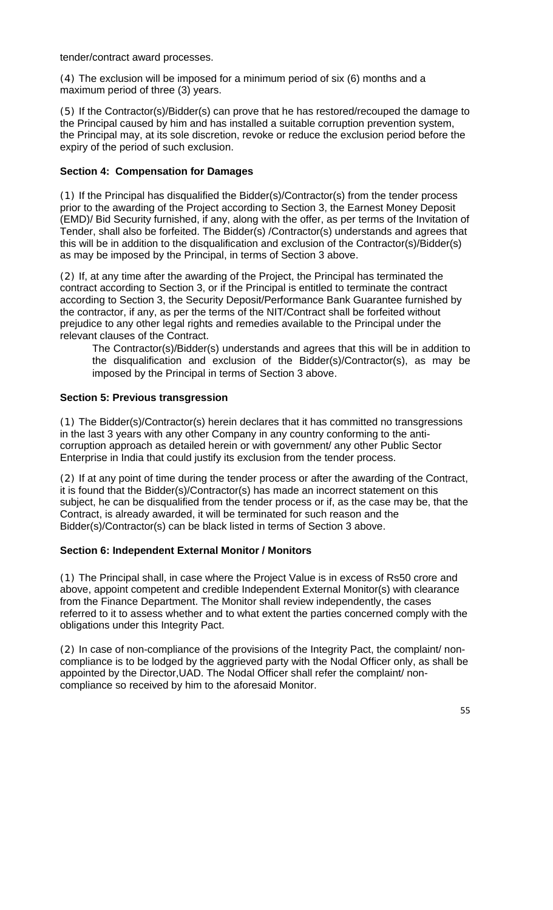tender/contract award processes.

(4) The exclusion will be imposed for a minimum period of six (6) months and a maximum period of three (3) years.

(5) If the Contractor(s)/Bidder(s) can prove that he has restored/recouped the damage to the Principal caused by him and has installed a suitable corruption prevention system, the Principal may, at its sole discretion, revoke or reduce the exclusion period before the expiry of the period of such exclusion.

**Section 4: Compensation for Damages**

(1) If the Principal has disqualified the Bidder(s)/Contractor(s) from the tender process prior to the awarding of the Project according to Section 3, the Earnest Money Deposit (EMD)/ Bid Security furnished, if any, along with the offer, as per terms of the Invitation of Tender, shall also be forfeited. The Bidder(s) /Contractor(s) understands and agrees that this will be in addition to the disqualification and exclusion of the Contractor(s)/Bidder(s) as may be imposed by the Principal, in terms of Section 3 above.

(2) If, at any time after the awarding of the Project, the Principal has terminated the contract according to Section 3, or if the Principal is entitled to terminate the contract according to Section 3, the Security Deposit/Performance Bank Guarantee furnished by the contractor, if any, as per the terms of the NIT/Contract shall be forfeited without prejudice to any other legal rights and remedies available to the Principal under the relevant clauses of the Contract.

The Contractor(s)/Bidder(s) understands and agrees that this will be in addition to the disqualification and exclusion of the Bidder(s)/Contractor(s), as may be imposed by the Principal in terms of Section 3 above.

**Section 5: Previous transgression**

(1) The Bidder(s)/Contractor(s) herein declares that it has committed no transgressions in the last 3 years with any other Company in any country conforming to the anti-corruption approach as detailed herein or with government/ any other Public Sector Enterprise in India that could justify its exclusion from the tender process.

(2) If at any point of time during the tender process or after the awarding of the Contract, it is found that the Bidder(s)/Contractor(s) has made an incorrect statement on this subject, he can be disqualified from the tender process or if, as the case may be, that the Contract, is already awarded, it will be terminated for such reason and the Bidder(s)/Contractor(s) can be black listed in terms of Section 3 above.

**Section 6: Independent External Monitor / Monitors**

(1) The Principal shall, in case where the Project Value is in excess of Rs50 crore and above, appoint competent and credible Independent External Monitor(s) with clearance from the Finance Department. The Monitor shall review independently, the cases referred to it to assess whether and to what extent the parties concerned comply with the obligations under this Integrity Pact.

(2) In case of non-compliance of the provisions of the Integrity Pact, the complaint/ non-compliance is to be lodged by the aggrieved party with the Nodal Officer only, as shall be appointed by the Director,UAD. The Nodal Officer shall refer the complaint/ non-compliance so received by him to the aforesaid Monitor.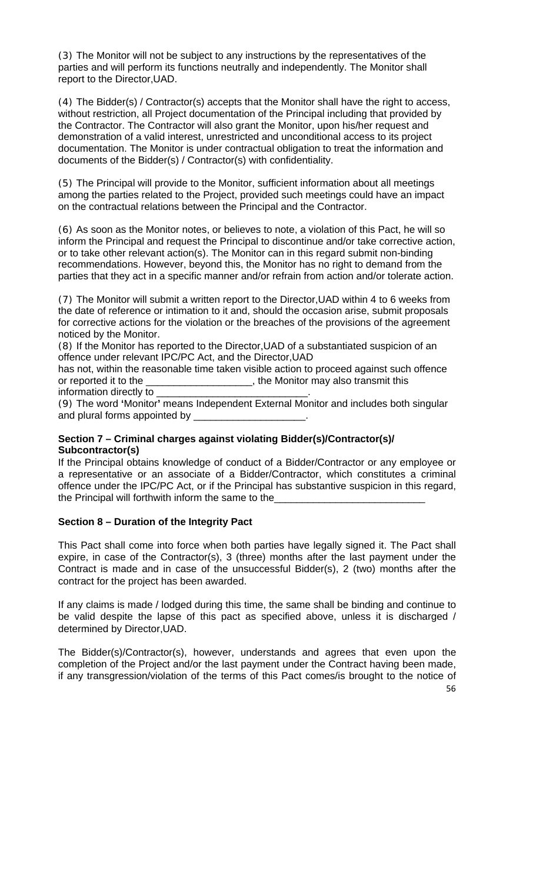(3) The Monitor will not be subject to any instructions by the representatives of the parties and will perform its functions neutrally and independently. The Monitor shall report to the Director,UAD.

(4) The Bidder(s) / Contractor(s) accepts that the Monitor shall have the right to access, without restriction, all Project documentation of the Principal including that provided by the Contractor. The Contractor will also grant the Monitor, upon his/her request and demonstration of a valid interest, unrestricted and unconditional access to its project documentation. The Monitor is under contractual obligation to treat the information and documents of the Bidder(s) / Contractor(s) with confidentiality.

(5) The Principal will provide to the Monitor, sufficient information about all meetings among the parties related to the Project, provided such meetings could have an impact on the contractual relations between the Principal and the Contractor.

(6) As soon as the Monitor notes, or believes to note, a violation of this Pact, he will so inform the Principal and request the Principal to discontinue and/or take corrective action, or to take other relevant action(s). The Monitor can in this regard submit non-binding recommendations. However, beyond this, the Monitor has no right to demand from the parties that they act in a specific manner and/or refrain from action and/or tolerate action.

(7) The Monitor will submit a written report to the Director,UAD within 4 to 6 weeks from the date of reference or intimation to it and, should the occasion arise, submit proposals for corrective actions for the violation or the breaches of the provisions of the agreement noticed by the Monitor.

(8) If the Monitor has reported to the Director,UAD of a substantiated suspicion of an offence under relevant IPC/PC Act, and the Director,UAD has not, within the reasonable time taken visible action to proceed against such offence or reported it to the ___________________, the Monitor may also transmit this information directly to ___________________________.

(9) The word **'**Monitor**'** means Independent External Monitor and includes both singular and plural forms appointed by ____________________.

**Section 7 – Criminal charges against violating Bidder(s)/Contractor(s)/ Subcontractor(s)**

If the Principal obtains knowledge of conduct of a Bidder/Contractor or any employee or a representative or an associate of a Bidder/Contractor, which constitutes a criminal offence under the IPC/PC Act, or if the Principal has substantive suspicion in this regard, the Principal will forthwith inform the same to the___________________________

**Section 8 – Duration of the Integrity Pact**

This Pact shall come into force when both parties have legally signed it. The Pact shall expire, in case of the Contractor(s), 3 (three) months after the last payment under the Contract is made and in case of the unsuccessful Bidder(s), 2 (two) months after the contract for the project has been awarded.

If any claims is made / lodged during this time, the same shall be binding and continue to be valid despite the lapse of this pact as specified above, unless it is discharged / determined by Director,UAD.

The Bidder(s)/Contractor(s), however, understands and agrees that even upon the completion of the Project and/or the last payment under the Contract having been made, if any transgression/violation of the terms of this Pact comes/is brought to the notice of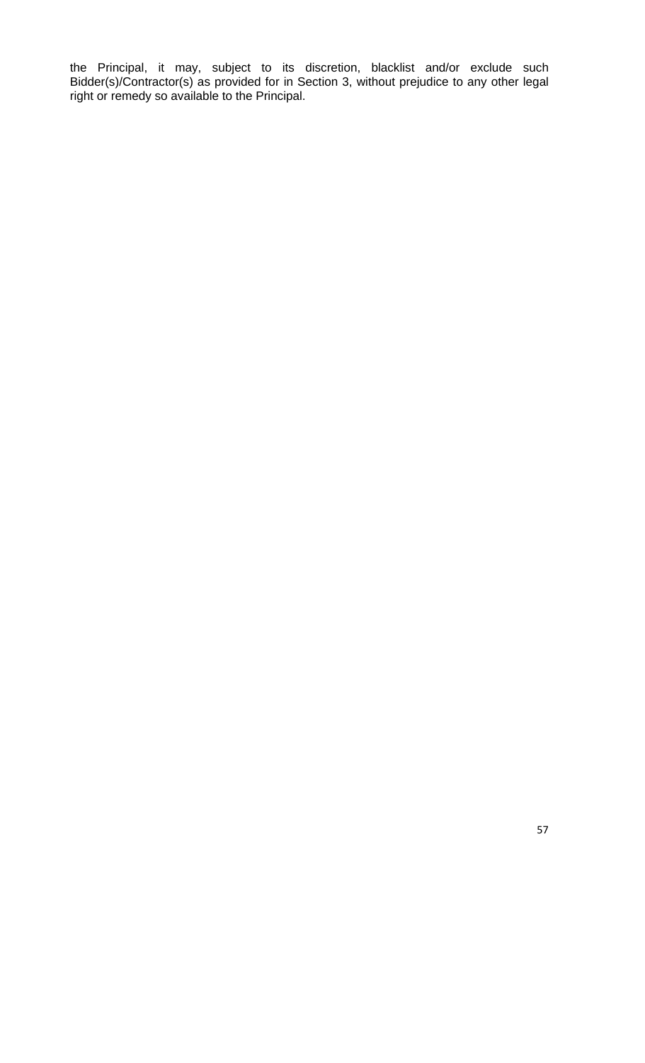the Principal, it may, subject to its discretion, blacklist and/or exclude such Bidder(s)/Contractor(s) as provided for in Section 3, without prejudice to any other legal right or remedy so available to the Principal.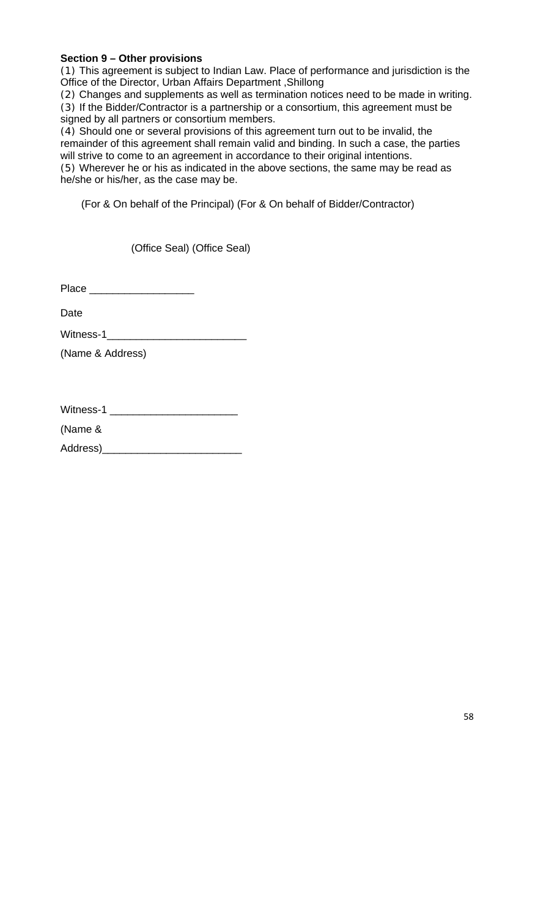**Section 9 – Other provisions**

(1) This agreement is subject to Indian Law. Place of performance and jurisdiction is the Office of the Director, Urban Affairs Department ,Shillong

(2) Changes and supplements as well as termination notices need to be made in writing.

(3) If the Bidder/Contractor is a partnership or a consortium, this agreement must be signed by all partners or consortium members.

(4) Should one or several provisions of this agreement turn out to be invalid, the remainder of this agreement shall remain valid and binding. In such a case, the parties will strive to come to an agreement in accordance to their original intentions.

(5) Wherever he or his as indicated in the above sections, the same may be read as he/she or his/her, as the case may be.

(For & On behalf of the Principal) (For & On behalf of Bidder/Contractor)

(Office Seal) (Office Seal)

Place __________________

Date

Witness-1________________________

(Name & Address)

Witness-1 ______________________

(Name &

Address)________________________